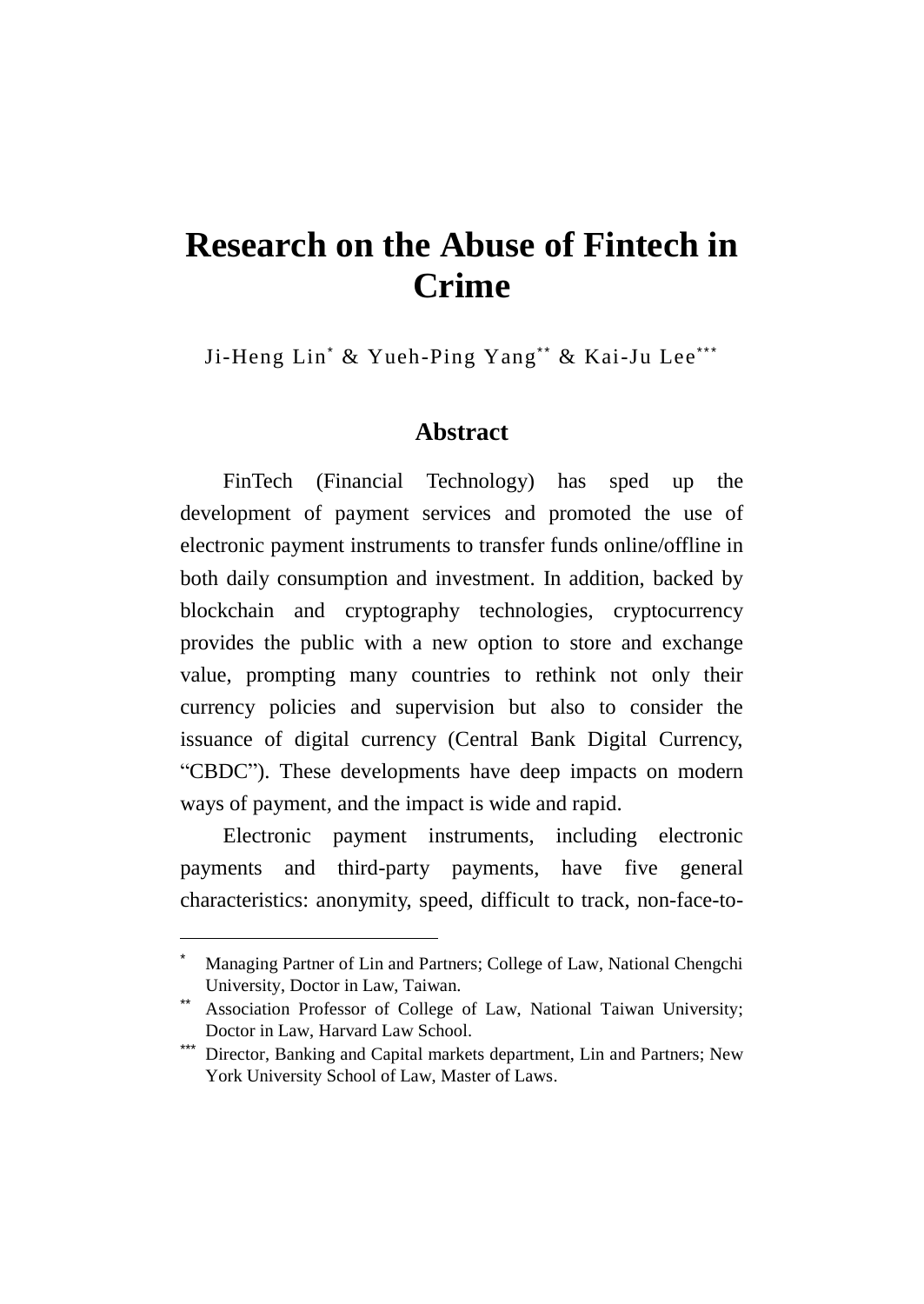# Research on the Abuse of Fintech in Crime

Ji-Heng Lin[*] & Yueh-Ping Yang[**] & Kai-Ju Lee[***]

## Abstract

FinTech (Financial Technology) has sped up the development of payment services and promoted the use of electronic payment instruments to transfer funds online/offline in both daily consumption and investment. In addition, backed by blockchain and cryptography technologies, cryptocurrency provides the public with a new option to store and exchange value, prompting many countries to rethink not only their currency policies and supervision but also to consider the issuance of digital currency (Central Bank Digital Currency, "CBDC"). These developments have deep impacts on modern ways of payment, and the impact is wide and rapid.

Electronic payment instruments, including electronic payments and third-party payments, have five general characteristics: anonymity, speed, difficult to track, non-face-to-

---

[*] Managing Partner of Lin and Partners; College of Law, National Chengchi University, Doctor in Law, Taiwan.

[**] Association Professor of College of Law, National Taiwan University; Doctor in Law, Harvard Law School.

[***] Director, Banking and Capital markets department, Lin and Partners; New York University School of Law, Master of Laws.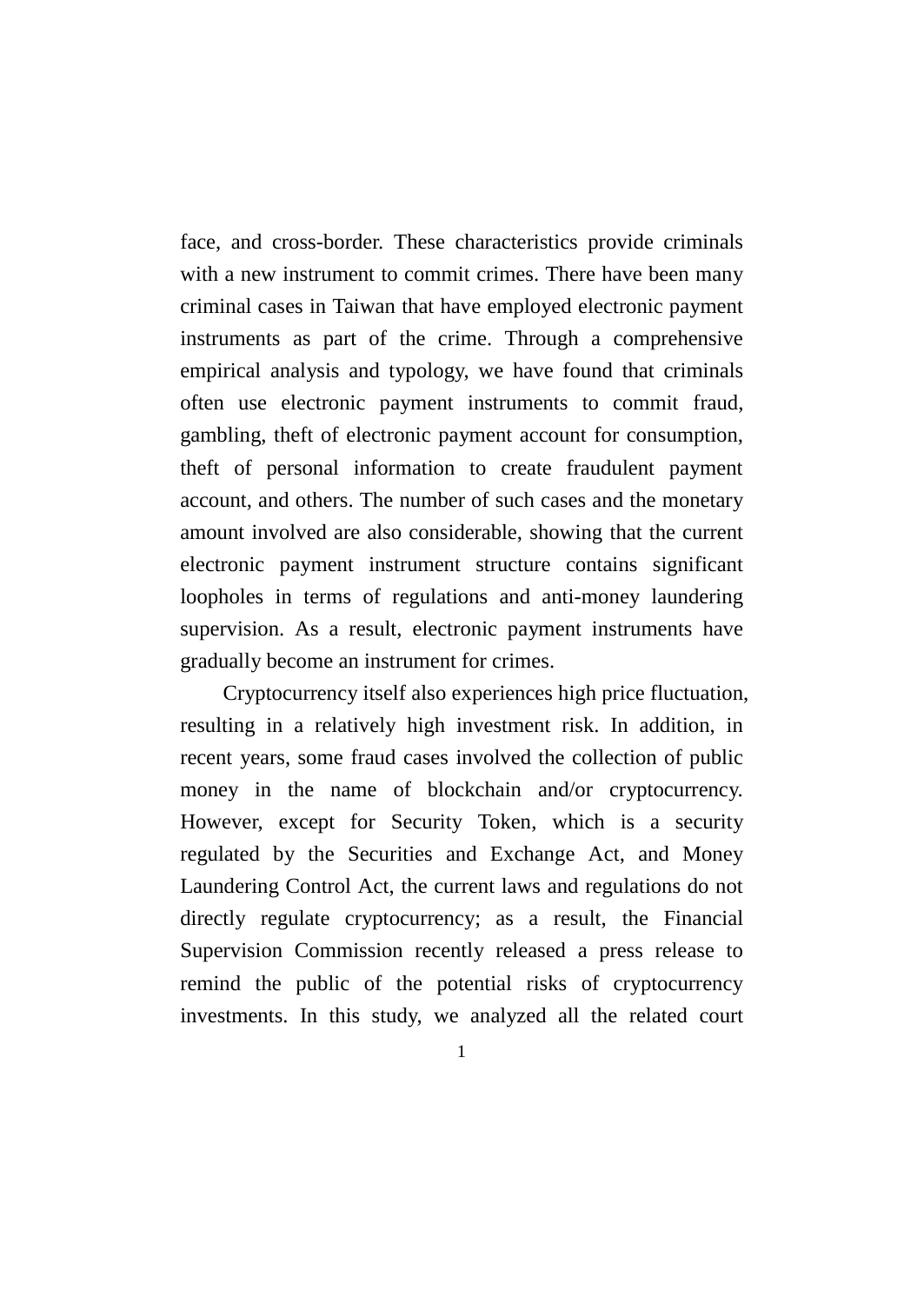face, and cross-border. These characteristics provide criminals with a new instrument to commit crimes. There have been many criminal cases in Taiwan that have employed electronic payment instruments as part of the crime. Through a comprehensive empirical analysis and typology, we have found that criminals often use electronic payment instruments to commit fraud, gambling, theft of electronic payment account for consumption, theft of personal information to create fraudulent payment account, and others. The number of such cases and the monetary amount involved are also considerable, showing that the current electronic payment instrument structure contains significant loopholes in terms of regulations and anti-money laundering supervision. As a result, electronic payment instruments have gradually become an instrument for crimes.

Cryptocurrency itself also experiences high price fluctuation, resulting in a relatively high investment risk. In addition, in recent years, some fraud cases involved the collection of public money in the name of blockchain and/or cryptocurrency. However, except for Security Token, which is a security regulated by the Securities and Exchange Act, and Money Laundering Control Act, the current laws and regulations do not directly regulate cryptocurrency; as a result, the Financial Supervision Commission recently released a press release to remind the public of the potential risks of cryptocurrency investments. In this study, we analyzed all the related court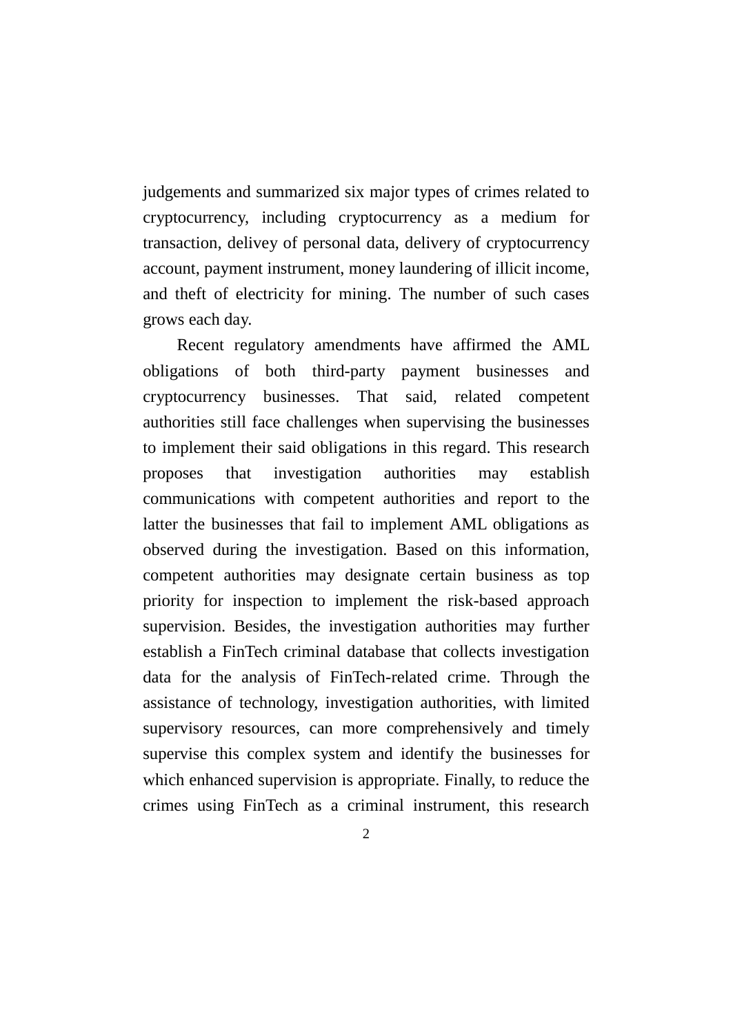judgements and summarized six major types of crimes related to cryptocurrency, including cryptocurrency as a medium for transaction, delivey of personal data, delivery of cryptocurrency account, payment instrument, money laundering of illicit income, and theft of electricity for mining. The number of such cases grows each day.

Recent regulatory amendments have affirmed the AML obligations of both third-party payment businesses and cryptocurrency businesses. That said, related competent authorities still face challenges when supervising the businesses to implement their said obligations in this regard. This research proposes that investigation authorities may establish communications with competent authorities and report to the latter the businesses that fail to implement AML obligations as observed during the investigation. Based on this information, competent authorities may designate certain business as top priority for inspection to implement the risk-based approach supervision. Besides, the investigation authorities may further establish a FinTech criminal database that collects investigation data for the analysis of FinTech-related crime. Through the assistance of technology, investigation authorities, with limited supervisory resources, can more comprehensively and timely supervise this complex system and identify the businesses for which enhanced supervision is appropriate. Finally, to reduce the crimes using FinTech as a criminal instrument, this research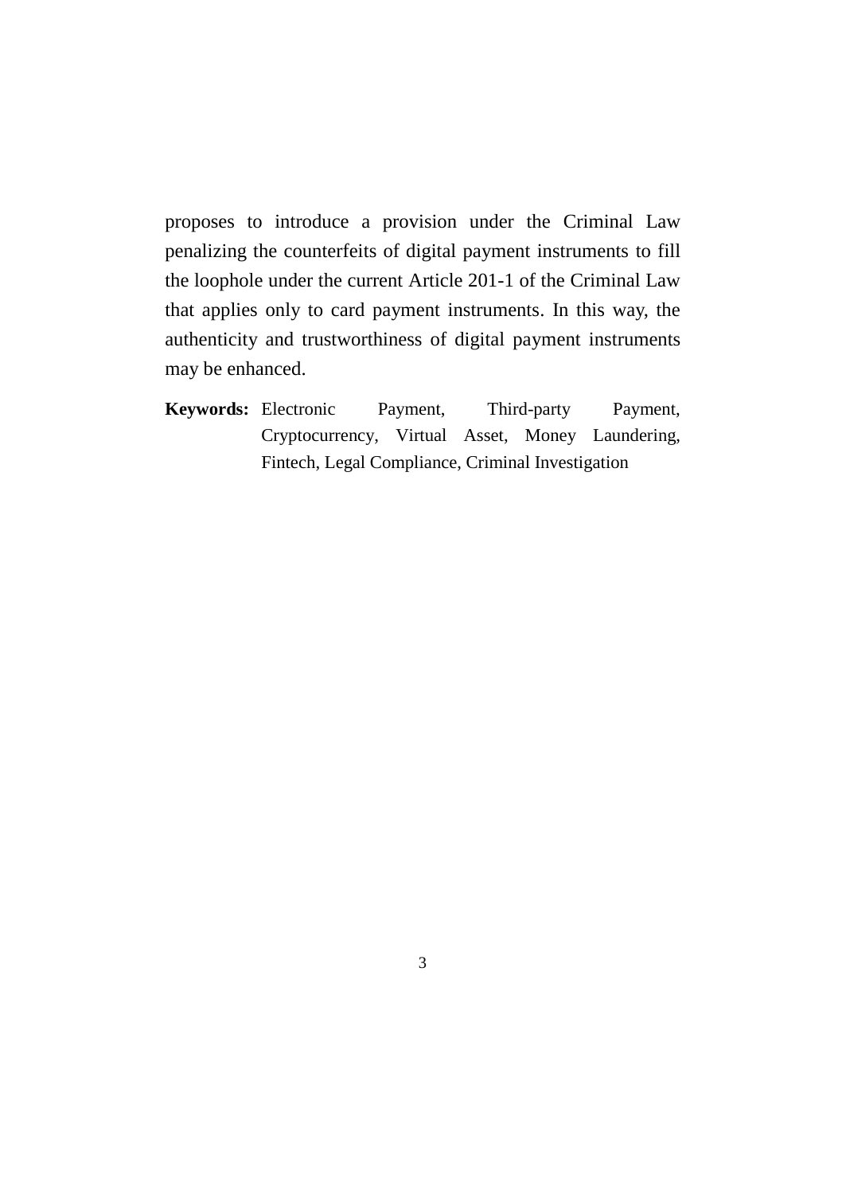proposes to introduce a provision under the Criminal Law penalizing the counterfeits of digital payment instruments to fill the loophole under the current Article 201-1 of the Criminal Law that applies only to card payment instruments. In this way, the authenticity and trustworthiness of digital payment instruments may be enhanced.

**Keywords:** Electronic Payment, Third-party Payment, Cryptocurrency, Virtual Asset, Money Laundering, Fintech, Legal Compliance, Criminal Investigation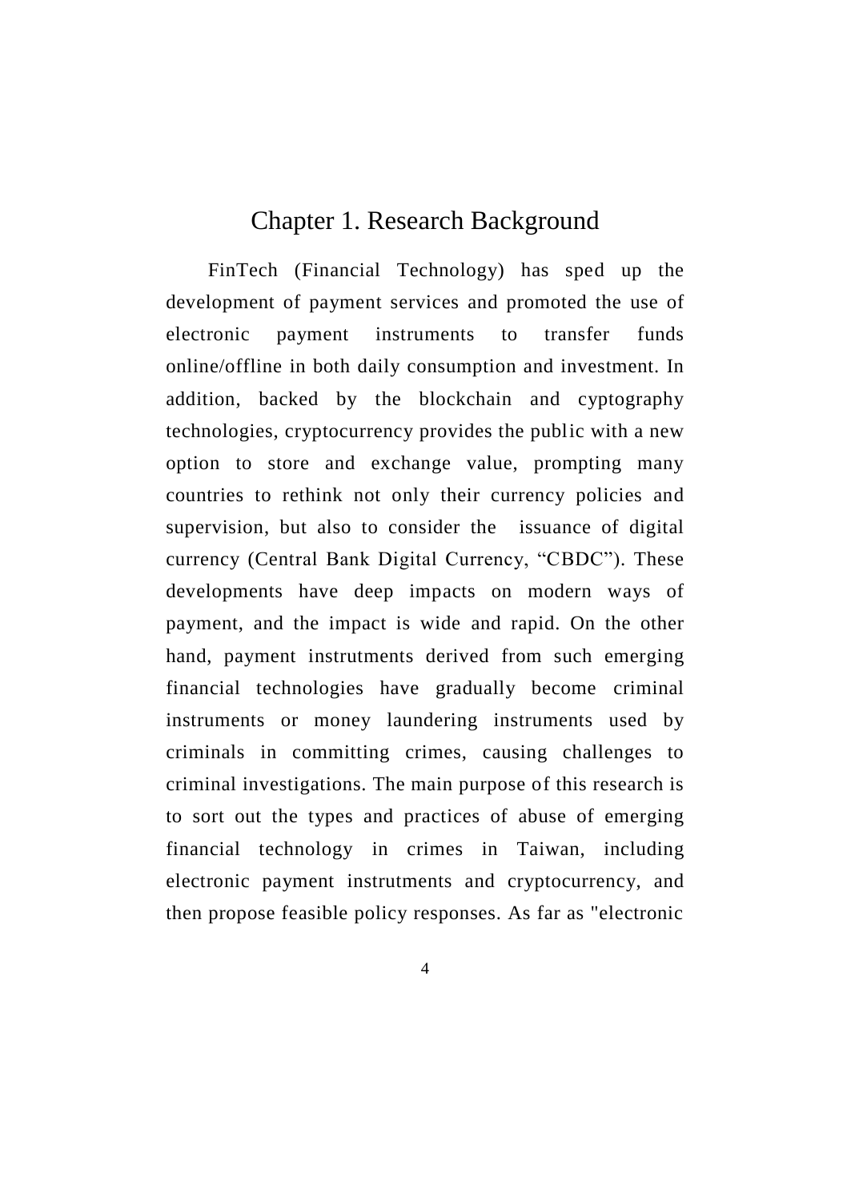# Chapter 1. Research Background

FinTech (Financial Technology) has sped up the development of payment services and promoted the use of electronic payment instruments to transfer funds online/offline in both daily consumption and investment. In addition, backed by the blockchain and cyptography technologies, cryptocurrency provides the public with a new option to store and exchange value, prompting many countries to rethink not only their currency policies and supervision, but also to consider the issuance of digital currency (Central Bank Digital Currency, "CBDC"). These developments have deep impacts on modern ways of payment, and the impact is wide and rapid. On the other hand, payment instrutments derived from such emerging financial technologies have gradually become criminal instruments or money laundering instruments used by criminals in committing crimes, causing challenges to criminal investigations. The main purpose of this research is to sort out the types and practices of abuse of emerging financial technology in crimes in Taiwan, including electronic payment instrutments and cryptocurrency, and then propose feasible policy responses. As far as "electronic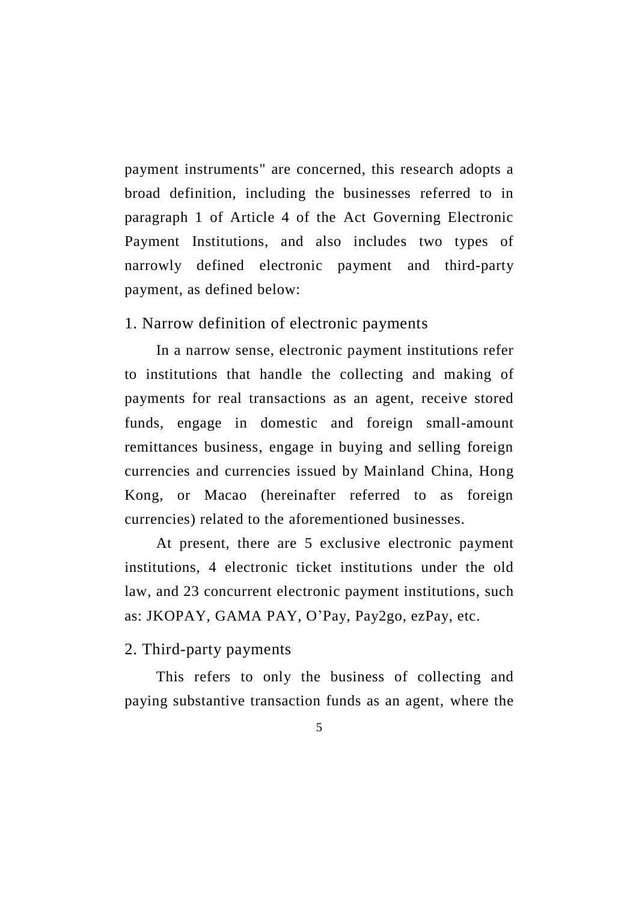payment instruments" are concerned, this research adopts a broad definition, including the businesses referred to in paragraph 1 of Article 4 of the Act Governing Electronic Payment Institutions, and also includes two types of narrowly defined electronic payment and third-party payment, as defined below:

### 1. Narrow definition of electronic payments

In a narrow sense, electronic payment institutions refer to institutions that handle the collecting and making of payments for real transactions as an agent, receive stored funds, engage in domestic and foreign small-amount remittances business, engage in buying and selling foreign currencies and currencies issued by Mainland China, Hong Kong, or Macao (hereinafter referred to as foreign currencies) related to the aforementioned businesses.

At present, there are 5 exclusive electronic payment institutions, 4 electronic ticket institutions under the old law, and 23 concurrent electronic payment institutions, such as: JKOPAY, GAMA PAY, O'Pay, Pay2go, ezPay, etc.

### 2. Third-party payments

This refers to only the business of collecting and paying substantive transaction funds as an agent, where the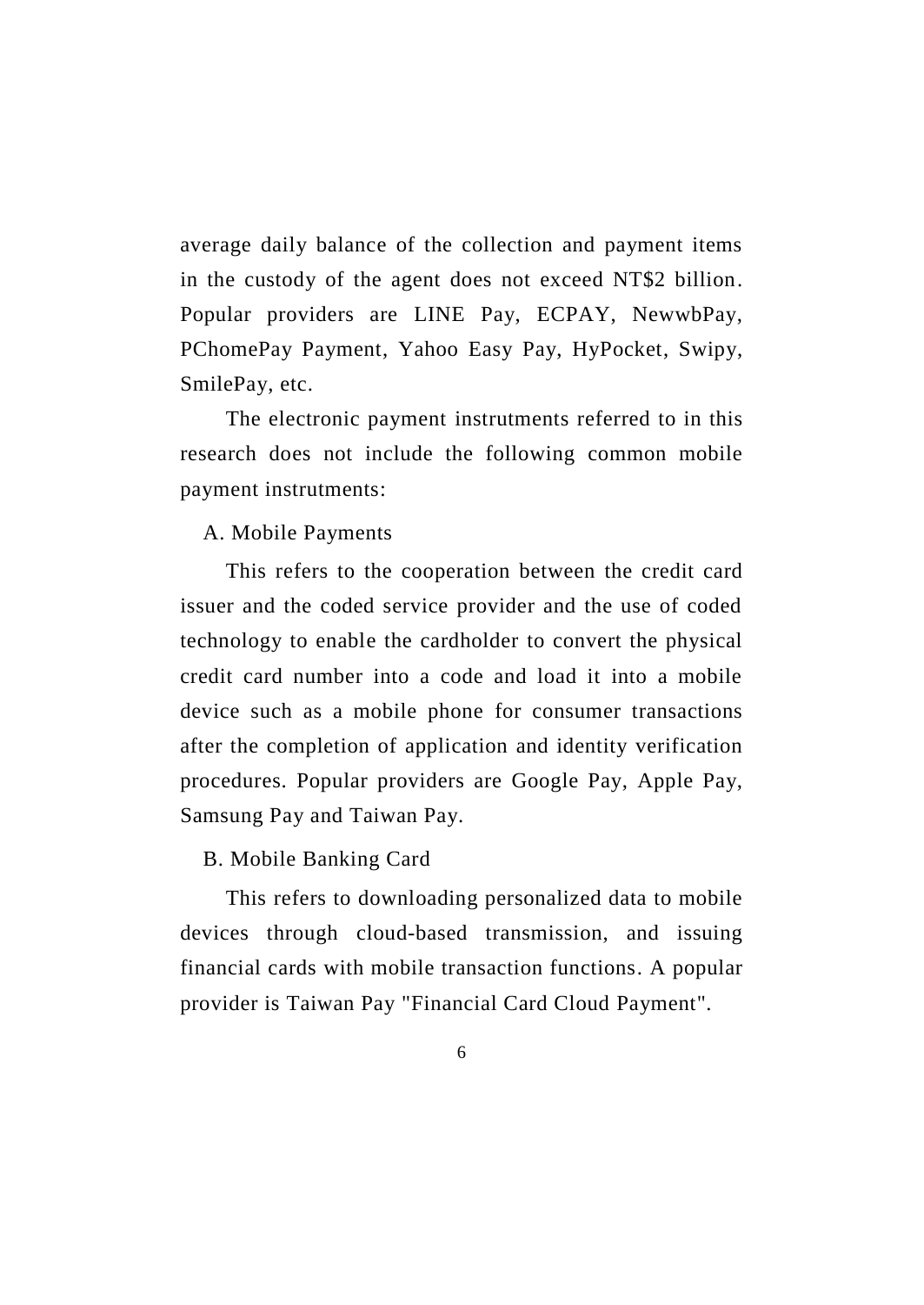average daily balance of the collection and payment items in the custody of the agent does not exceed NT$2 billion. Popular providers are LINE Pay, ECPAY, NewwbPay, PChomePay Payment, Yahoo Easy Pay, HyPocket, Swipy, SmilePay, etc.

The electronic payment instrutments referred to in this research does not include the following common mobile payment instrutments:

A. Mobile Payments

This refers to the cooperation between the credit card issuer and the coded service provider and the use of coded technology to enable the cardholder to convert the physical credit card number into a code and load it into a mobile device such as a mobile phone for consumer transactions after the completion of application and identity verification procedures. Popular providers are Google Pay, Apple Pay, Samsung Pay and Taiwan Pay.

B. Mobile Banking Card

This refers to downloading personalized data to mobile devices through cloud-based transmission, and issuing financial cards with mobile transaction functions. A popular provider is Taiwan Pay "Financial Card Cloud Payment".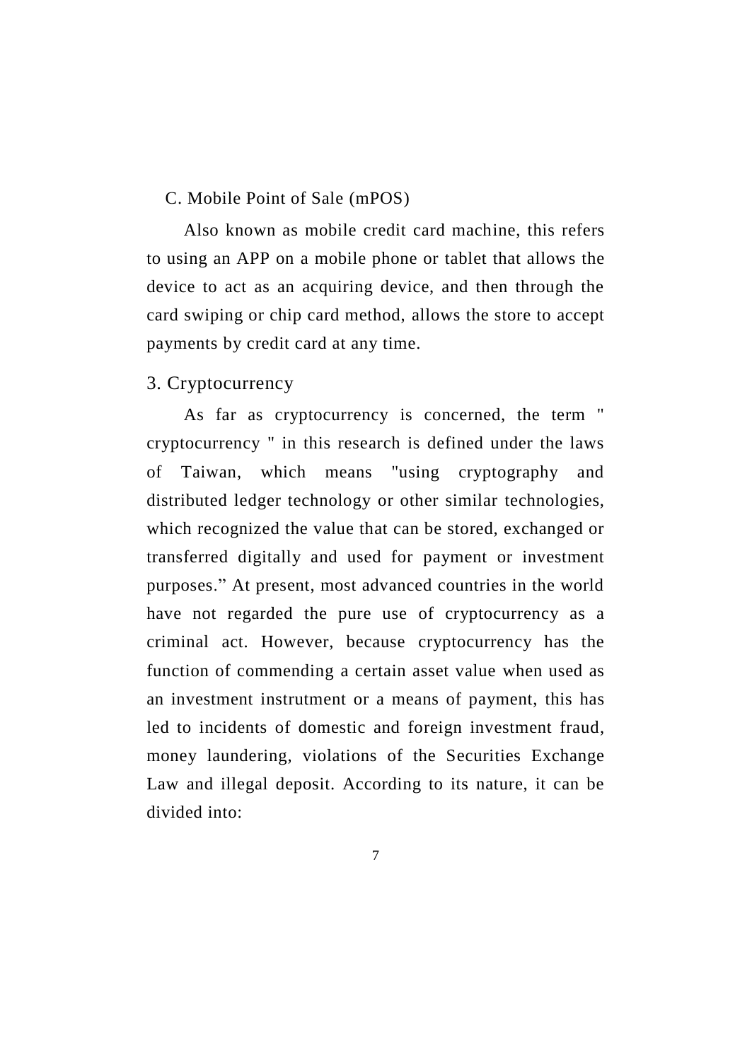C. Mobile Point of Sale (mPOS)

Also known as mobile credit card machine, this refers to using an APP on a mobile phone or tablet that allows the device to act as an acquiring device, and then through the card swiping or chip card method, allows the store to accept payments by credit card at any time.

3. Cryptocurrency

As far as cryptocurrency is concerned, the term " cryptocurrency " in this research is defined under the laws of Taiwan, which means "using cryptography and distributed ledger technology or other similar technologies, which recognized the value that can be stored, exchanged or transferred digitally and used for payment or investment purposes." At present, most advanced countries in the world have not regarded the pure use of cryptocurrency as a criminal act. However, because cryptocurrency has the function of commending a certain asset value when used as an investment instrutment or a means of payment, this has led to incidents of domestic and foreign investment fraud, money laundering, violations of the Securities Exchange Law and illegal deposit. According to its nature, it can be divided into: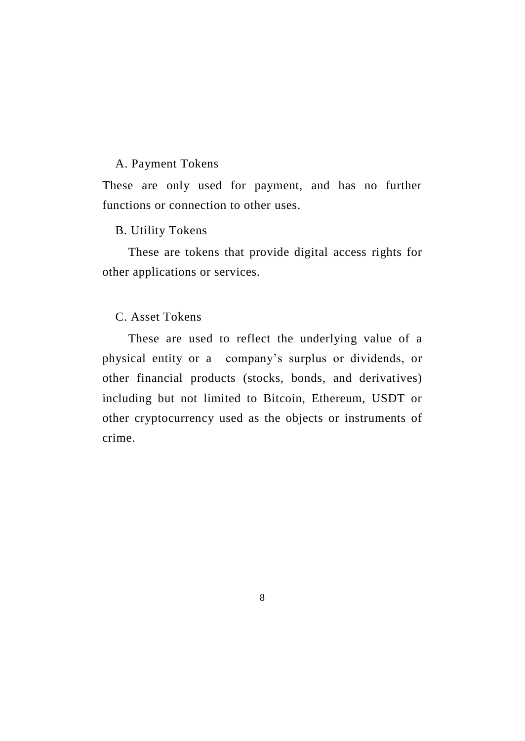A. Payment Tokens

These are only used for payment, and has no further functions or connection to other uses.

B. Utility Tokens

These are tokens that provide digital access rights for other applications or services.

C. Asset Tokens

These are used to reflect the underlying value of a physical entity or a company's surplus or dividends, or other financial products (stocks, bonds, and derivatives) including but not limited to Bitcoin, Ethereum, USDT or other cryptocurrency used as the objects or instruments of crime.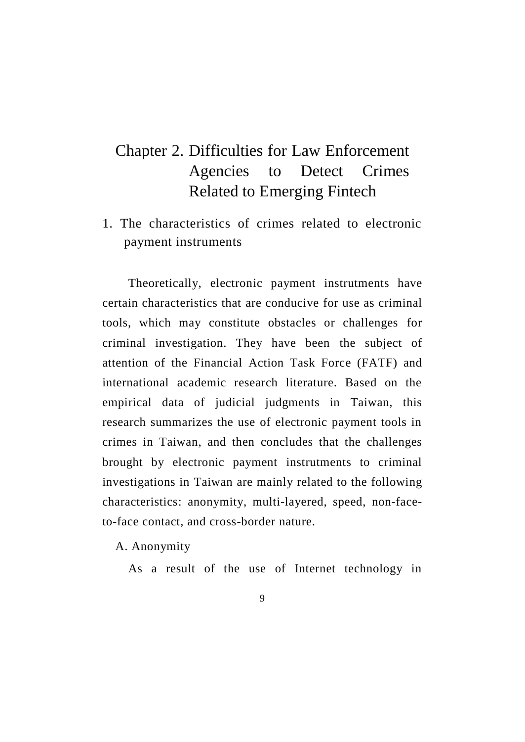# Chapter 2. Difficulties for Law Enforcement Agencies to Detect Crimes Related to Emerging Fintech

## 1. The characteristics of crimes related to electronic payment instruments

Theoretically, electronic payment instrutments have certain characteristics that are conducive for use as criminal tools, which may constitute obstacles or challenges for criminal investigation. They have been the subject of attention of the Financial Action Task Force (FATF) and international academic research literature. Based on the empirical data of judicial judgments in Taiwan, this research summarizes the use of electronic payment tools in crimes in Taiwan, and then concludes that the challenges brought by electronic payment instrutments to criminal investigations in Taiwan are mainly related to the following characteristics: anonymity, multi-layered, speed, non-face-to-face contact, and cross-border nature.

### A. Anonymity

As a result of the use of Internet technology in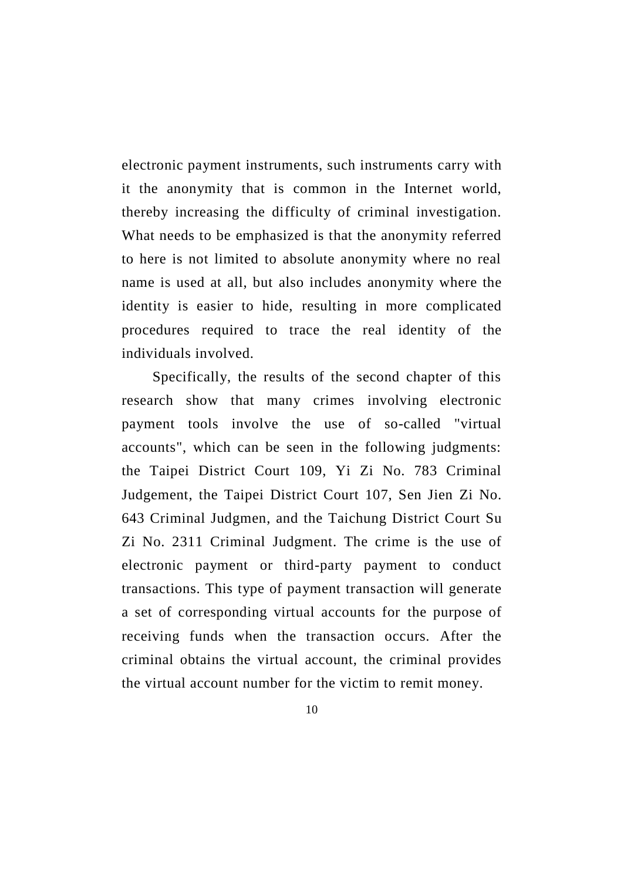electronic payment instruments, such instruments carry with it the anonymity that is common in the Internet world, thereby increasing the difficulty of criminal investigation. What needs to be emphasized is that the anonymity referred to here is not limited to absolute anonymity where no real name is used at all, but also includes anonymity where the identity is easier to hide, resulting in more complicated procedures required to trace the real identity of the individuals involved.

Specifically, the results of the second chapter of this research show that many crimes involving electronic payment tools involve the use of so-called "virtual accounts", which can be seen in the following judgments: the Taipei District Court 109, Yi Zi No. 783 Criminal Judgement, the Taipei District Court 107, Sen Jien Zi No. 643 Criminal Judgmen, and the Taichung District Court Su Zi No. 2311 Criminal Judgment. The crime is the use of electronic payment or third-party payment to conduct transactions. This type of payment transaction will generate a set of corresponding virtual accounts for the purpose of receiving funds when the transaction occurs. After the criminal obtains the virtual account, the criminal provides the virtual account number for the victim to remit money.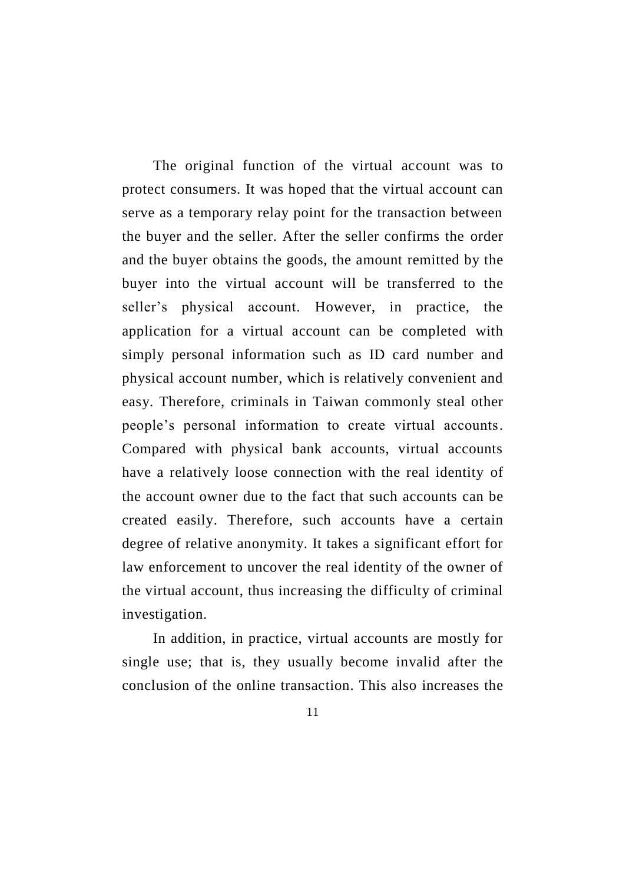The original function of the virtual account was to protect consumers. It was hoped that the virtual account can serve as a temporary relay point for the transaction between the buyer and the seller. After the seller confirms the order and the buyer obtains the goods, the amount remitted by the buyer into the virtual account will be transferred to the seller’s physical account. However, in practice, the application for a virtual account can be completed with simply personal information such as ID card number and physical account number, which is relatively convenient and easy. Therefore, criminals in Taiwan commonly steal other people’s personal information to create virtual accounts. Compared with physical bank accounts, virtual accounts have a relatively loose connection with the real identity of the account owner due to the fact that such accounts can be created easily. Therefore, such accounts have a certain degree of relative anonymity. It takes a significant effort for law enforcement to uncover the real identity of the owner of the virtual account, thus increasing the difficulty of criminal investigation.

In addition, in practice, virtual accounts are mostly for single use; that is, they usually become invalid after the conclusion of the online transaction. This also increases the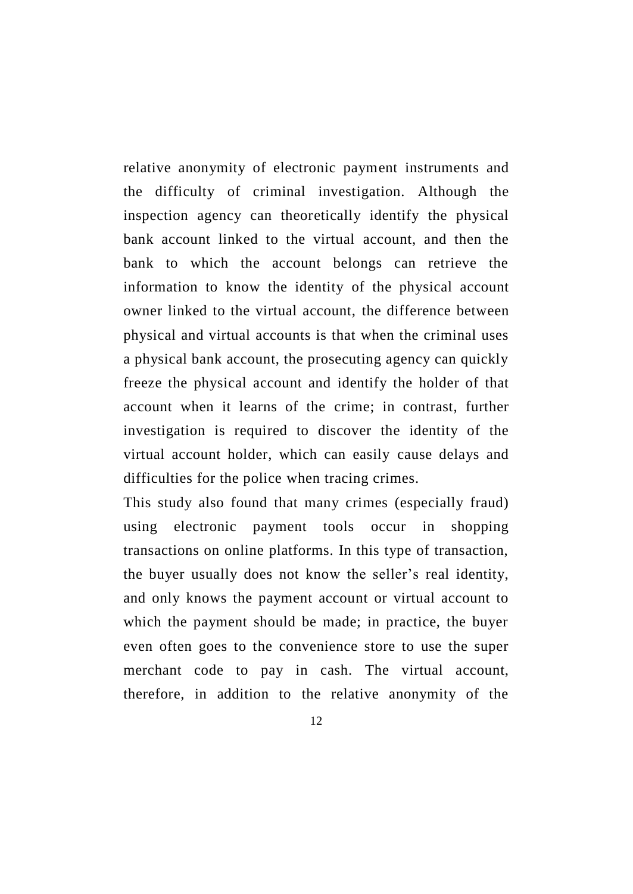relative anonymity of electronic payment instruments and the difficulty of criminal investigation. Although the inspection agency can theoretically identify the physical bank account linked to the virtual account, and then the bank to which the account belongs can retrieve the information to know the identity of the physical account owner linked to the virtual account, the difference between physical and virtual accounts is that when the criminal uses a physical bank account, the prosecuting agency can quickly freeze the physical account and identify the holder of that account when it learns of the crime; in contrast, further investigation is required to discover the identity of the virtual account holder, which can easily cause delays and difficulties for the police when tracing crimes.

This study also found that many crimes (especially fraud) using electronic payment tools occur in shopping transactions on online platforms. In this type of transaction, the buyer usually does not know the seller's real identity, and only knows the payment account or virtual account to which the payment should be made; in practice, the buyer even often goes to the convenience store to use the super merchant code to pay in cash. The virtual account, therefore, in addition to the relative anonymity of the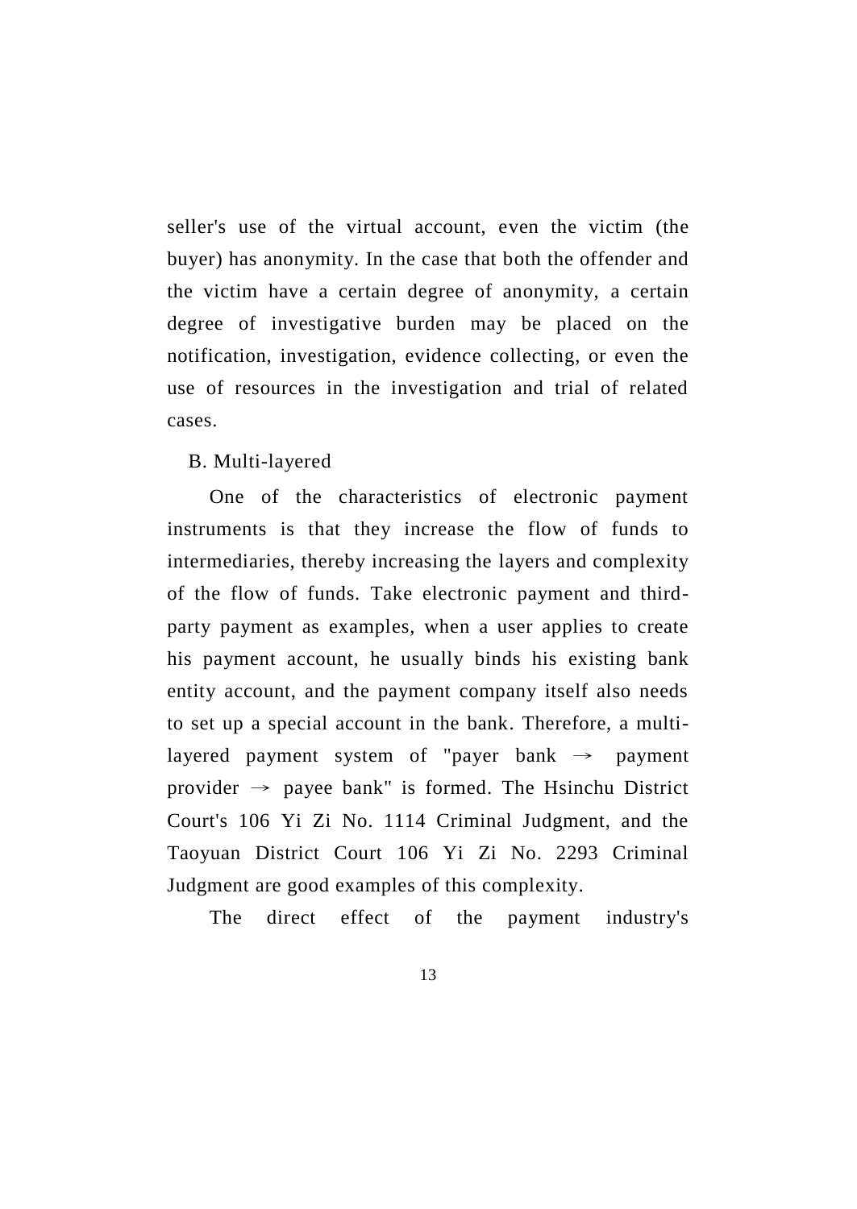seller's use of the virtual account, even the victim (the buyer) has anonymity. In the case that both the offender and the victim have a certain degree of anonymity, a certain degree of investigative burden may be placed on the notification, investigation, evidence collecting, or even the use of resources in the investigation and trial of related cases.

B. Multi-layered

One of the characteristics of electronic payment instruments is that they increase the flow of funds to intermediaries, thereby increasing the layers and complexity of the flow of funds. Take electronic payment and third-party payment as examples, when a user applies to create his payment account, he usually binds his existing bank entity account, and the payment company itself also needs to set up a special account in the bank. Therefore, a multi-layered payment system of "payer bank → payment provider → payee bank" is formed. The Hsinchu District Court's 106 Yi Zi No. 1114 Criminal Judgment, and the Taoyuan District Court 106 Yi Zi No. 2293 Criminal Judgment are good examples of this complexity.

The direct effect of the payment industry's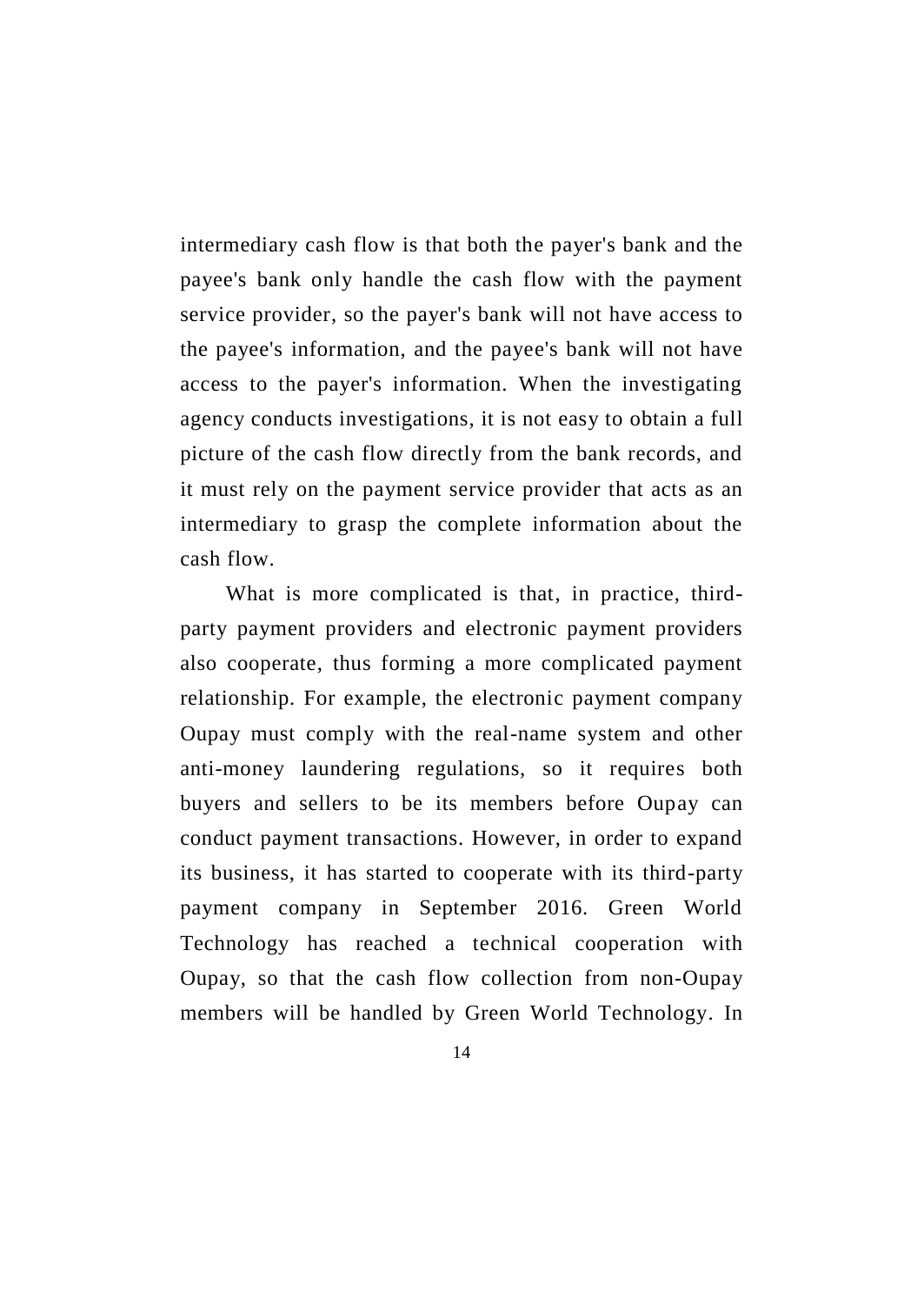intermediary cash flow is that both the payer's bank and the payee's bank only handle the cash flow with the payment service provider, so the payer's bank will not have access to the payee's information, and the payee's bank will not have access to the payer's information. When the investigating agency conducts investigations, it is not easy to obtain a full picture of the cash flow directly from the bank records, and it must rely on the payment service provider that acts as an intermediary to grasp the complete information about the cash flow.

What is more complicated is that, in practice, third-party payment providers and electronic payment providers also cooperate, thus forming a more complicated payment relationship. For example, the electronic payment company Oupay must comply with the real-name system and other anti-money laundering regulations, so it requires both buyers and sellers to be its members before Oupay can conduct payment transactions. However, in order to expand its business, it has started to cooperate with its third-party payment company in September 2016. Green World Technology has reached a technical cooperation with Oupay, so that the cash flow collection from non-Oupay members will be handled by Green World Technology. In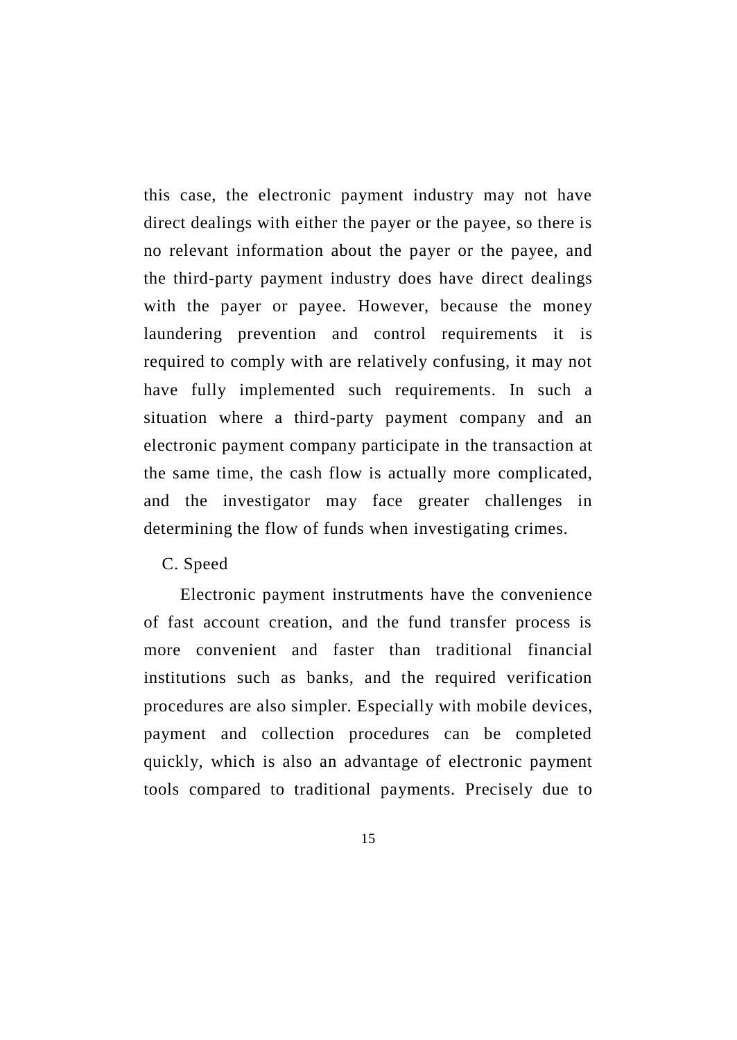this case, the electronic payment industry may not have direct dealings with either the payer or the payee, so there is no relevant information about the payer or the payee, and the third-party payment industry does have direct dealings with the payer or payee. However, because the money laundering prevention and control requirements it is required to comply with are relatively confusing, it may not have fully implemented such requirements. In such a situation where a third-party payment company and an electronic payment company participate in the transaction at the same time, the cash flow is actually more complicated, and the investigator may face greater challenges in determining the flow of funds when investigating crimes.

C. Speed

Electronic payment instrutments have the convenience of fast account creation, and the fund transfer process is more convenient and faster than traditional financial institutions such as banks, and the required verification procedures are also simpler. Especially with mobile devices, payment and collection procedures can be completed quickly, which is also an advantage of electronic payment tools compared to traditional payments. Precisely due to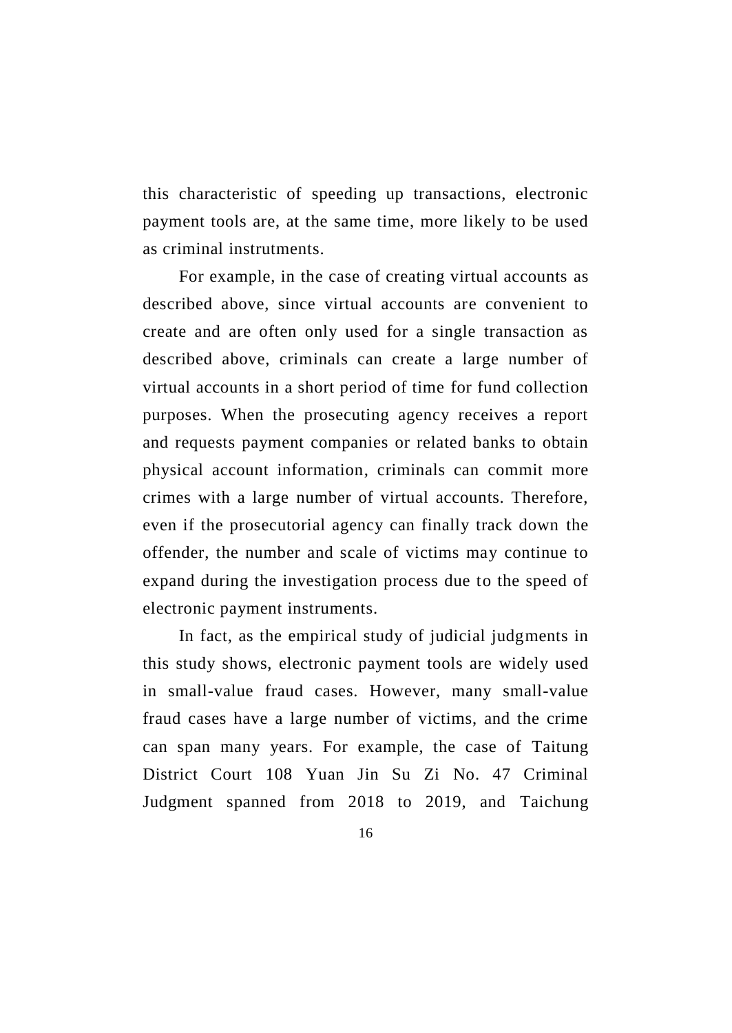this characteristic of speeding up transactions, electronic payment tools are, at the same time, more likely to be used as criminal instrutments.

For example, in the case of creating virtual accounts as described above, since virtual accounts are convenient to create and are often only used for a single transaction as described above, criminals can create a large number of virtual accounts in a short period of time for fund collection purposes. When the prosecuting agency receives a report and requests payment companies or related banks to obtain physical account information, criminals can commit more crimes with a large number of virtual accounts. Therefore, even if the prosecutorial agency can finally track down the offender, the number and scale of victims may continue to expand during the investigation process due to the speed of electronic payment instruments.

In fact, as the empirical study of judicial judgments in this study shows, electronic payment tools are widely used in small-value fraud cases. However, many small-value fraud cases have a large number of victims, and the crime can span many years. For example, the case of Taitung District Court 108 Yuan Jin Su Zi No. 47 Criminal Judgment spanned from 2018 to 2019, and Taichung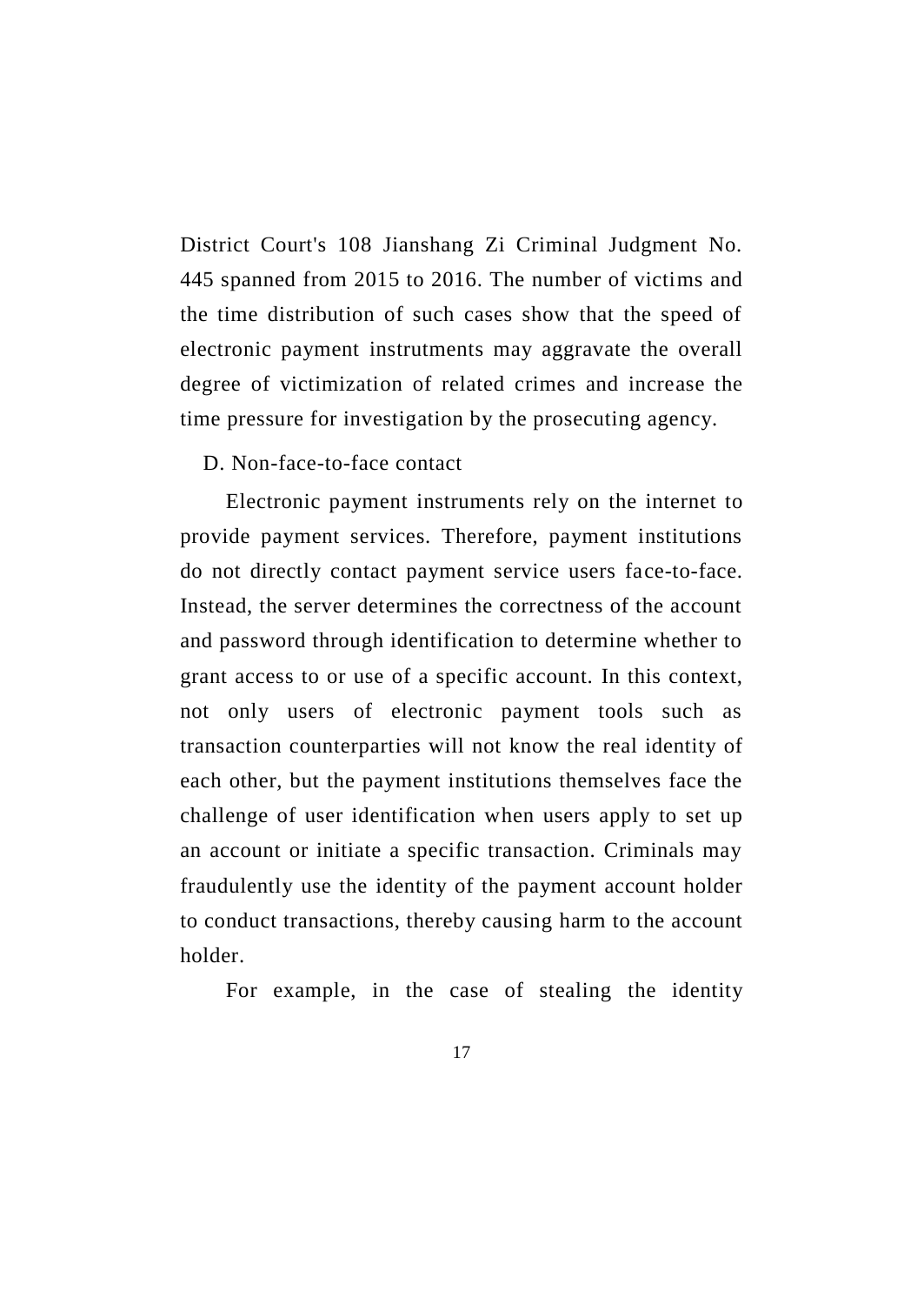District Court's 108 Jianshang Zi Criminal Judgment No. 445 spanned from 2015 to 2016. The number of victims and the time distribution of such cases show that the speed of electronic payment instrutments may aggravate the overall degree of victimization of related crimes and increase the time pressure for investigation by the prosecuting agency.

D. Non-face-to-face contact

Electronic payment instruments rely on the internet to provide payment services. Therefore, payment institutions do not directly contact payment service users face-to-face. Instead, the server determines the correctness of the account and password through identification to determine whether to grant access to or use of a specific account. In this context, not only users of electronic payment tools such as transaction counterparties will not know the real identity of each other, but the payment institutions themselves face the challenge of user identification when users apply to set up an account or initiate a specific transaction. Criminals may fraudulently use the identity of the payment account holder to conduct transactions, thereby causing harm to the account holder.

For example, in the case of stealing the identity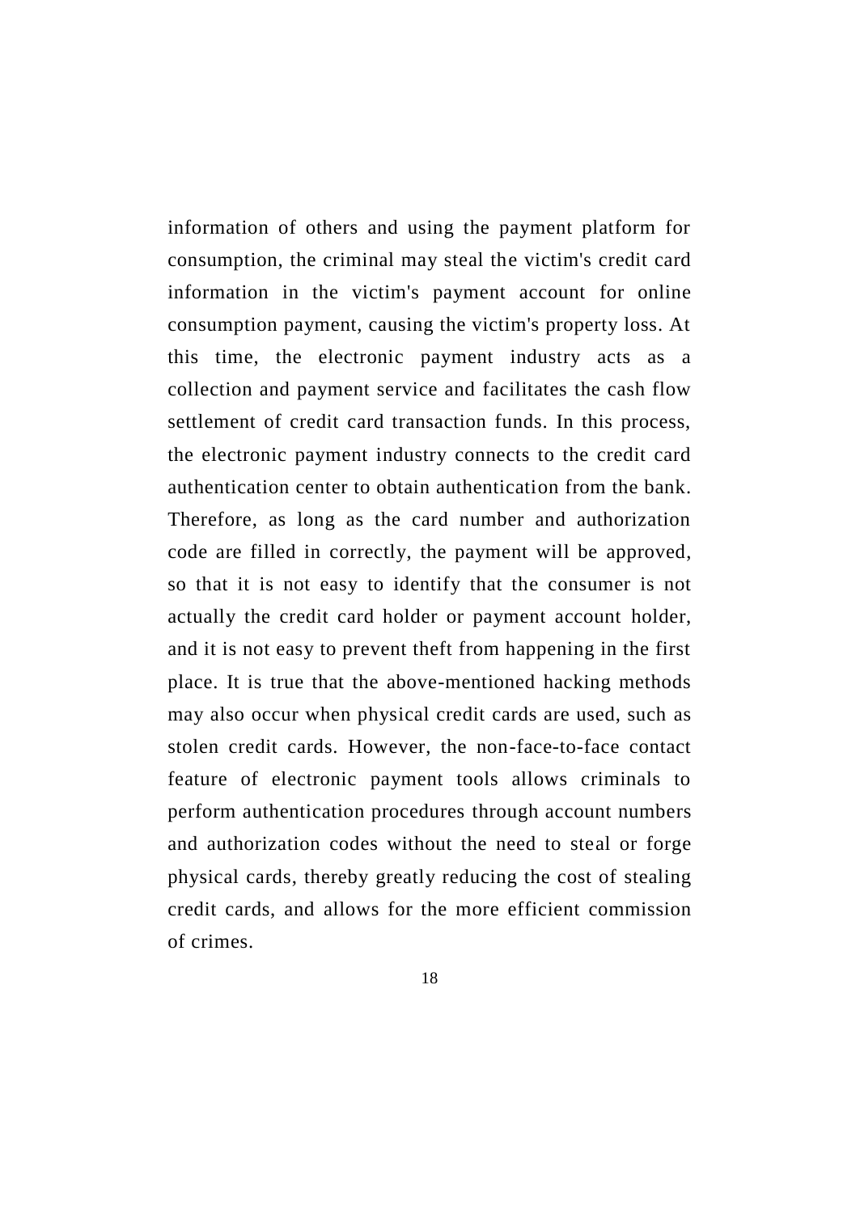information of others and using the payment platform for consumption, the criminal may steal the victim's credit card information in the victim's payment account for online consumption payment, causing the victim's property loss. At this time, the electronic payment industry acts as a collection and payment service and facilitates the cash flow settlement of credit card transaction funds. In this process, the electronic payment industry connects to the credit card authentication center to obtain authentication from the bank. Therefore, as long as the card number and authorization code are filled in correctly, the payment will be approved, so that it is not easy to identify that the consumer is not actually the credit card holder or payment account holder, and it is not easy to prevent theft from happening in the first place. It is true that the above-mentioned hacking methods may also occur when physical credit cards are used, such as stolen credit cards. However, the non-face-to-face contact feature of electronic payment tools allows criminals to perform authentication procedures through account numbers and authorization codes without the need to steal or forge physical cards, thereby greatly reducing the cost of stealing credit cards, and allows for the more efficient commission of crimes.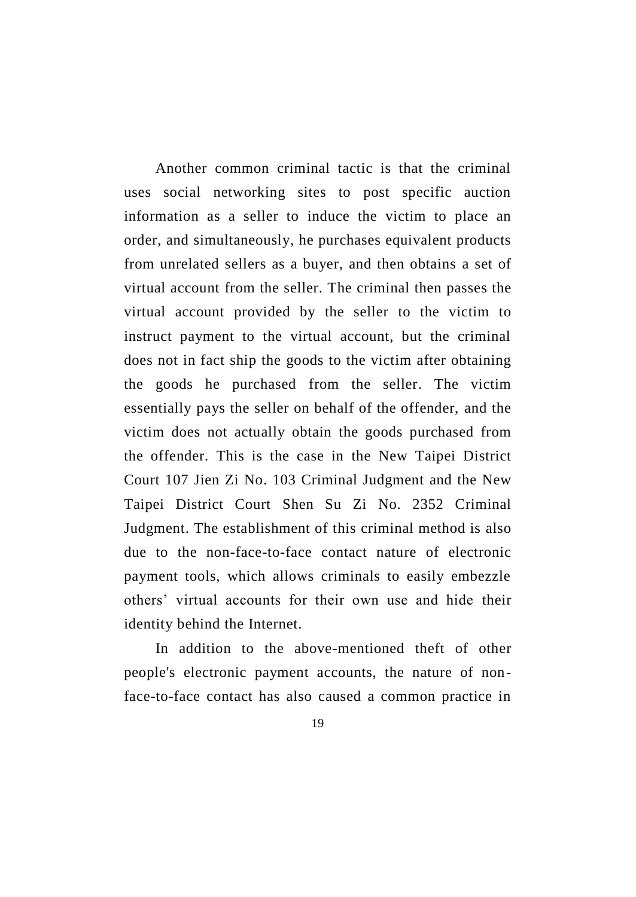Another common criminal tactic is that the criminal uses social networking sites to post specific auction information as a seller to induce the victim to place an order, and simultaneously, he purchases equivalent products from unrelated sellers as a buyer, and then obtains a set of virtual account from the seller. The criminal then passes the virtual account provided by the seller to the victim to instruct payment to the virtual account, but the criminal does not in fact ship the goods to the victim after obtaining the goods he purchased from the seller. The victim essentially pays the seller on behalf of the offender, and the victim does not actually obtain the goods purchased from the offender. This is the case in the New Taipei District Court 107 Jien Zi No. 103 Criminal Judgment and the New Taipei District Court Shen Su Zi No. 2352 Criminal Judgment. The establishment of this criminal method is also due to the non-face-to-face contact nature of electronic payment tools, which allows criminals to easily embezzle others' virtual accounts for their own use and hide their identity behind the Internet.

In addition to the above-mentioned theft of other people's electronic payment accounts, the nature of non-face-to-face contact has also caused a common practice in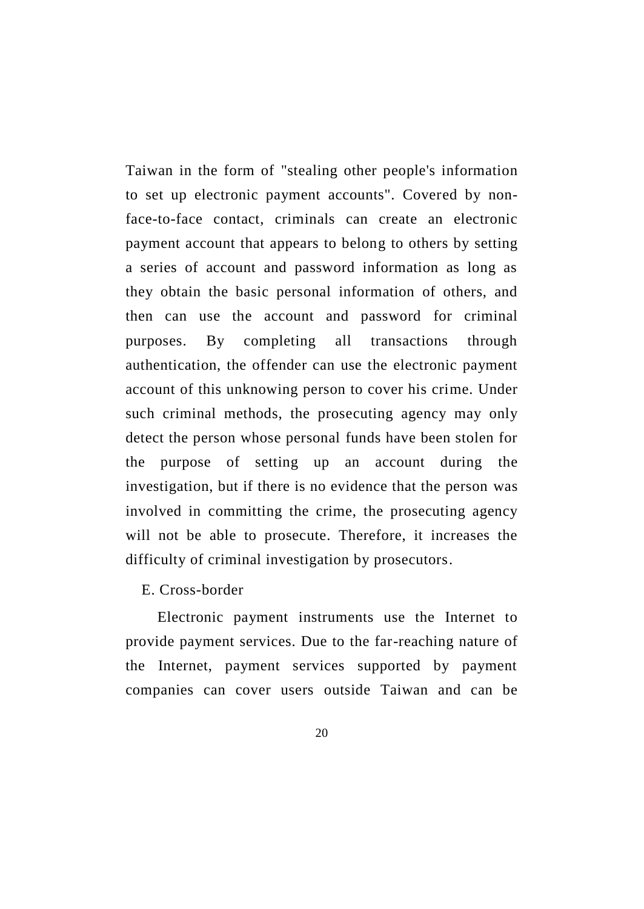Taiwan in the form of "stealing other people's information to set up electronic payment accounts". Covered by non-face-to-face contact, criminals can create an electronic payment account that appears to belong to others by setting a series of account and password information as long as they obtain the basic personal information of others, and then can use the account and password for criminal purposes. By completing all transactions through authentication, the offender can use the electronic payment account of this unknowing person to cover his crime. Under such criminal methods, the prosecuting agency may only detect the person whose personal funds have been stolen for the purpose of setting up an account during the investigation, but if there is no evidence that the person was involved in committing the crime, the prosecuting agency will not be able to prosecute. Therefore, it increases the difficulty of criminal investigation by prosecutors.

E. Cross-border

Electronic payment instruments use the Internet to provide payment services. Due to the far-reaching nature of the Internet, payment services supported by payment companies can cover users outside Taiwan and can be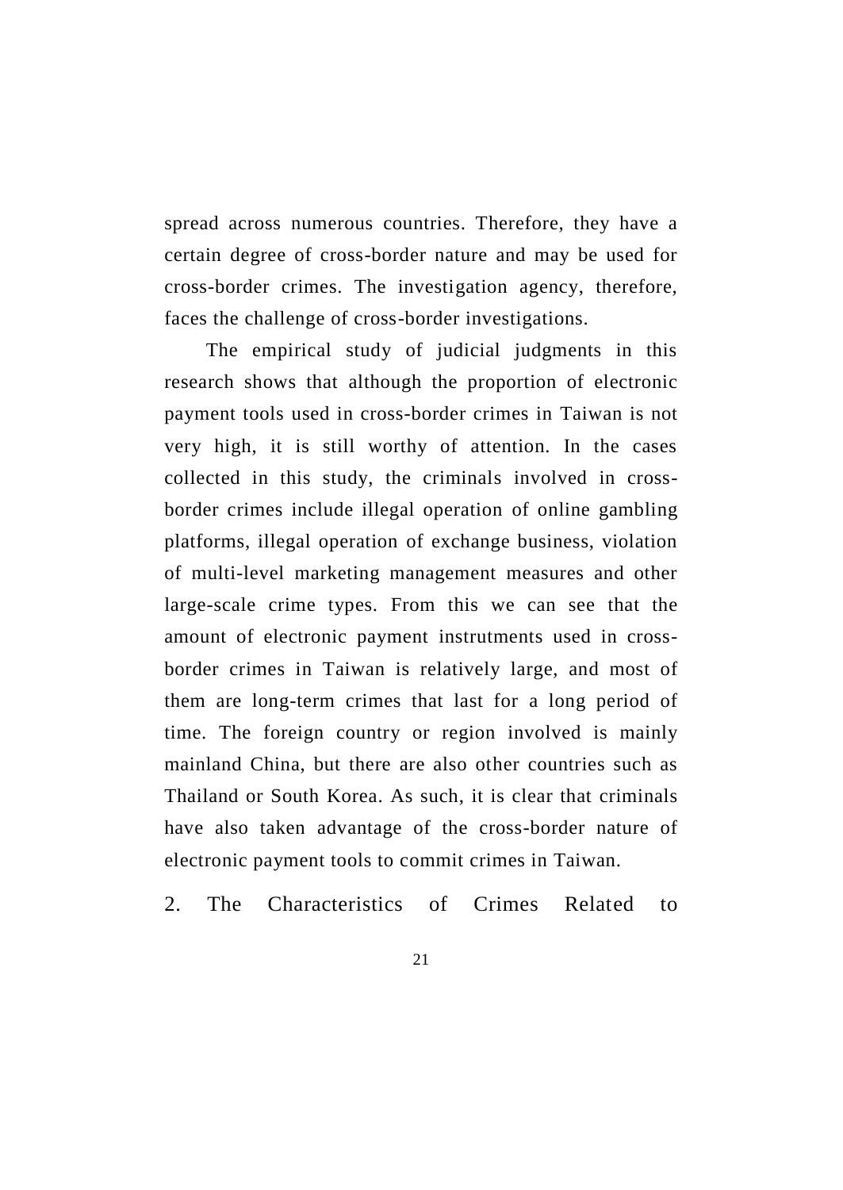spread across numerous countries. Therefore, they have a certain degree of cross-border nature and may be used for cross-border crimes. The investigation agency, therefore, faces the challenge of cross-border investigations.

The empirical study of judicial judgments in this research shows that although the proportion of electronic payment tools used in cross-border crimes in Taiwan is not very high, it is still worthy of attention. In the cases collected in this study, the criminals involved in cross-border crimes include illegal operation of online gambling platforms, illegal operation of exchange business, violation of multi-level marketing management measures and other large-scale crime types. From this we can see that the amount of electronic payment instrutments used in cross-border crimes in Taiwan is relatively large, and most of them are long-term crimes that last for a long period of time. The foreign country or region involved is mainly mainland China, but there are also other countries such as Thailand or South Korea. As such, it is clear that criminals have also taken advantage of the cross-border nature of electronic payment tools to commit crimes in Taiwan.

## 2. The Characteristics of Crimes Related to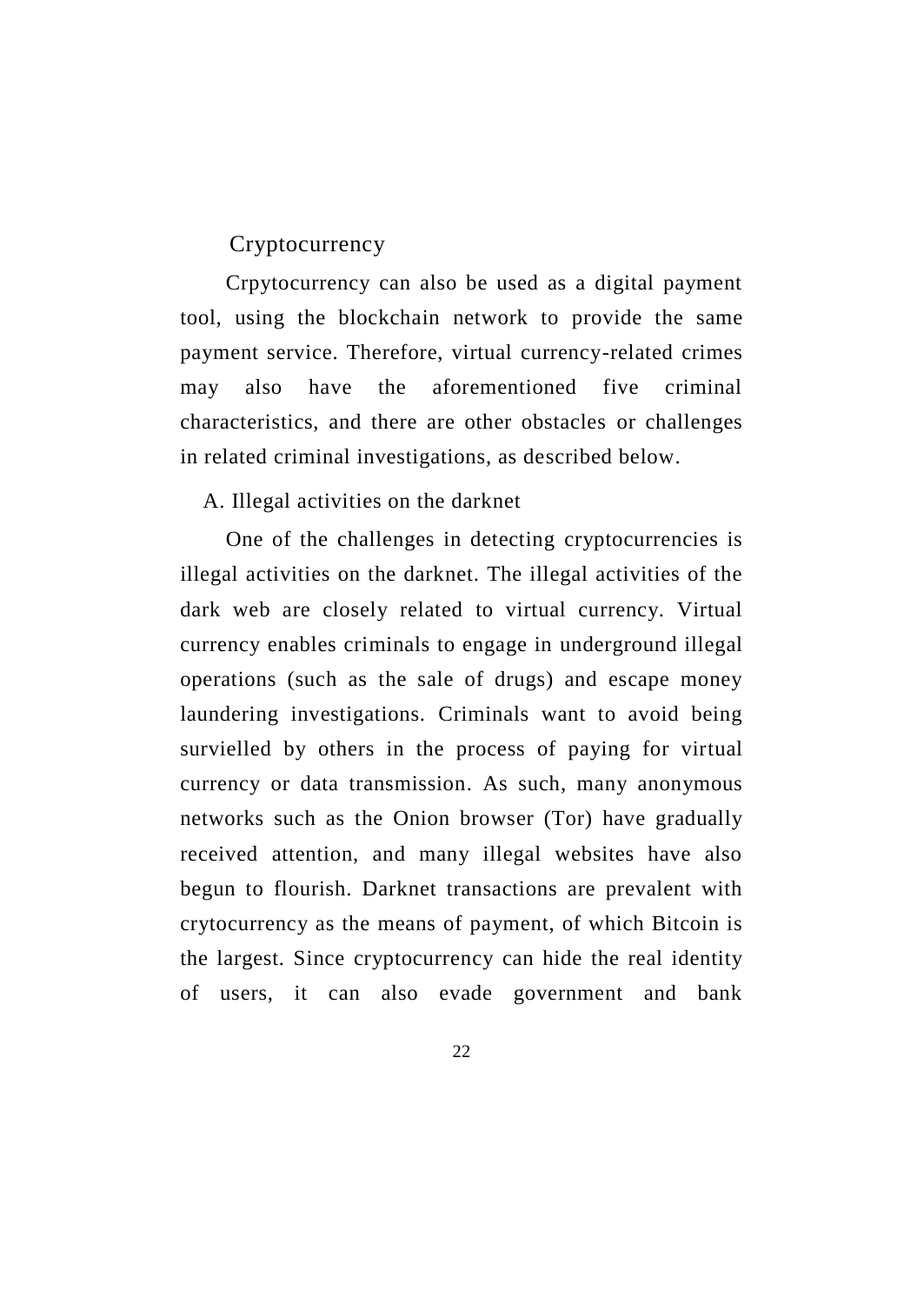## Cryptocurrency

Crpytocurrency can also be used as a digital payment tool, using the blockchain network to provide the same payment service. Therefore, virtual currency-related crimes may also have the aforementioned five criminal characteristics, and there are other obstacles or challenges in related criminal investigations, as described below.

### A. Illegal activities on the darknet

One of the challenges in detecting cryptocurrencies is illegal activities on the darknet. The illegal activities of the dark web are closely related to virtual currency. Virtual currency enables criminals to engage in underground illegal operations (such as the sale of drugs) and escape money laundering investigations. Criminals want to avoid being survielled by others in the process of paying for virtual currency or data transmission. As such, many anonymous networks such as the Onion browser (Tor) have gradually received attention, and many illegal websites have also begun to flourish. Darknet transactions are prevalent with crytocurrency as the means of payment, of which Bitcoin is the largest. Since cryptocurrency can hide the real identity of users, it can also evade government and bank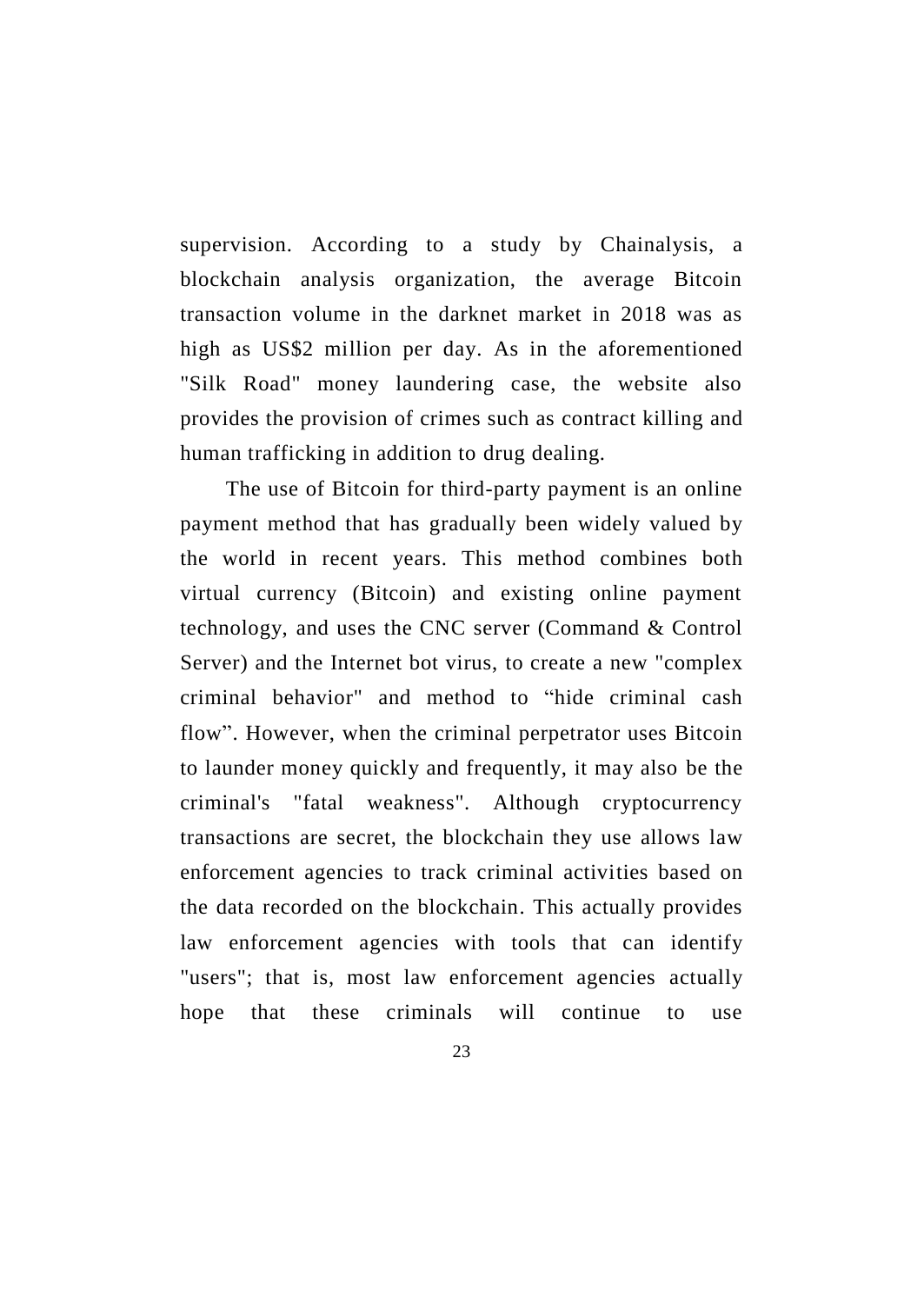supervision. According to a study by Chainalysis, a blockchain analysis organization, the average Bitcoin transaction volume in the darknet market in 2018 was as high as US$2 million per day. As in the aforementioned "Silk Road" money laundering case, the website also provides the provision of crimes such as contract killing and human trafficking in addition to drug dealing.

The use of Bitcoin for third-party payment is an online payment method that has gradually been widely valued by the world in recent years. This method combines both virtual currency (Bitcoin) and existing online payment technology, and uses the CNC server (Command & Control Server) and the Internet bot virus, to create a new "complex criminal behavior" and method to “hide criminal cash flow”. However, when the criminal perpetrator uses Bitcoin to launder money quickly and frequently, it may also be the criminal's "fatal weakness". Although cryptocurrency transactions are secret, the blockchain they use allows law enforcement agencies to track criminal activities based on the data recorded on the blockchain. This actually provides law enforcement agencies with tools that can identify "users"; that is, most law enforcement agencies actually hope that these criminals will continue to use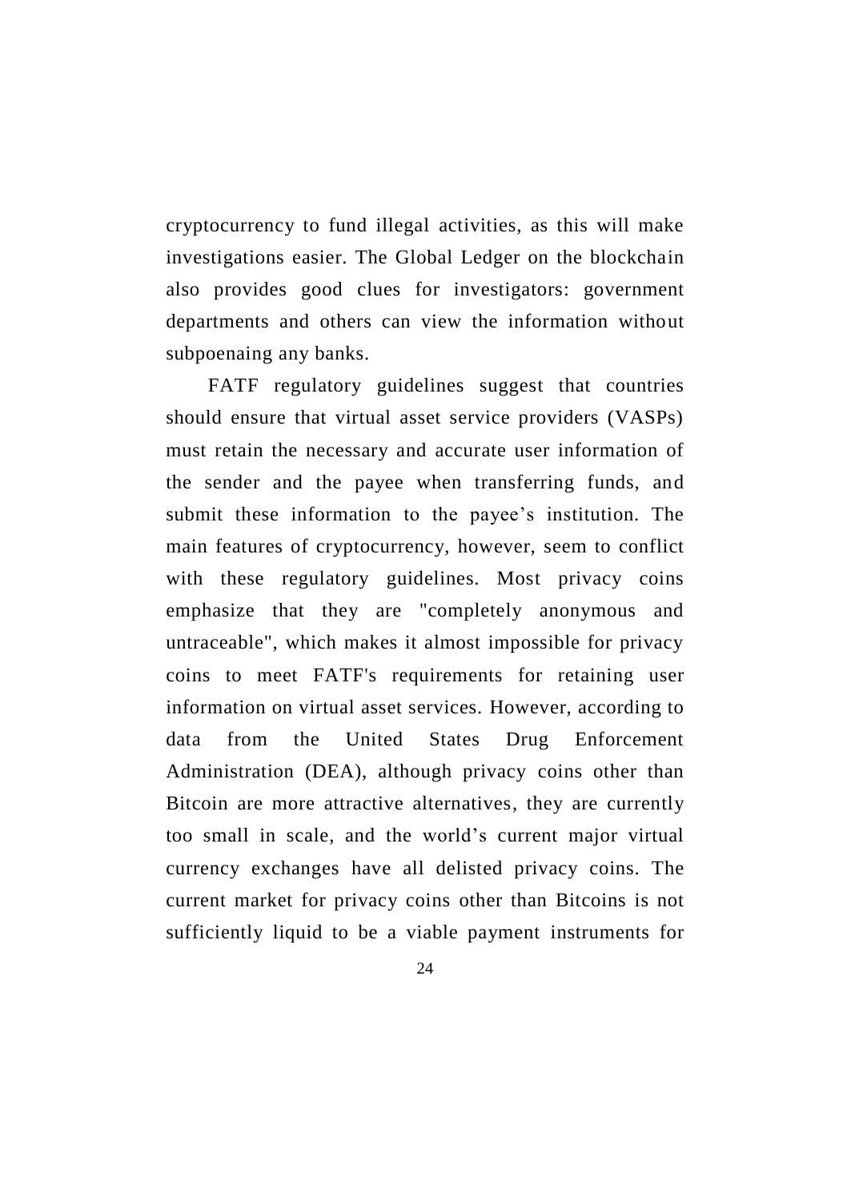cryptocurrency to fund illegal activities, as this will make investigations easier. The Global Ledger on the blockchain also provides good clues for investigators: government departments and others can view the information without subpoenaing any banks.

FATF regulatory guidelines suggest that countries should ensure that virtual asset service providers (VASPs) must retain the necessary and accurate user information of the sender and the payee when transferring funds, and submit these information to the payee's institution. The main features of cryptocurrency, however, seem to conflict with these regulatory guidelines. Most privacy coins emphasize that they are "completely anonymous and untraceable", which makes it almost impossible for privacy coins to meet FATF's requirements for retaining user information on virtual asset services. However, according to data from the United States Drug Enforcement Administration (DEA), although privacy coins other than Bitcoin are more attractive alternatives, they are currently too small in scale, and the world's current major virtual currency exchanges have all delisted privacy coins. The current market for privacy coins other than Bitcoins is not sufficiently liquid to be a viable payment instruments for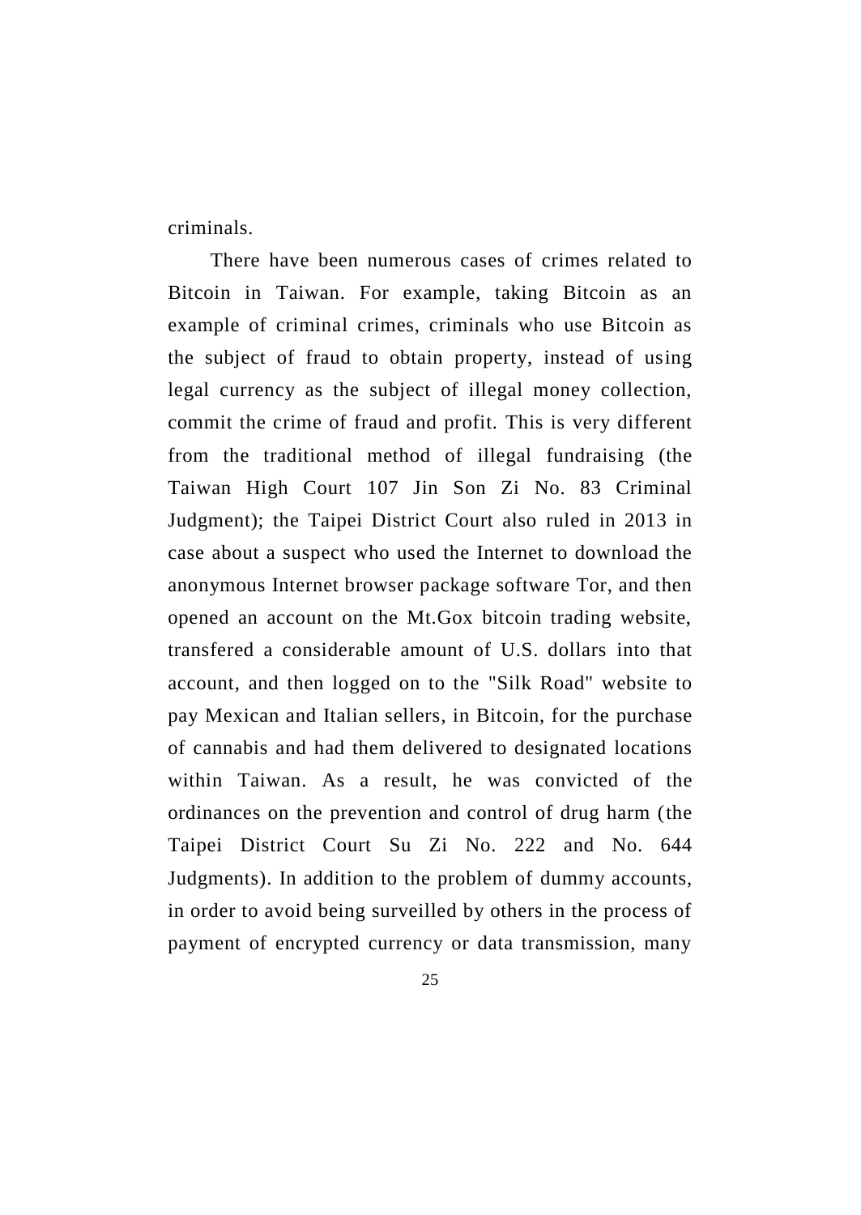criminals.

There have been numerous cases of crimes related to Bitcoin in Taiwan. For example, taking Bitcoin as an example of criminal crimes, criminals who use Bitcoin as the subject of fraud to obtain property, instead of using legal currency as the subject of illegal money collection, commit the crime of fraud and profit. This is very different from the traditional method of illegal fundraising (the Taiwan High Court 107 Jin Son Zi No. 83 Criminal Judgment); the Taipei District Court also ruled in 2013 in case about a suspect who used the Internet to download the anonymous Internet browser package software Tor, and then opened an account on the Mt.Gox bitcoin trading website, transfered a considerable amount of U.S. dollars into that account, and then logged on to the "Silk Road" website to pay Mexican and Italian sellers, in Bitcoin, for the purchase of cannabis and had them delivered to designated locations within Taiwan. As a result, he was convicted of the ordinances on the prevention and control of drug harm (the Taipei District Court Su Zi No. 222 and No. 644 Judgments). In addition to the problem of dummy accounts, in order to avoid being surveilled by others in the process of payment of encrypted currency or data transmission, many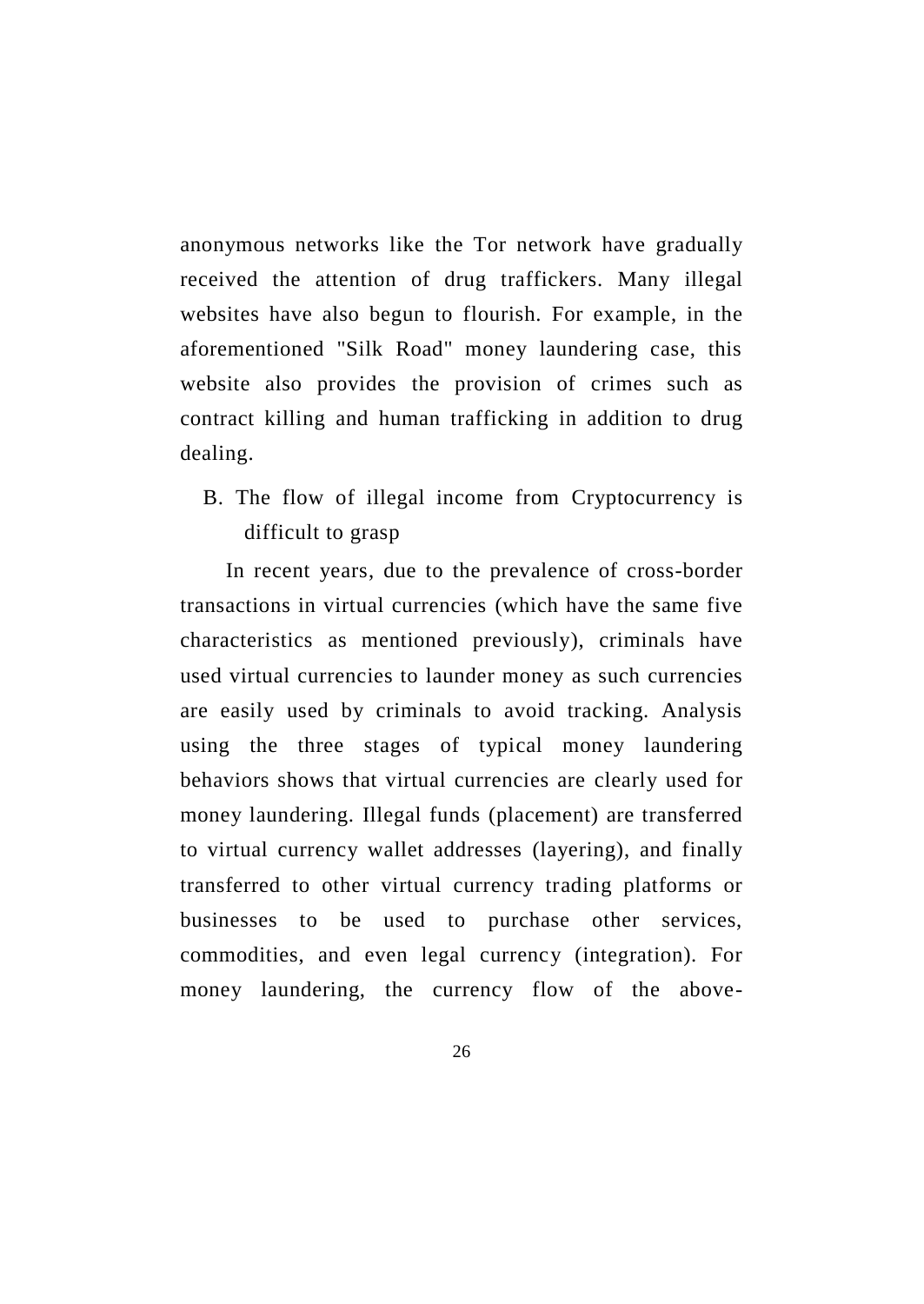anonymous networks like the Tor network have gradually received the attention of drug traffickers. Many illegal websites have also begun to flourish. For example, in the aforementioned "Silk Road" money laundering case, this website also provides the provision of crimes such as contract killing and human trafficking in addition to drug dealing.

### B. The flow of illegal income from Cryptocurrency is difficult to grasp

In recent years, due to the prevalence of cross-border transactions in virtual currencies (which have the same five characteristics as mentioned previously), criminals have used virtual currencies to launder money as such currencies are easily used by criminals to avoid tracking. Analysis using the three stages of typical money laundering behaviors shows that virtual currencies are clearly used for money laundering. Illegal funds (placement) are transferred to virtual currency wallet addresses (layering), and finally transferred to other virtual currency trading platforms or businesses to be used to purchase other services, commodities, and even legal currency (integration). For money laundering, the currency flow of the above-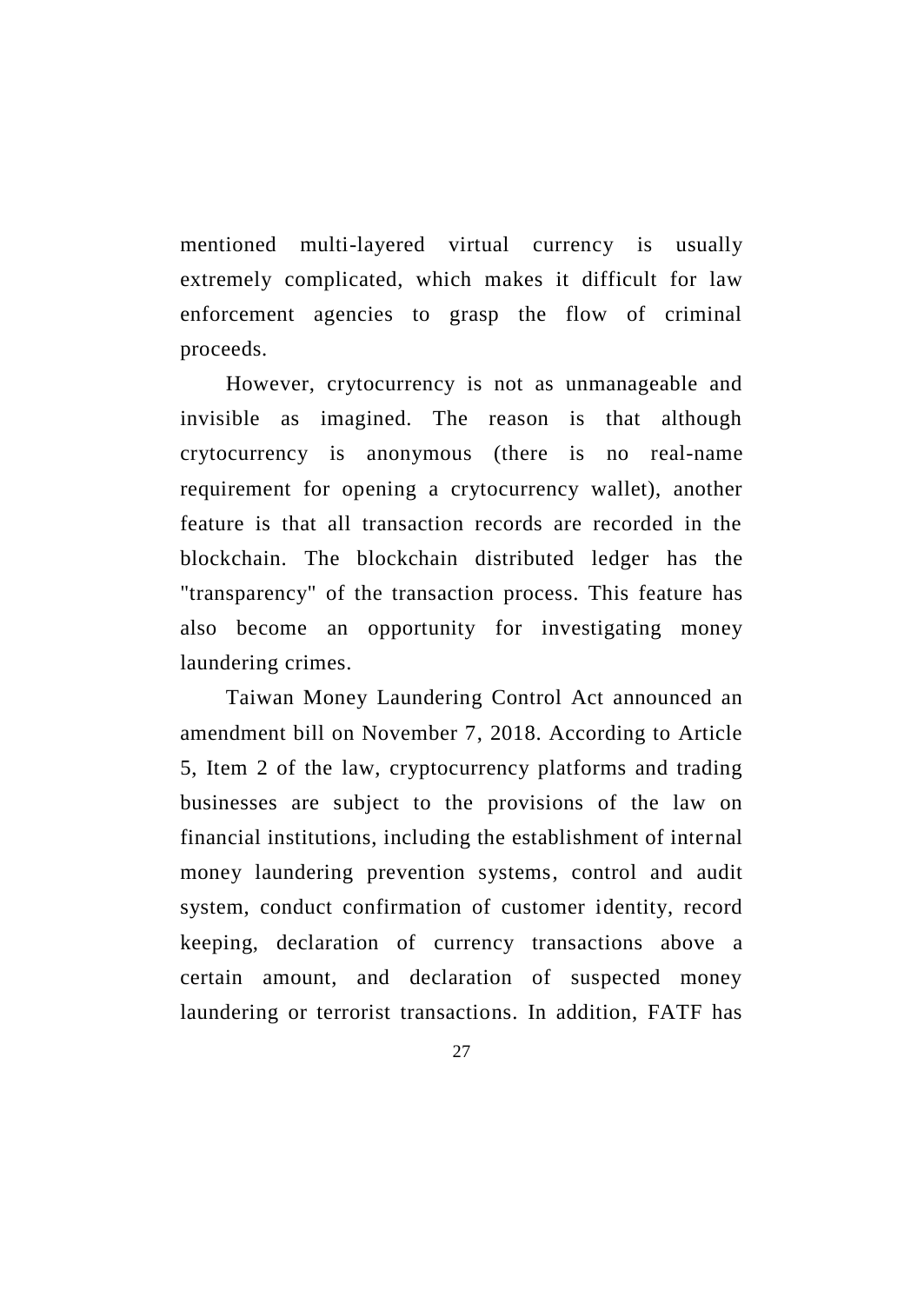mentioned multi-layered virtual currency is usually extremely complicated, which makes it difficult for law enforcement agencies to grasp the flow of criminal proceeds.

However, crytocurrency is not as unmanageable and invisible as imagined. The reason is that although crytocurrency is anonymous (there is no real-name requirement for opening a crytocurrency wallet), another feature is that all transaction records are recorded in the blockchain. The blockchain distributed ledger has the "transparency" of the transaction process. This feature has also become an opportunity for investigating money laundering crimes.

Taiwan Money Laundering Control Act announced an amendment bill on November 7, 2018. According to Article 5, Item 2 of the law, cryptocurrency platforms and trading businesses are subject to the provisions of the law on financial institutions, including the establishment of internal money laundering prevention systems, control and audit system, conduct confirmation of customer identity, record keeping, declaration of currency transactions above a certain amount, and declaration of suspected money laundering or terrorist transactions. In addition, FATF has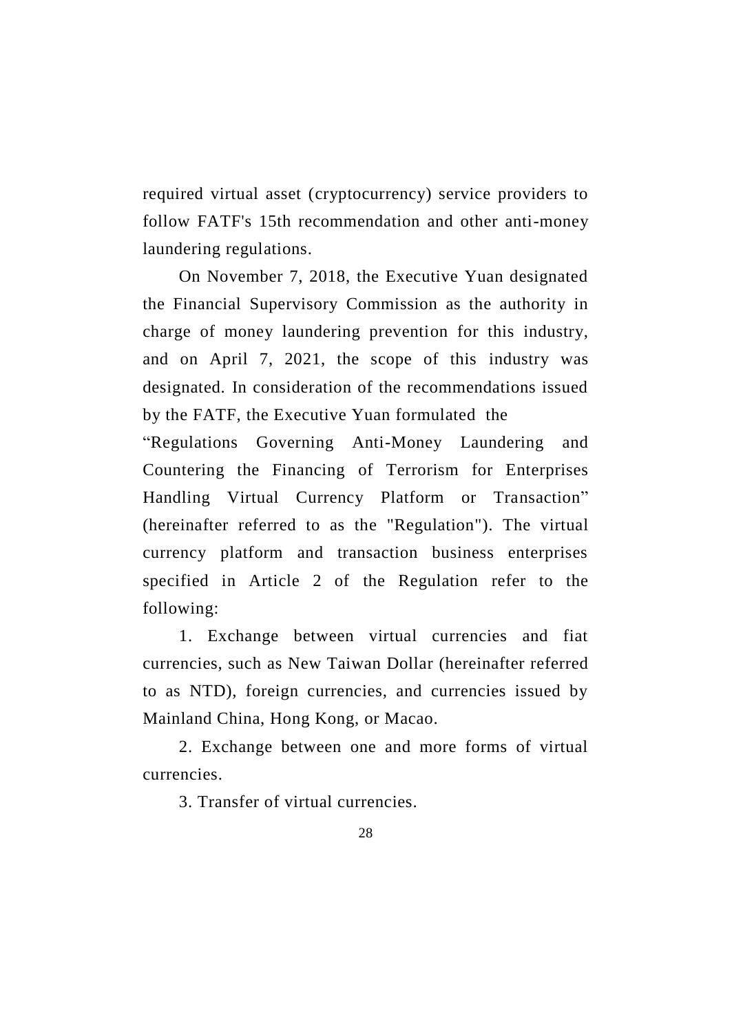required virtual asset (cryptocurrency) service providers to follow FATF's 15th recommendation and other anti-money laundering regulations.

On November 7, 2018, the Executive Yuan designated the Financial Supervisory Commission as the authority in charge of money laundering prevention for this industry, and on April 7, 2021, the scope of this industry was designated. In consideration of the recommendations issued by the FATF, the Executive Yuan formulated the "Regulations Governing Anti-Money Laundering and Countering the Financing of Terrorism for Enterprises Handling Virtual Currency Platform or Transaction" (hereinafter referred to as the "Regulation"). The virtual currency platform and transaction business enterprises specified in Article 2 of the Regulation refer to the following:

1. Exchange between virtual currencies and fiat currencies, such as New Taiwan Dollar (hereinafter referred to as NTD), foreign currencies, and currencies issued by Mainland China, Hong Kong, or Macao.

2. Exchange between one and more forms of virtual currencies.

3. Transfer of virtual currencies.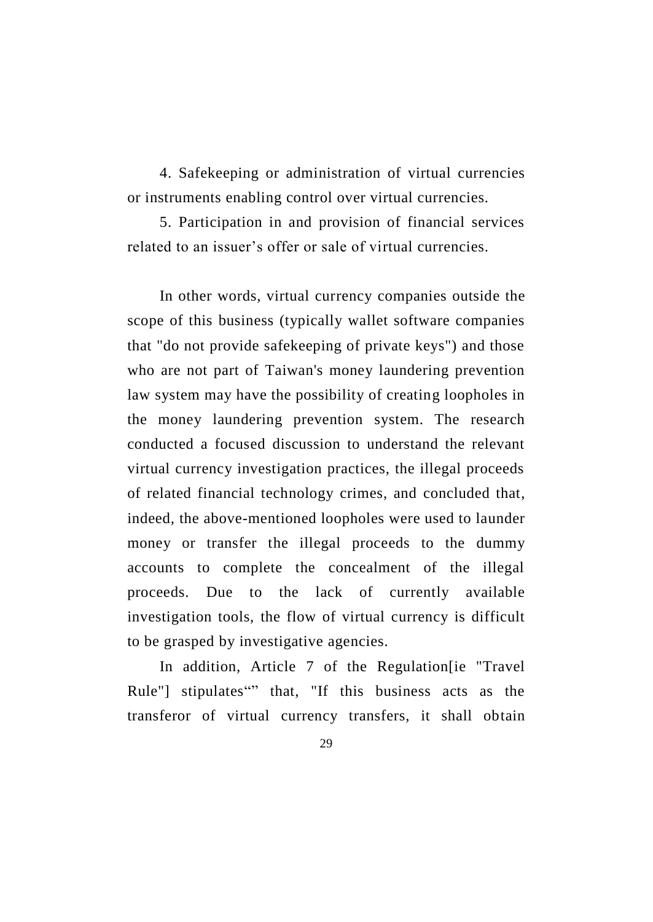4. Safekeeping or administration of virtual currencies or instruments enabling control over virtual currencies.

5. Participation in and provision of financial services related to an issuer’s offer or sale of virtual currencies.

In other words, virtual currency companies outside the scope of this business (typically wallet software companies that "do not provide safekeeping of private keys") and those who are not part of Taiwan's money laundering prevention law system may have the possibility of creating loopholes in the money laundering prevention system. The research conducted a focused discussion to understand the relevant virtual currency investigation practices, the illegal proceeds of related financial technology crimes, and concluded that, indeed, the above-mentioned loopholes were used to launder money or transfer the illegal proceeds to the dummy accounts to complete the concealment of the illegal proceeds. Due to the lack of currently available investigation tools, the flow of virtual currency is difficult to be grasped by investigative agencies.

In addition, Article 7 of the Regulation[ie "Travel Rule"] stipulates“” that, "If this business acts as the transferor of virtual currency transfers, it shall obtain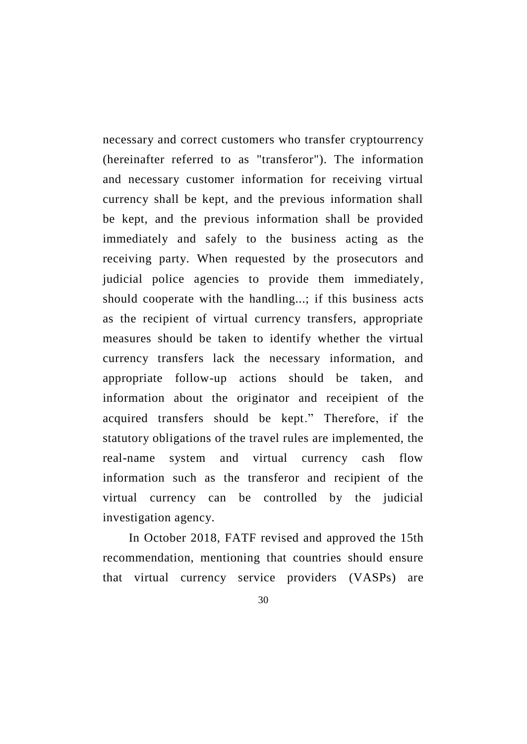necessary and correct customers who transfer cryptourrency (hereinafter referred to as "transferor"). The information and necessary customer information for receiving virtual currency shall be kept, and the previous information shall be kept, and the previous information shall be provided immediately and safely to the business acting as the receiving party. When requested by the prosecutors and judicial police agencies to provide them immediately, should cooperate with the handling...; if this business acts as the recipient of virtual currency transfers, appropriate measures should be taken to identify whether the virtual currency transfers lack the necessary information, and appropriate follow-up actions should be taken, and information about the originator and receipient of the acquired transfers should be kept." Therefore, if the statutory obligations of the travel rules are implemented, the real-name system and virtual currency cash flow information such as the transferor and recipient of the virtual currency can be controlled by the judicial investigation agency.

In October 2018, FATF revised and approved the 15th recommendation, mentioning that countries should ensure that virtual currency service providers (VASPs) are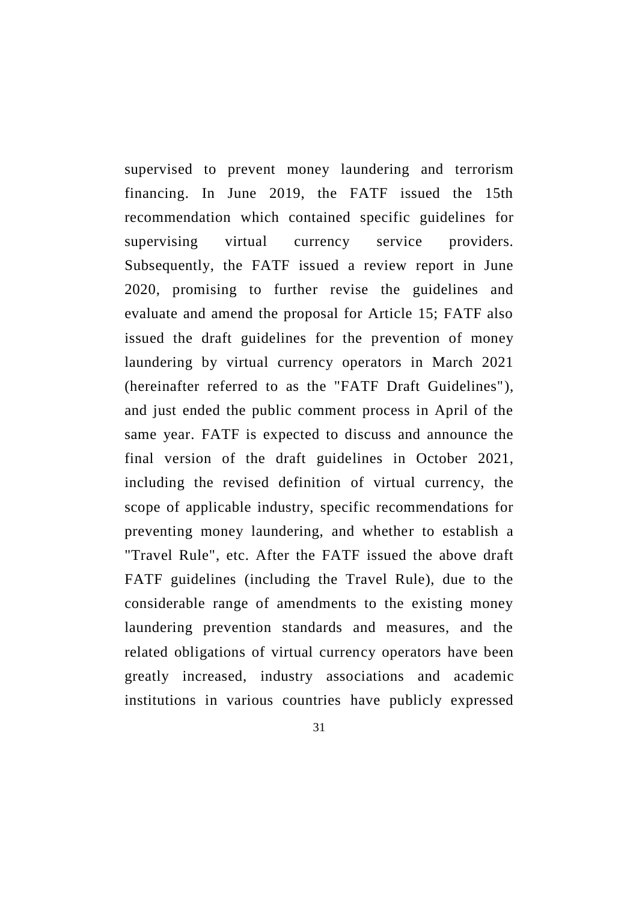supervised to prevent money laundering and terrorism financing. In June 2019, the FATF issued the 15th recommendation which contained specific guidelines for supervising virtual currency service providers. Subsequently, the FATF issued a review report in June 2020, promising to further revise the guidelines and evaluate and amend the proposal for Article 15; FATF also issued the draft guidelines for the prevention of money laundering by virtual currency operators in March 2021 (hereinafter referred to as the "FATF Draft Guidelines"), and just ended the public comment process in April of the same year. FATF is expected to discuss and announce the final version of the draft guidelines in October 2021, including the revised definition of virtual currency, the scope of applicable industry, specific recommendations for preventing money laundering, and whether to establish a "Travel Rule", etc. After the FATF issued the above draft FATF guidelines (including the Travel Rule), due to the considerable range of amendments to the existing money laundering prevention standards and measures, and the related obligations of virtual currency operators have been greatly increased, industry associations and academic institutions in various countries have publicly expressed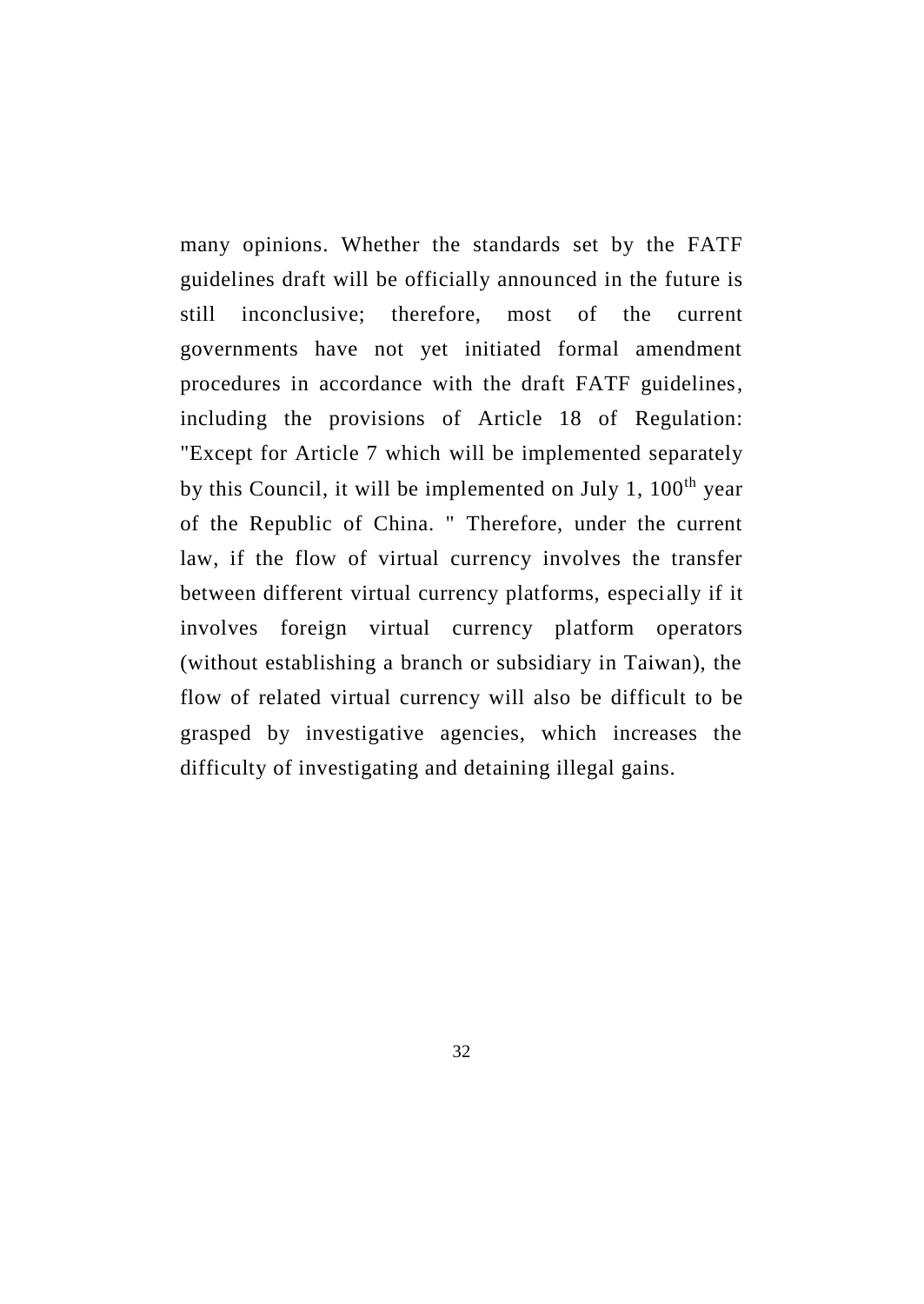many opinions. Whether the standards set by the FATF guidelines draft will be officially announced in the future is still inconclusive; therefore, most of the current governments have not yet initiated formal amendment procedures in accordance with the draft FATF guidelines, including the provisions of Article 18 of Regulation: "Except for Article 7 which will be implemented separately by this Council, it will be implemented on July 1, 100th year of the Republic of China. " Therefore, under the current law, if the flow of virtual currency involves the transfer between different virtual currency platforms, especially if it involves foreign virtual currency platform operators (without establishing a branch or subsidiary in Taiwan), the flow of related virtual currency will also be difficult to be grasped by investigative agencies, which increases the difficulty of investigating and detaining illegal gains.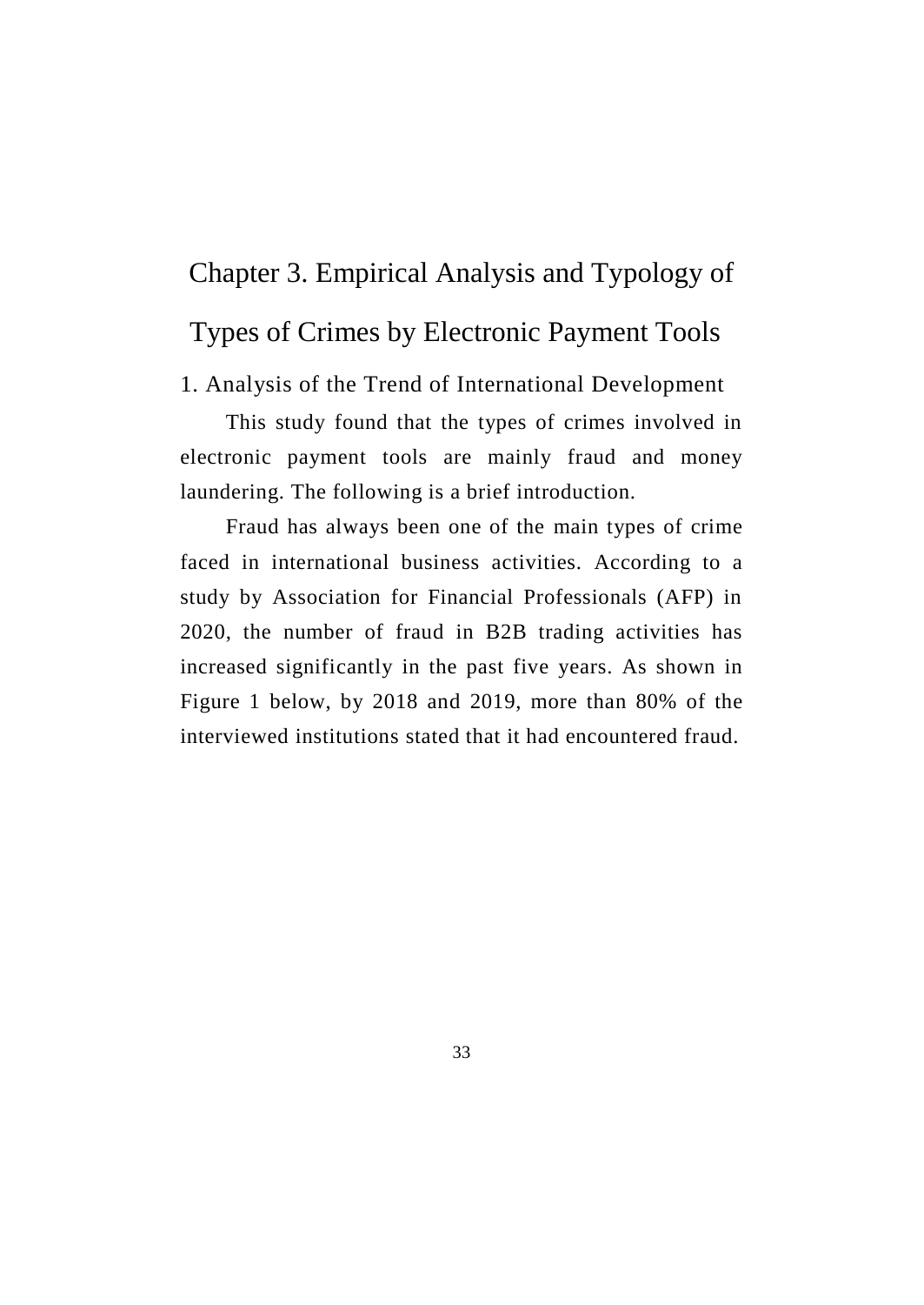# Chapter 3. Empirical Analysis and Typology of Types of Crimes by Electronic Payment Tools

## 1. Analysis of the Trend of International Development

This study found that the types of crimes involved in electronic payment tools are mainly fraud and money laundering. The following is a brief introduction.

Fraud has always been one of the main types of crime faced in international business activities. According to a study by Association for Financial Professionals (AFP) in 2020, the number of fraud in B2B trading activities has increased significantly in the past five years. As shown in Figure 1 below, by 2018 and 2019, more than 80% of the interviewed institutions stated that it had encountered fraud.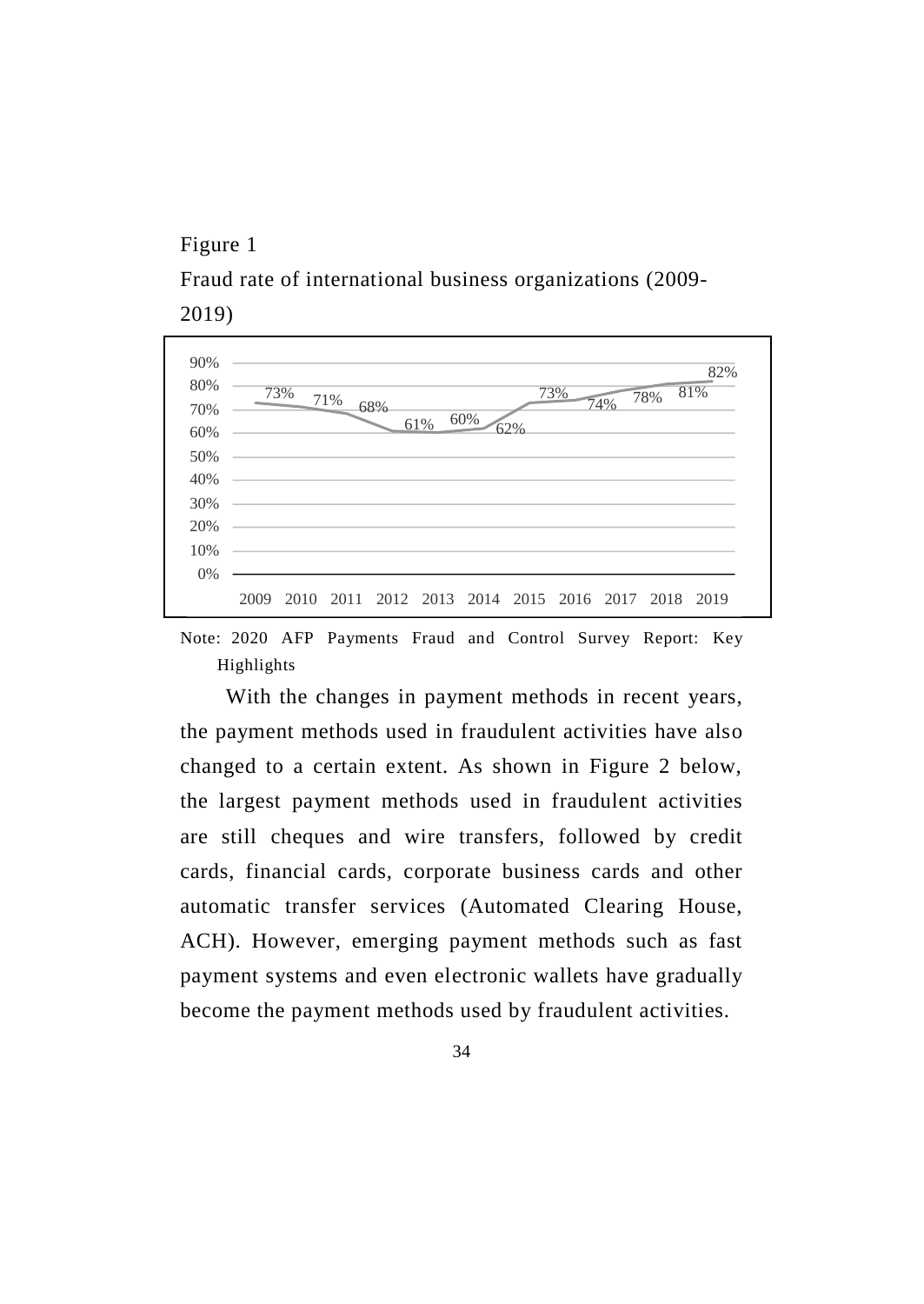Figure 1

Fraud rate of international business organizations (2009-2019)

| Year | 2009 | 2010 | 2011 | 2012 | 2013 | 2014 | 2015 | 2016 | 2017 | 2018 | 2019 |
|---|---|---|---|---|---|---|---|---|---|---|---|
| Fraud rate | 73% | 71% | 68% | 61% | 60% | 62% | 73% | 74% | 78% | 81% | 82% |

Note: 2020 AFP Payments Fraud and Control Survey Report: Key Highlights

With the changes in payment methods in recent years, the payment methods used in fraudulent activities have also changed to a certain extent. As shown in Figure 2 below, the largest payment methods used in fraudulent activities are still cheques and wire transfers, followed by credit cards, financial cards, corporate business cards and other automatic transfer services (Automated Clearing House, ACH). However, emerging payment methods such as fast payment systems and even electronic wallets have gradually become the payment methods used by fraudulent activities.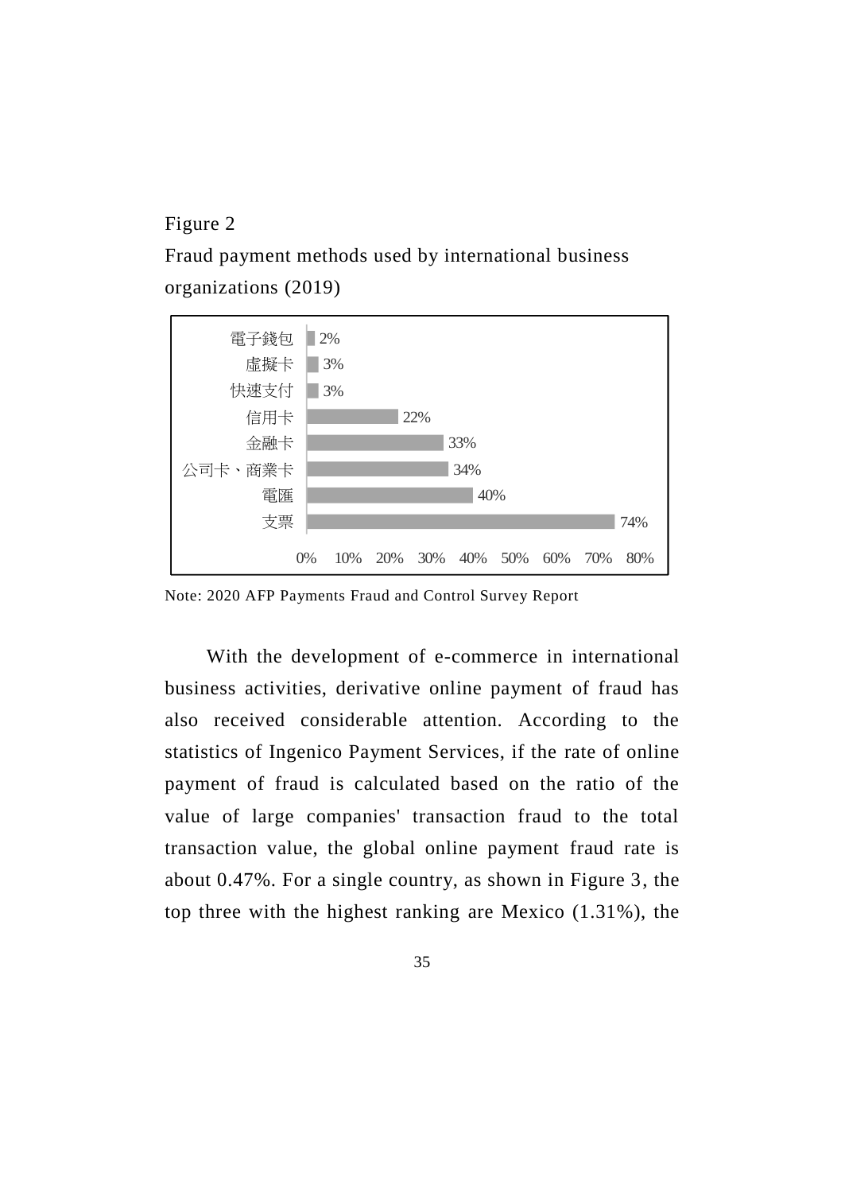Figure 2

Fraud payment methods used by international business organizations (2019)

| 付款方式 | 比例 |
| --- | --- |
| 電子錢包 | 2% |
| 虛擬卡 | 3% |
| 快速支付 | 3% |
| 信用卡 | 22% |
| 金融卡 | 33% |
| 公司卡、商業卡 | 34% |
| 電匯 | 40% |
| 支票 | 74% |

Note: 2020 AFP Payments Fraud and Control Survey Report

With the development of e-commerce in international business activities, derivative online payment of fraud has also received considerable attention. According to the statistics of Ingenico Payment Services, if the rate of online payment of fraud is calculated based on the ratio of the value of large companies' transaction fraud to the total transaction value, the global online payment fraud rate is about 0.47%. For a single country, as shown in Figure 3, the top three with the highest ranking are Mexico (1.31%), the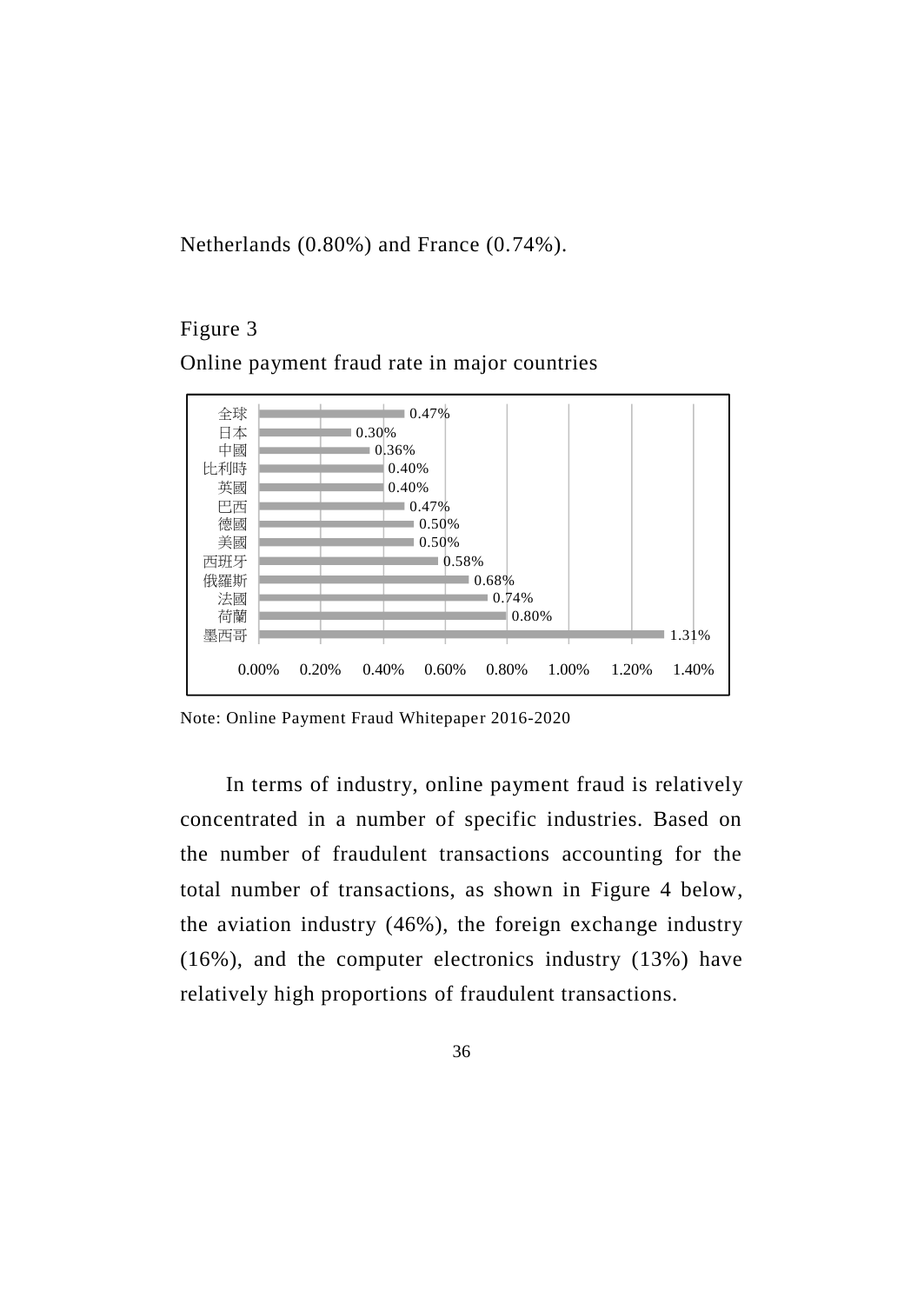Netherlands (0.80%) and France (0.74%).

Figure 3

Online payment fraud rate in major countries

| 國家 | 詐欺率 |
| --- | --- |
| 全球 | 0.47% |
| 日本 | 0.30% |
| 中國 | 0.36% |
| 比利時 | 0.40% |
| 英國 | 0.40% |
| 巴西 | 0.47% |
| 德國 | 0.50% |
| 美國 | 0.50% |
| 西班牙 | 0.58% |
| 俄羅斯 | 0.68% |
| 法國 | 0.74% |
| 荷蘭 | 0.80% |
| 墨西哥 | 1.31% |

Note: Online Payment Fraud Whitepaper 2016-2020

In terms of industry, online payment fraud is relatively concentrated in a number of specific industries. Based on the number of fraudulent transactions accounting for the total number of transactions, as shown in Figure 4 below, the aviation industry (46%), the foreign exchange industry (16%), and the computer electronics industry (13%) have relatively high proportions of fraudulent transactions.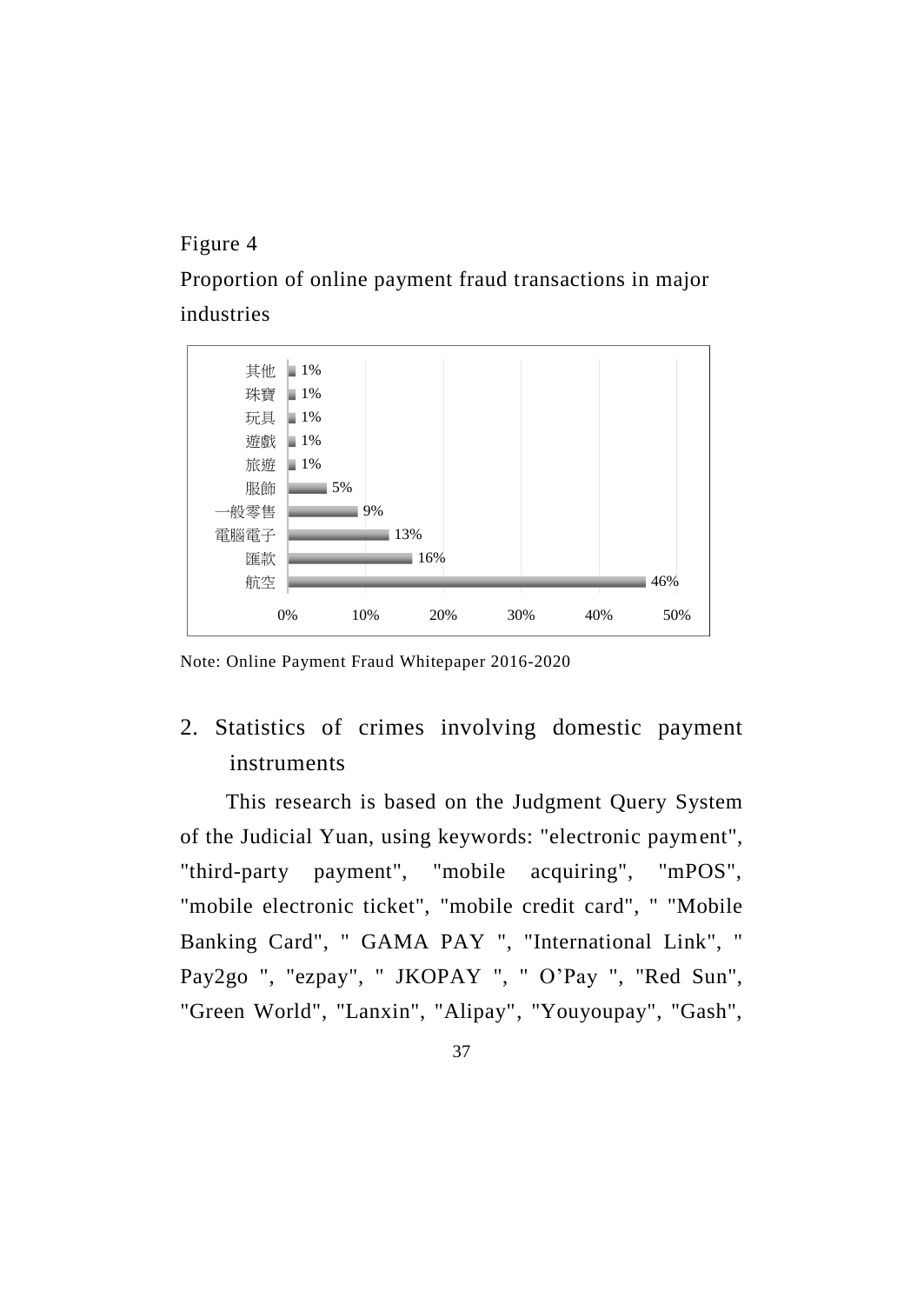Figure 4

Proportion of online payment fraud transactions in major industries

| 產業 | 比例 |
|---|---|
| 其他 | 1% |
| 珠寶 | 1% |
| 玩具 | 1% |
| 遊戲 | 1% |
| 旅遊 | 1% |
| 服飾 | 5% |
| 一般零售 | 9% |
| 電腦電子 | 13% |
| 匯款 | 16% |
| 航空 | 46% |

Note: Online Payment Fraud Whitepaper 2016-2020

2. Statistics of crimes involving domestic payment instruments

This research is based on the Judgment Query System of the Judicial Yuan, using keywords: "electronic payment", "third-party payment", "mobile acquiring", "mPOS", "mobile electronic ticket", "mobile credit card", " "Mobile Banking Card", " GAMA PAY ", "International Link", " Pay2go ", "ezpay", " JKOPAY ", " O'Pay ", "Red Sun", "Green World", "Lanxin", "Alipay", "Youyoupay", "Gash",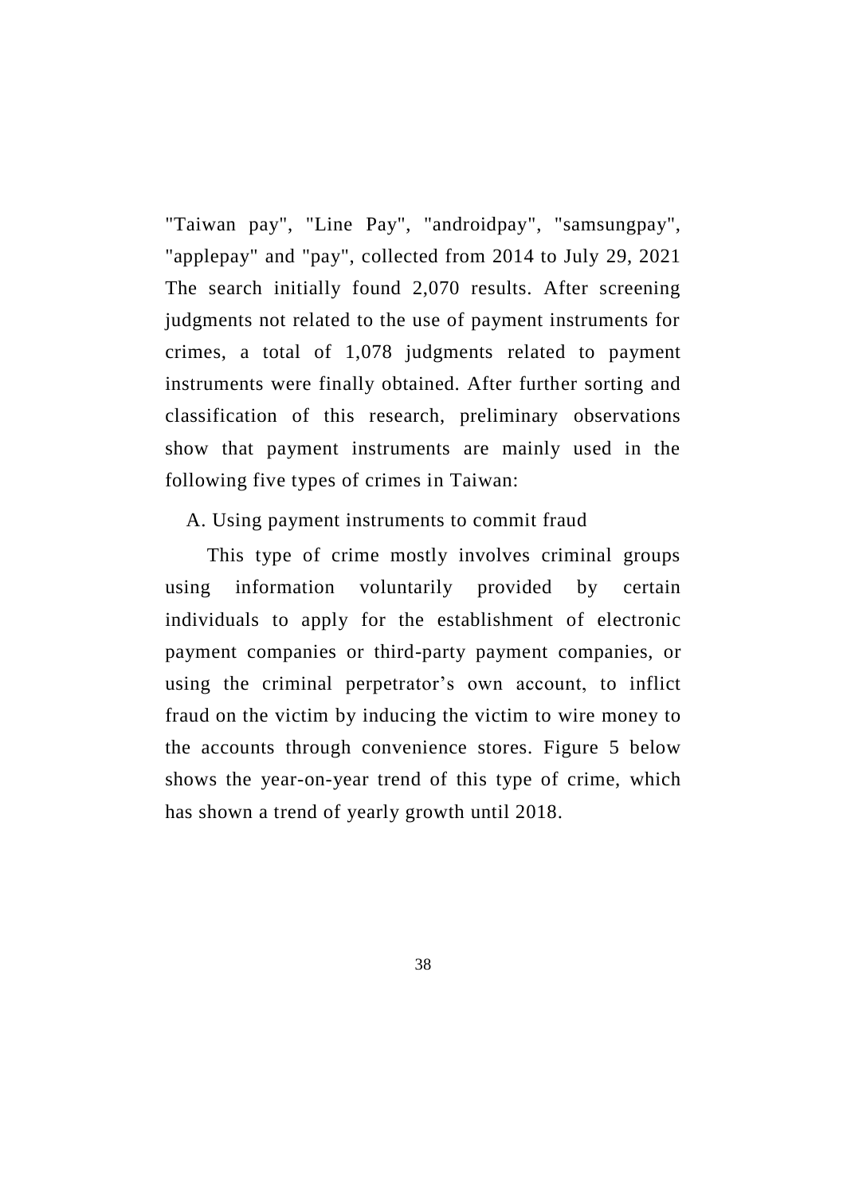"Taiwan pay", "Line Pay", "androidpay", "samsungpay", "applepay" and "pay", collected from 2014 to July 29, 2021 The search initially found 2,070 results. After screening judgments not related to the use of payment instruments for crimes, a total of 1,078 judgments related to payment instruments were finally obtained. After further sorting and classification of this research, preliminary observations show that payment instruments are mainly used in the following five types of crimes in Taiwan:

A. Using payment instruments to commit fraud

This type of crime mostly involves criminal groups using information voluntarily provided by certain individuals to apply for the establishment of electronic payment companies or third-party payment companies, or using the criminal perpetrator's own account, to inflict fraud on the victim by inducing the victim to wire money to the accounts through convenience stores. Figure 5 below shows the year-on-year trend of this type of crime, which has shown a trend of yearly growth until 2018.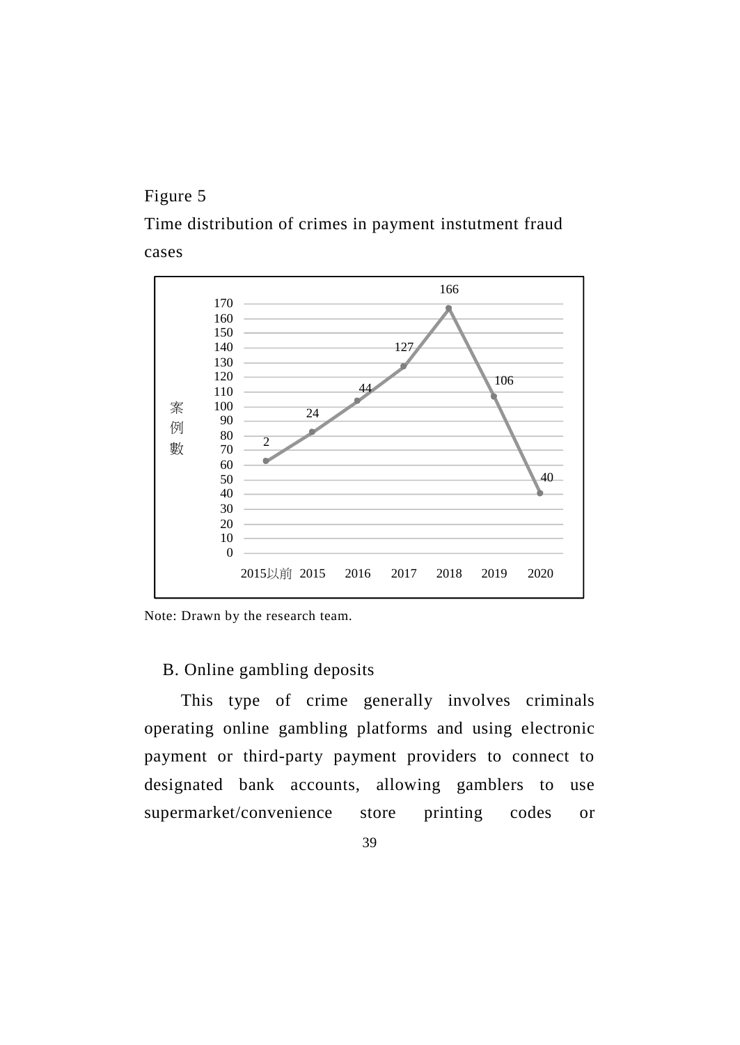Figure 5

Time distribution of crimes in payment instutment fraud cases

| 案例數 | 2015以前 | 2015 | 2016 | 2017 | 2018 | 2019 | 2020 |
|---|---|---|---|---|---|---|---|
| | 2 | 24 | 44 | 127 | 166 | 106 | 40 |

Note: Drawn by the research team.

B. Online gambling deposits

This type of crime generally involves criminals operating online gambling platforms and using electronic payment or third-party payment providers to connect to designated bank accounts, allowing gamblers to use supermarket/convenience store printing codes or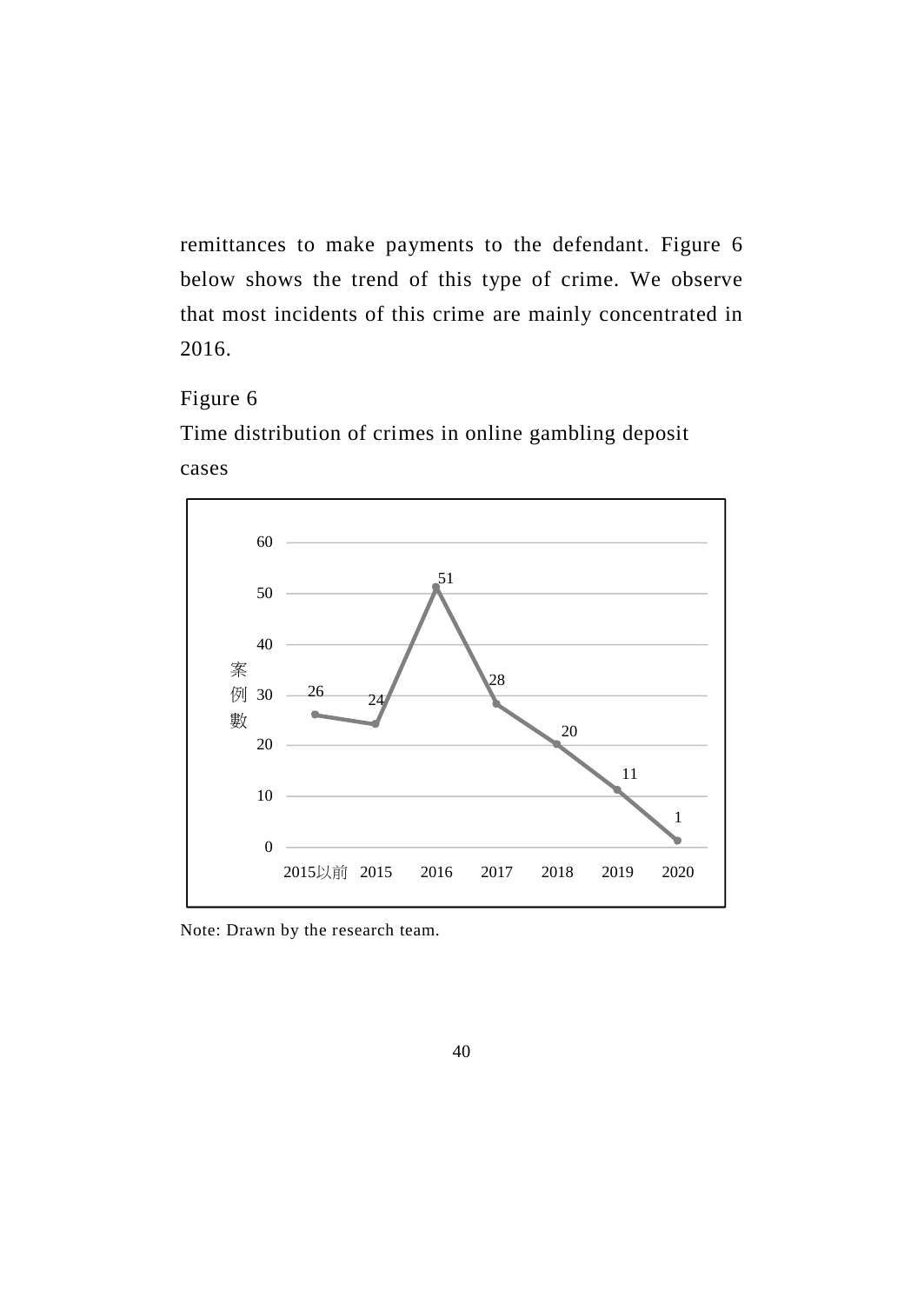remittances to make payments to the defendant. Figure 6 below shows the trend of this type of crime. We observe that most incidents of this crime are mainly concentrated in 2016.

Figure 6

Time distribution of crimes in online gambling deposit cases

| | 2015以前 | 2015 | 2016 | 2017 | 2018 | 2019 | 2020 |
|---|---|---|---|---|---|---|---|
| 案例數 | 26 | 24 | 51 | 28 | 20 | 11 | 1 |

Note: Drawn by the research team.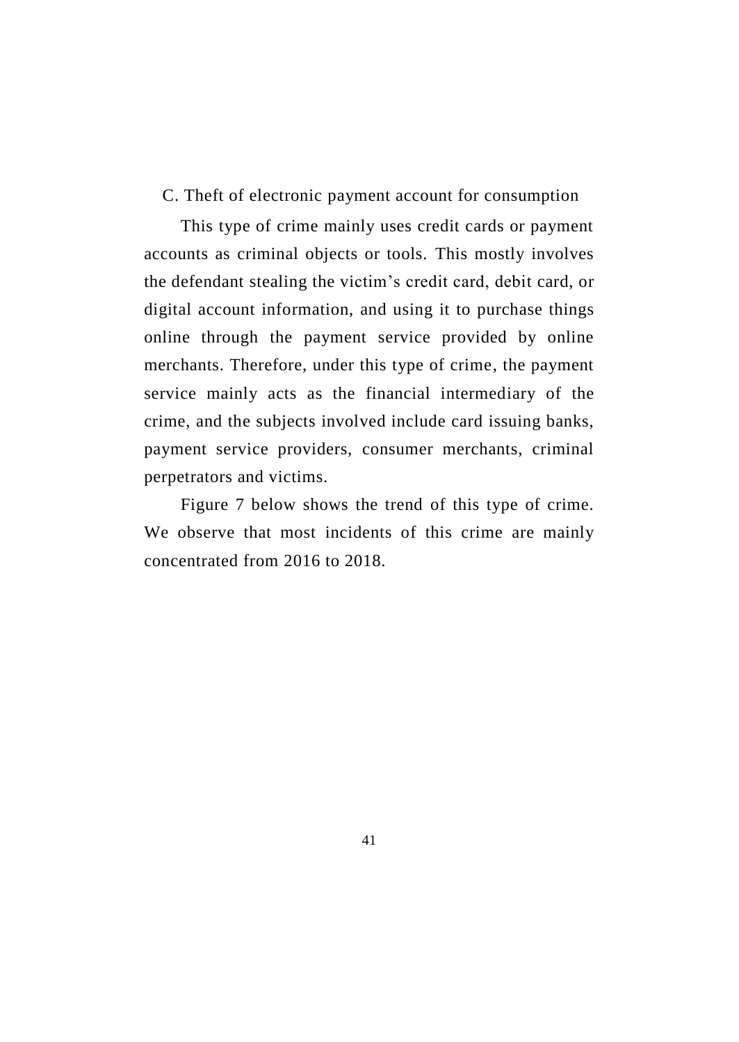### C. Theft of electronic payment account for consumption

This type of crime mainly uses credit cards or payment accounts as criminal objects or tools. This mostly involves the defendant stealing the victim's credit card, debit card, or digital account information, and using it to purchase things online through the payment service provided by online merchants. Therefore, under this type of crime, the payment service mainly acts as the financial intermediary of the crime, and the subjects involved include card issuing banks, payment service providers, consumer merchants, criminal perpetrators and victims.

Figure 7 below shows the trend of this type of crime. We observe that most incidents of this crime are mainly concentrated from 2016 to 2018.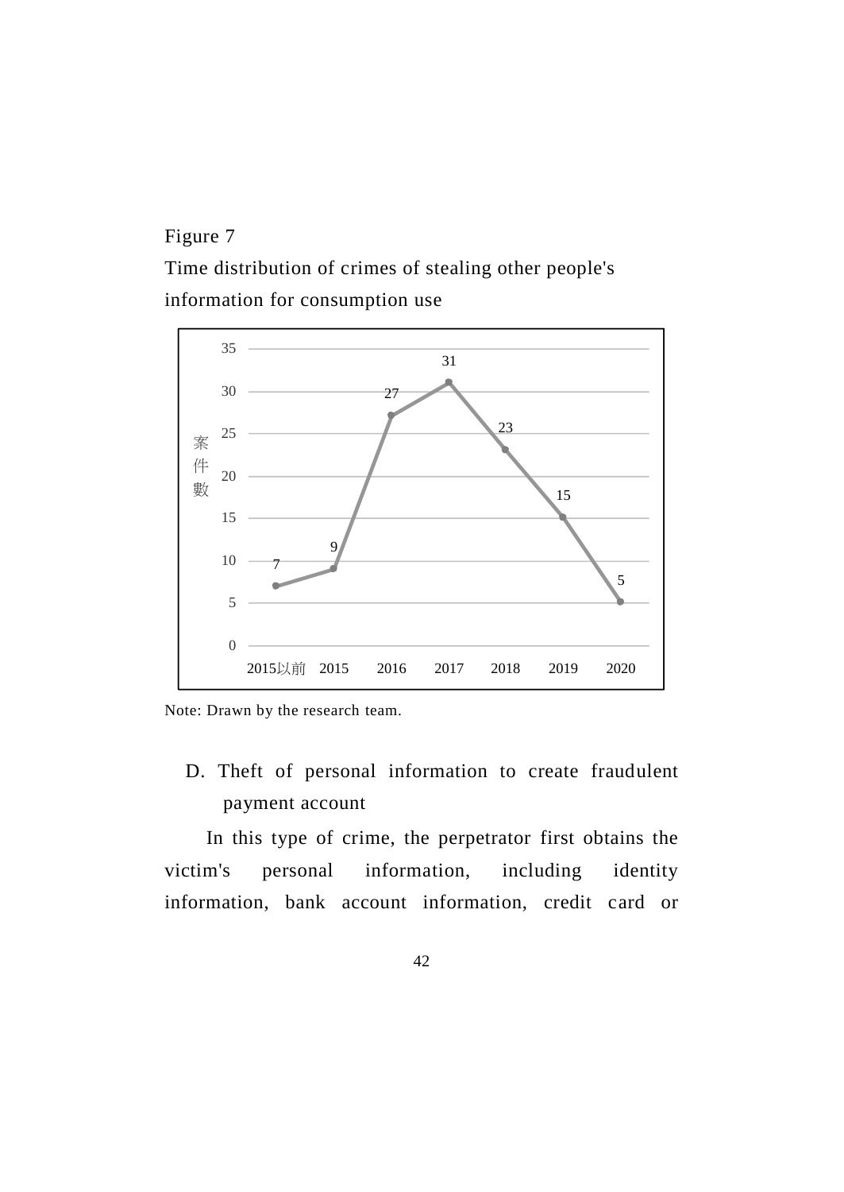Figure 7

Time distribution of crimes of stealing other people's information for consumption use

| 案件數 | 2015以前 | 2015 | 2016 | 2017 | 2018 | 2019 | 2020 |
|---|---|---|---|---|---|---|---|
| | 7 | 9 | 27 | 31 | 23 | 15 | 5 |

Note: Drawn by the research team.

D. Theft of personal information to create fraudulent payment account

In this type of crime, the perpetrator first obtains the victim's personal information, including identity information, bank account information, credit card or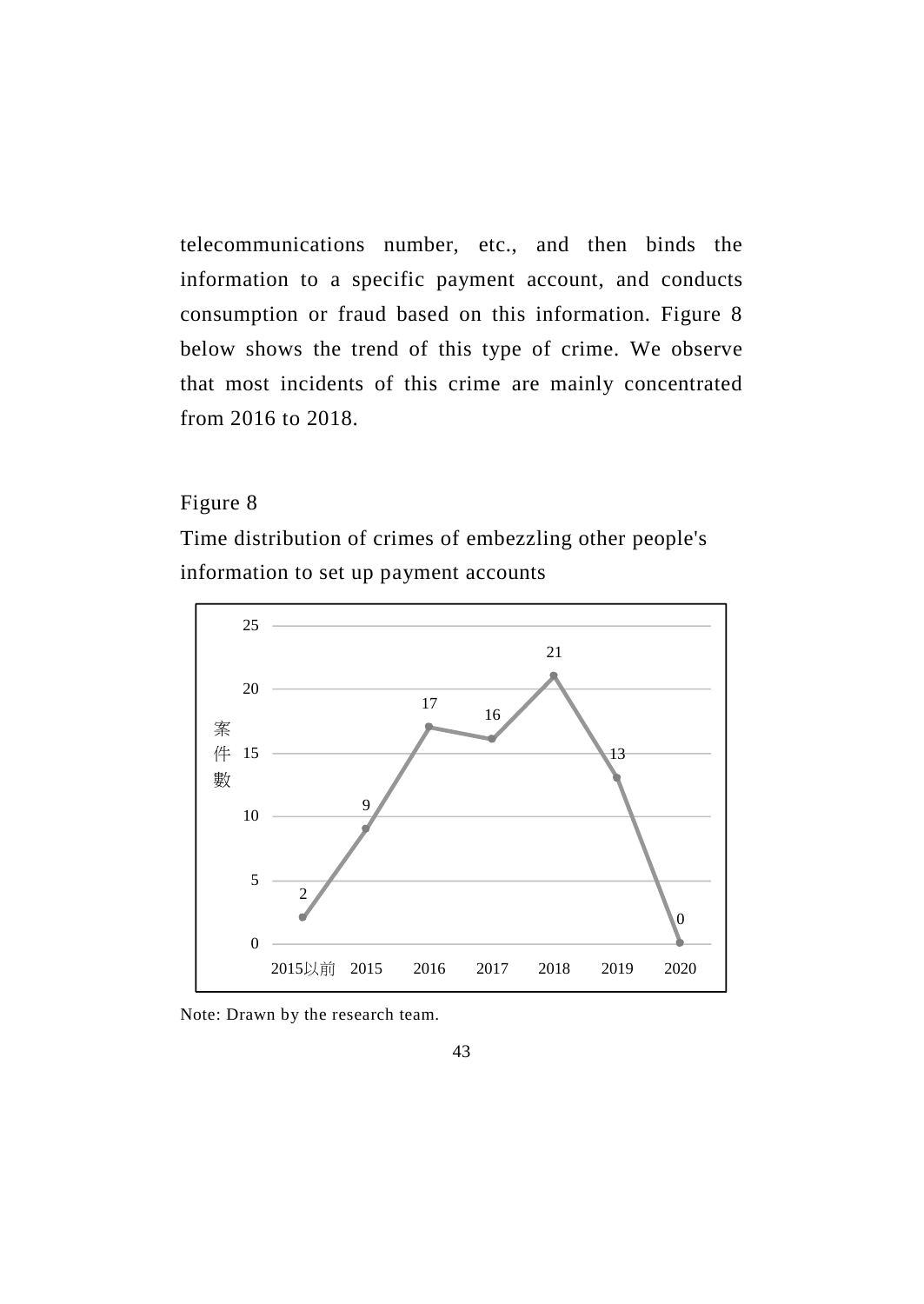telecommunications number, etc., and then binds the information to a specific payment account, and conducts consumption or fraud based on this information. Figure 8 below shows the trend of this type of crime. We observe that most incidents of this crime are mainly concentrated from 2016 to 2018.

Figure 8

Time distribution of crimes of embezzling other people's information to set up payment accounts

| 年份 | 案件數 |
|---|---|
| 2015以前 | 2 |
| 2015 | 9 |
| 2016 | 17 |
| 2017 | 16 |
| 2018 | 21 |
| 2019 | 13 |
| 2020 | 0 |

Note: Drawn by the research team.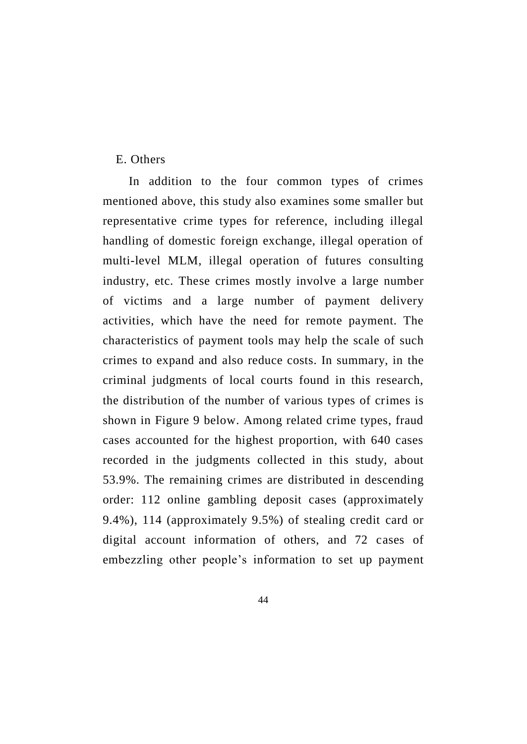E. Others

In addition to the four common types of crimes mentioned above, this study also examines some smaller but representative crime types for reference, including illegal handling of domestic foreign exchange, illegal operation of multi-level MLM, illegal operation of futures consulting industry, etc. These crimes mostly involve a large number of victims and a large number of payment delivery activities, which have the need for remote payment. The characteristics of payment tools may help the scale of such crimes to expand and also reduce costs. In summary, in the criminal judgments of local courts found in this research, the distribution of the number of various types of crimes is shown in Figure 9 below. Among related crime types, fraud cases accounted for the highest proportion, with 640 cases recorded in the judgments collected in this study, about 53.9%. The remaining crimes are distributed in descending order: 112 online gambling deposit cases (approximately 9.4%), 114 (approximately 9.5%) of stealing credit card or digital account information of others, and 72 cases of embezzling other people's information to set up payment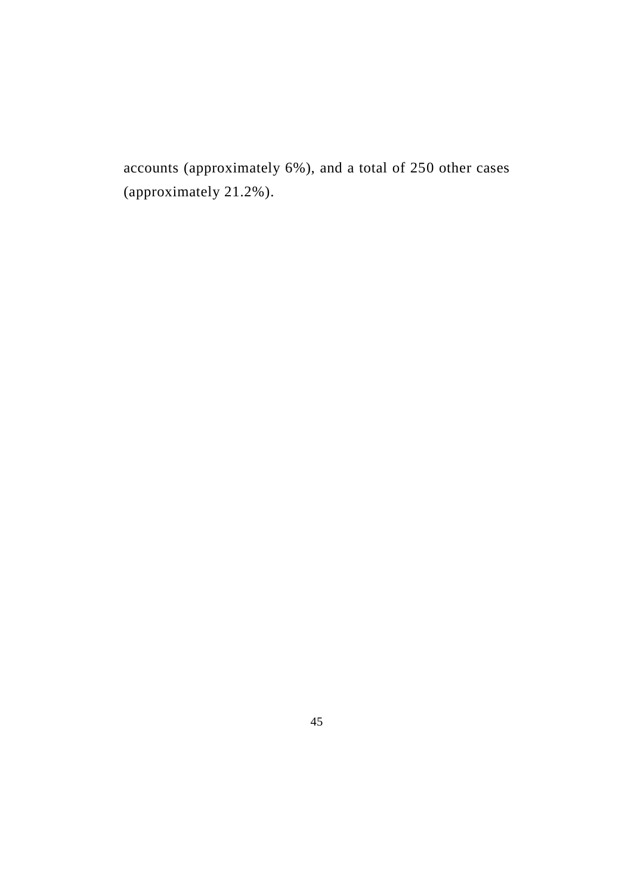accounts (approximately 6%), and a total of 250 other cases (approximately 21.2%).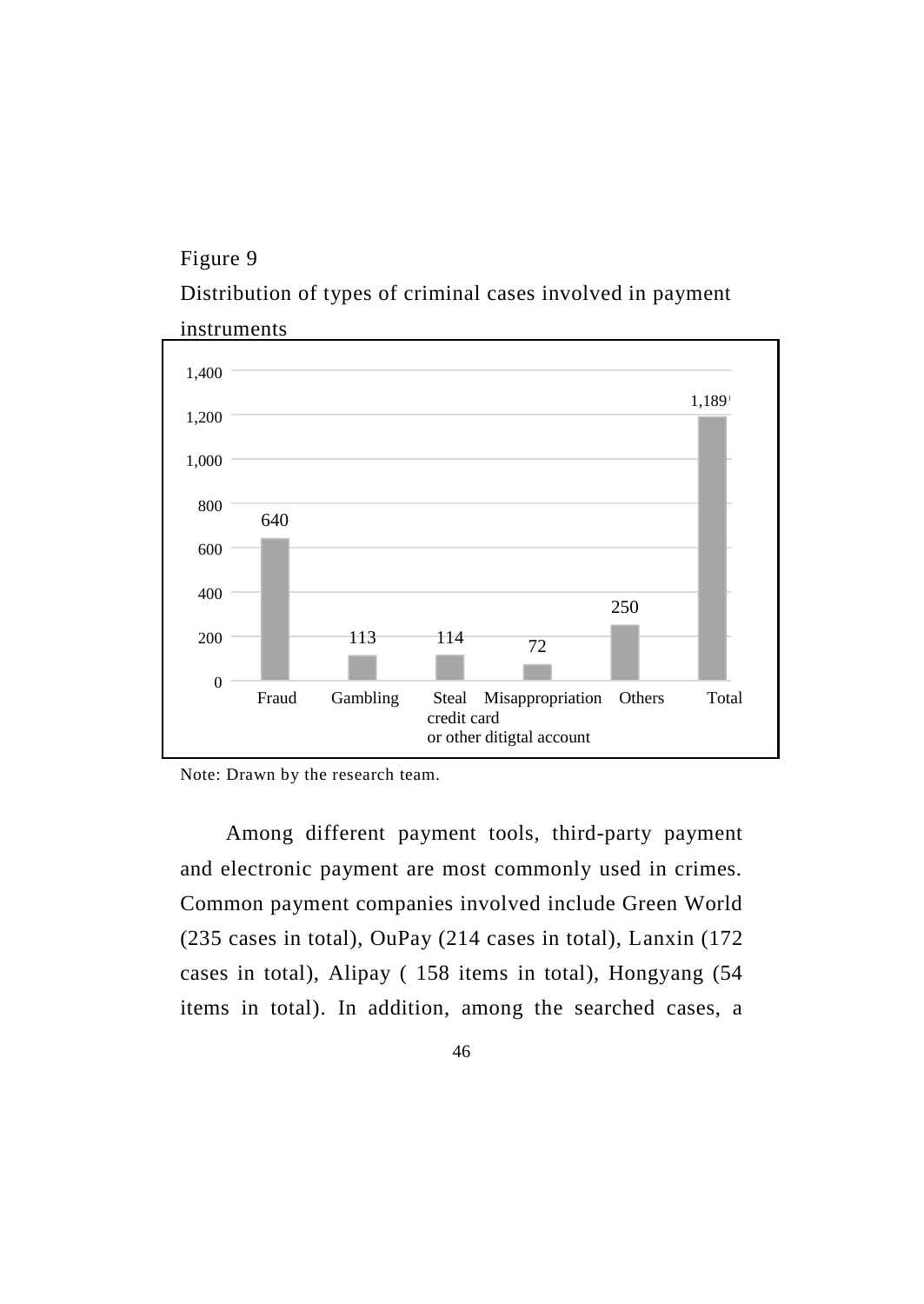Figure 9

Distribution of types of criminal cases involved in payment instruments

| Fraud | Gambling | Steal credit card or other ditigtal account | Misappropriation | Others | Total |
|---|---|---|---|---|---|
| 640 | 113 | 114 | 72 | 250 | 1,189 |

Note: Drawn by the research team.

Among different payment tools, third-party payment and electronic payment are most commonly used in crimes. Common payment companies involved include Green World (235 cases in total), OuPay (214 cases in total), Lanxin (172 cases in total), Alipay ( 158 items in total), Hongyang (54 items in total). In addition, among the searched cases, a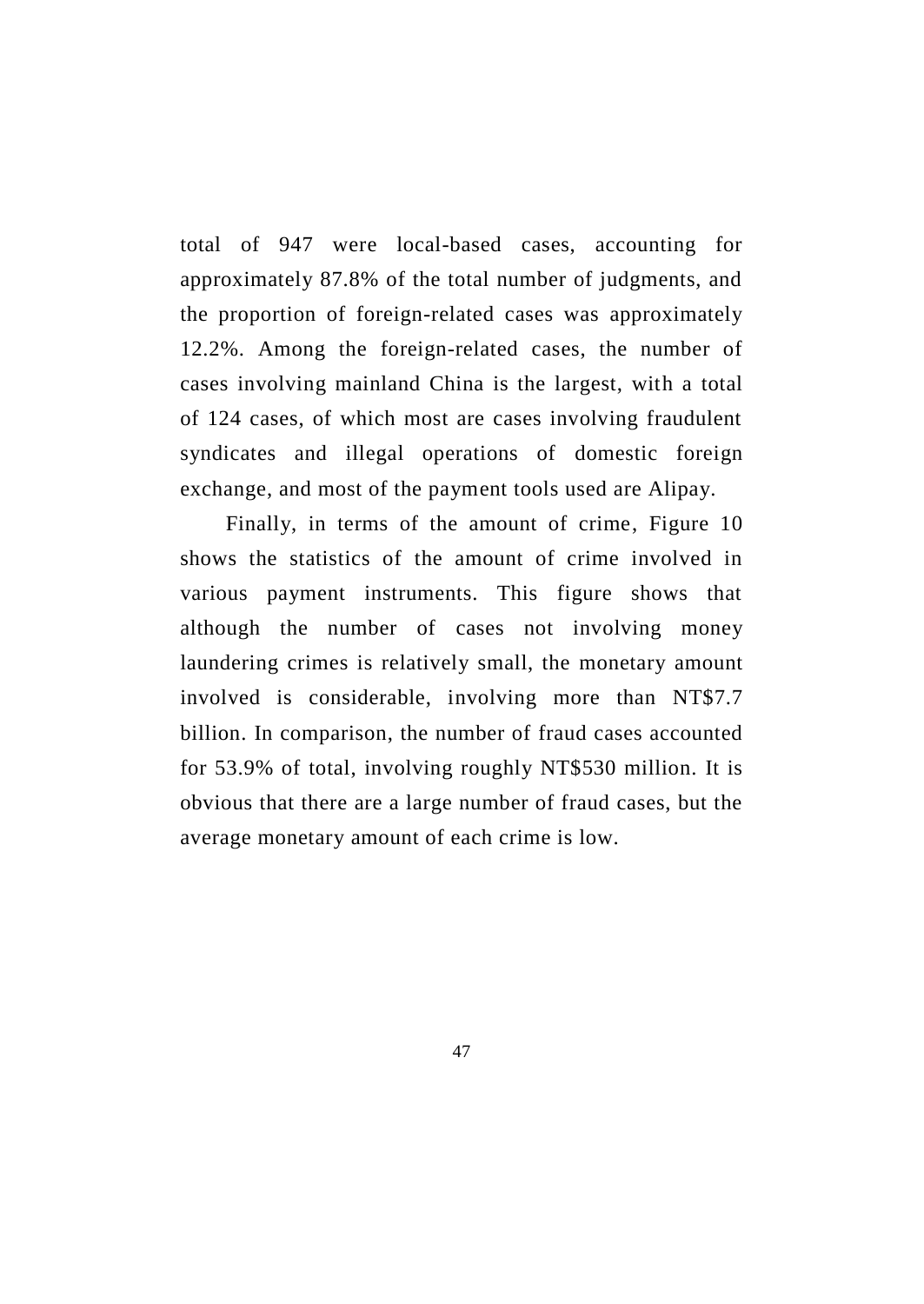total of 947 were local-based cases, accounting for approximately 87.8% of the total number of judgments, and the proportion of foreign-related cases was approximately 12.2%. Among the foreign-related cases, the number of cases involving mainland China is the largest, with a total of 124 cases, of which most are cases involving fraudulent syndicates and illegal operations of domestic foreign exchange, and most of the payment tools used are Alipay.

Finally, in terms of the amount of crime, Figure 10 shows the statistics of the amount of crime involved in various payment instruments. This figure shows that although the number of cases not involving money laundering crimes is relatively small, the monetary amount involved is considerable, involving more than NT$7.7 billion. In comparison, the number of fraud cases accounted for 53.9% of total, involving roughly NT$530 million. It is obvious that there are a large number of fraud cases, but the average monetary amount of each crime is low.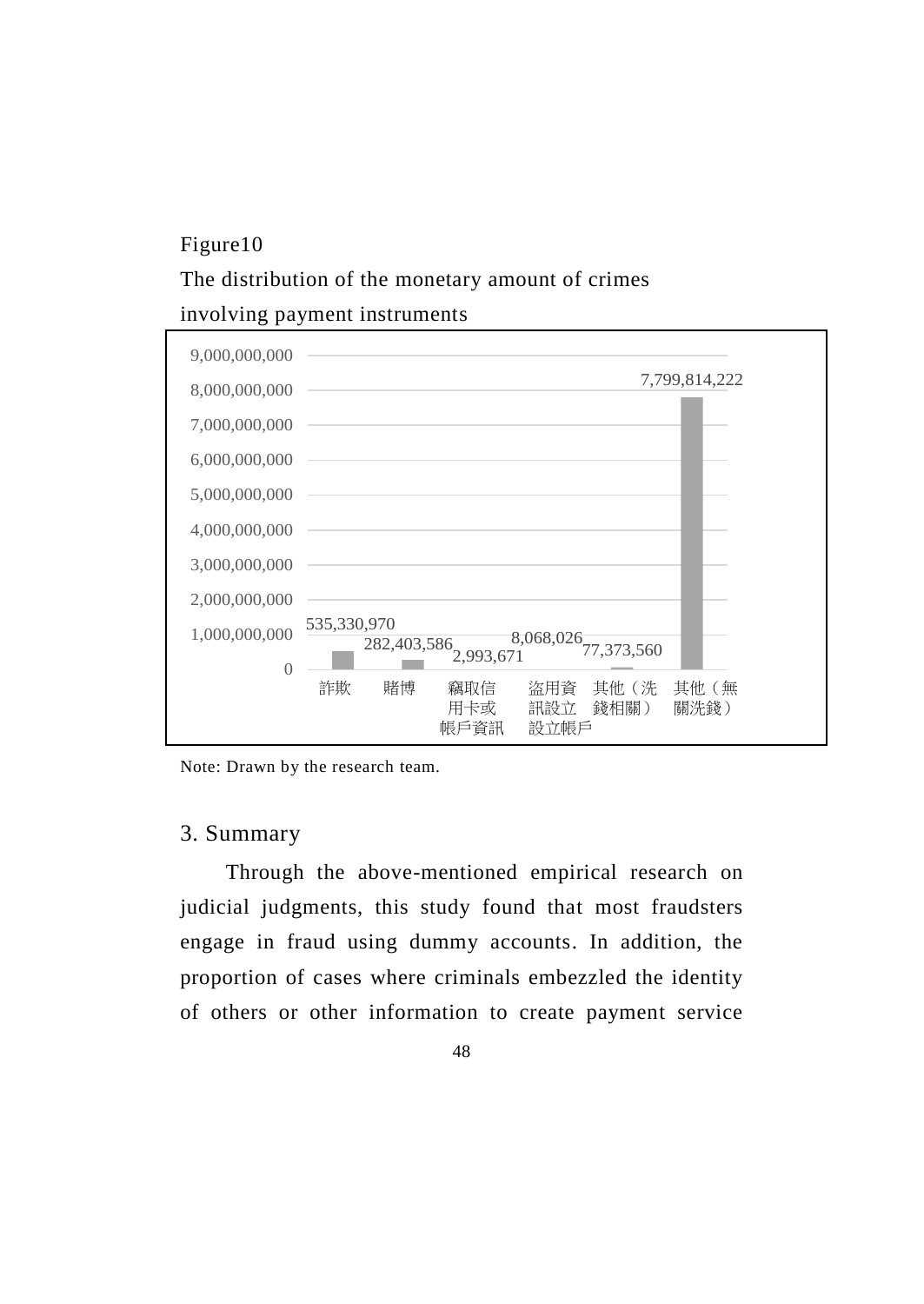Figure10

The distribution of the monetary amount of crimes involving payment instruments

| 類別 | 金額 |
|---|---|
| 詐欺 | 535,330,970 |
| 賭博 | 282,403,586 |
| 竊取信用卡或帳戶資訊 | 2,993,671 |
| 盜用資訊設立設立帳戶 | 8,068,026 |
| 其他（洗錢相關） | 77,373,560 |
| 其他（無關洗錢） | 7,799,814,222 |

Note: Drawn by the research team.

## 3. Summary

Through the above-mentioned empirical research on judicial judgments, this study found that most fraudsters engage in fraud using dummy accounts. In addition, the proportion of cases where criminals embezzled the identity of others or other information to create payment service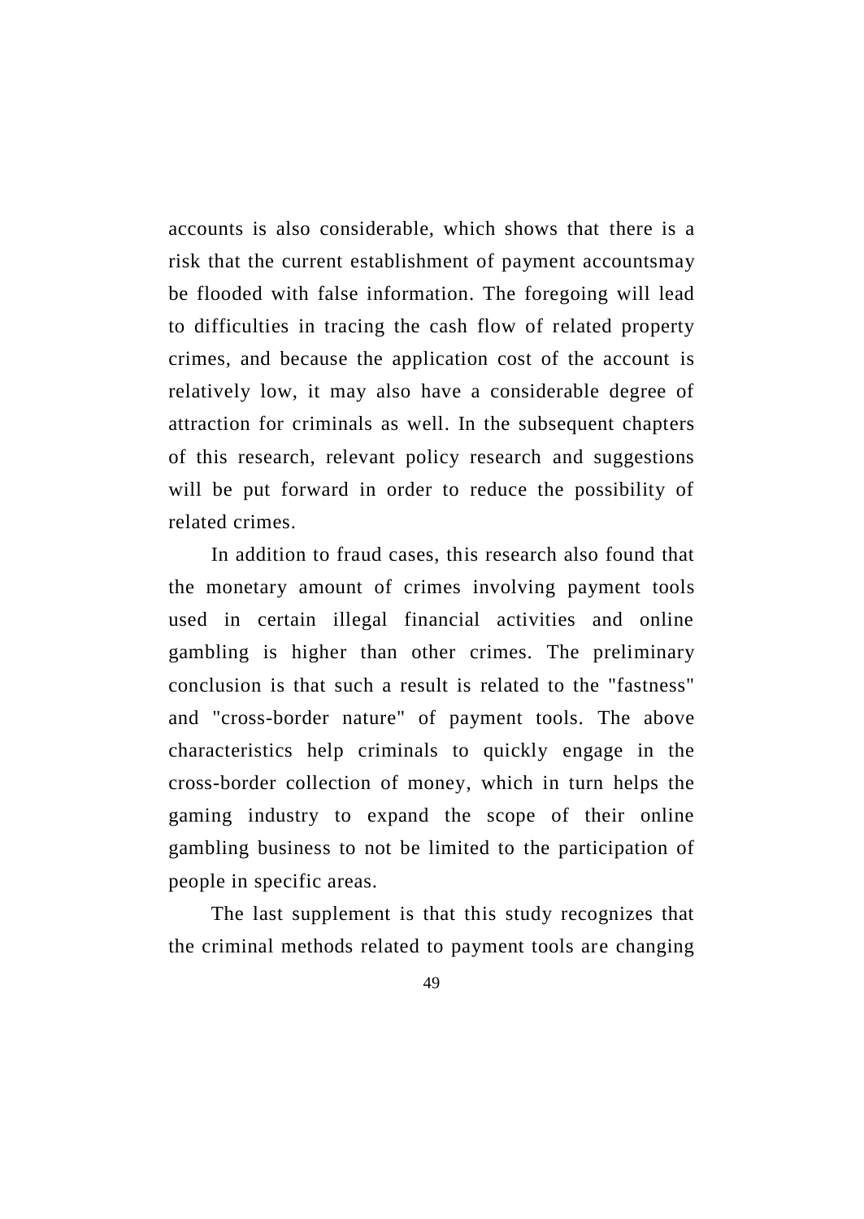accounts is also considerable, which shows that there is a risk that the current establishment of payment accountsmay be flooded with false information. The foregoing will lead to difficulties in tracing the cash flow of related property crimes, and because the application cost of the account is relatively low, it may also have a considerable degree of attraction for criminals as well. In the subsequent chapters of this research, relevant policy research and suggestions will be put forward in order to reduce the possibility of related crimes.

In addition to fraud cases, this research also found that the monetary amount of crimes involving payment tools used in certain illegal financial activities and online gambling is higher than other crimes. The preliminary conclusion is that such a result is related to the "fastness" and "cross-border nature" of payment tools. The above characteristics help criminals to quickly engage in the cross-border collection of money, which in turn helps the gaming industry to expand the scope of their online gambling business to not be limited to the participation of people in specific areas.

The last supplement is that this study recognizes that the criminal methods related to payment tools are changing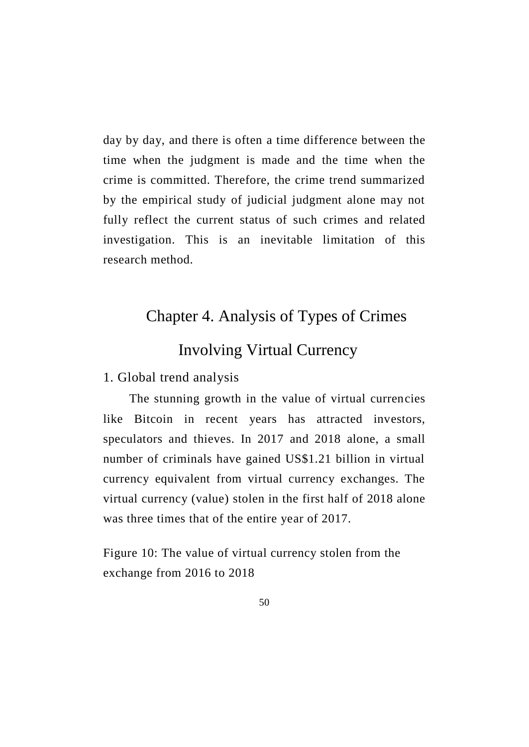day by day, and there is often a time difference between the time when the judgment is made and the time when the crime is committed. Therefore, the crime trend summarized by the empirical study of judicial judgment alone may not fully reflect the current status of such crimes and related investigation. This is an inevitable limitation of this research method.

# Chapter 4. Analysis of Types of Crimes Involving Virtual Currency

## 1. Global trend analysis

The stunning growth in the value of virtual currencies like Bitcoin in recent years has attracted investors, speculators and thieves. In 2017 and 2018 alone, a small number of criminals have gained US$1.21 billion in virtual currency equivalent from virtual currency exchanges. The virtual currency (value) stolen in the first half of 2018 alone was three times that of the entire year of 2017.

Figure 10: The value of virtual currency stolen from the exchange from 2016 to 2018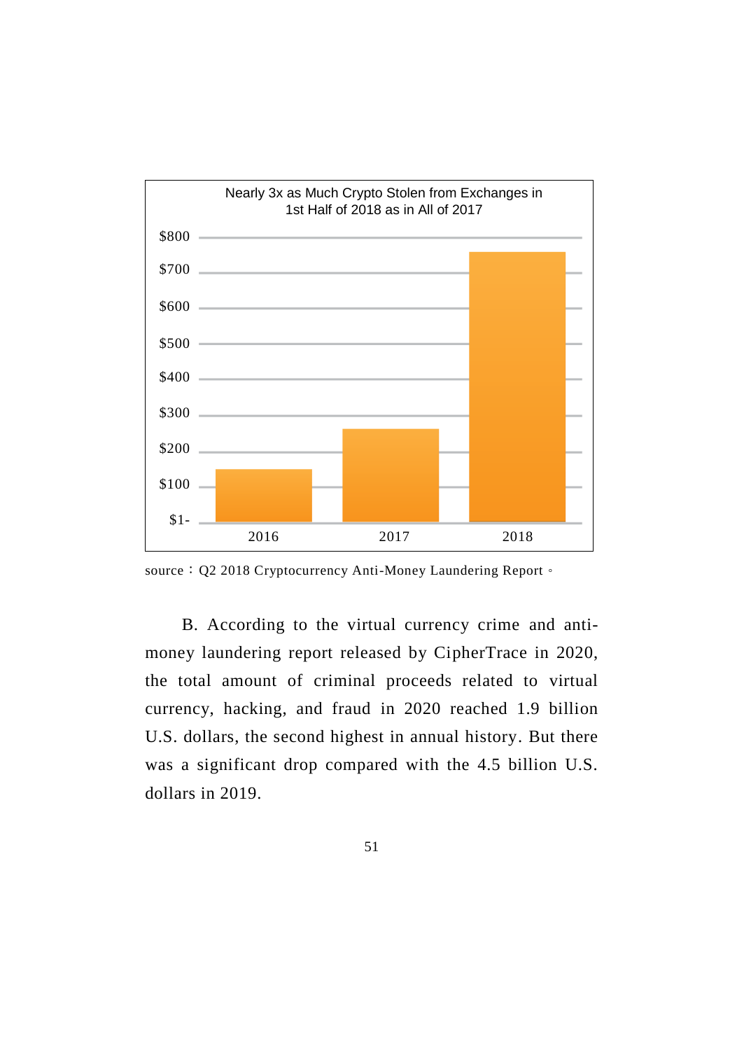Nearly 3x as Much Crypto Stolen from Exchanges in 1st Half of 2018 as in All of 2017

source：Q2 2018 Cryptocurrency Anti-Money Laundering Report。

B. According to the virtual currency crime and anti-money laundering report released by CipherTrace in 2020, the total amount of criminal proceeds related to virtual currency, hacking, and fraud in 2020 reached 1.9 billion U.S. dollars, the second highest in annual history. But there was a significant drop compared with the 4.5 billion U.S. dollars in 2019.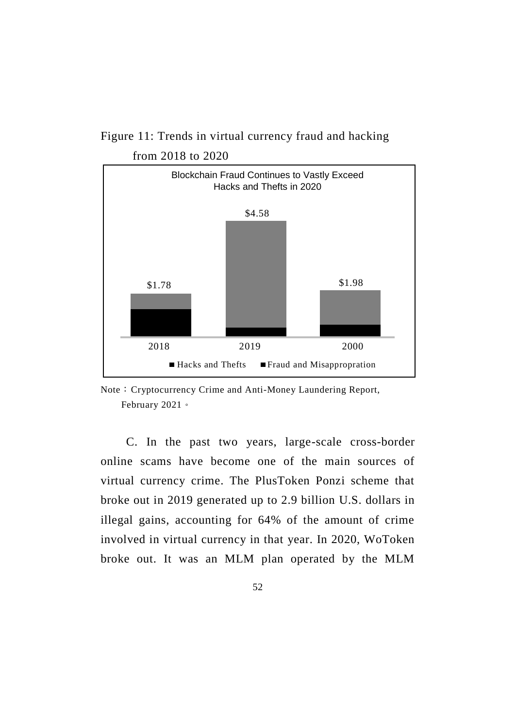Figure 11: Trends in virtual currency fraud and hacking from 2018 to 2020

Blockchain Fraud Continues to Vastly Exceed Hacks and Thefts in 2020

| Year | Total |
|---|---|
| 2018 | $1.78 |
| 2019 | $4.58 |
| 2000 | $1.98 |

■ Hacks and Thefts ■ Fraud and Misappropration

Note：Cryptocurrency Crime and Anti-Money Laundering Report, February 2021。

C. In the past two years, large-scale cross-border online scams have become one of the main sources of virtual currency crime. The PlusToken Ponzi scheme that broke out in 2019 generated up to 2.9 billion U.S. dollars in illegal gains, accounting for 64% of the amount of crime involved in virtual currency in that year. In 2020, WoToken broke out. It was an MLM plan operated by the MLM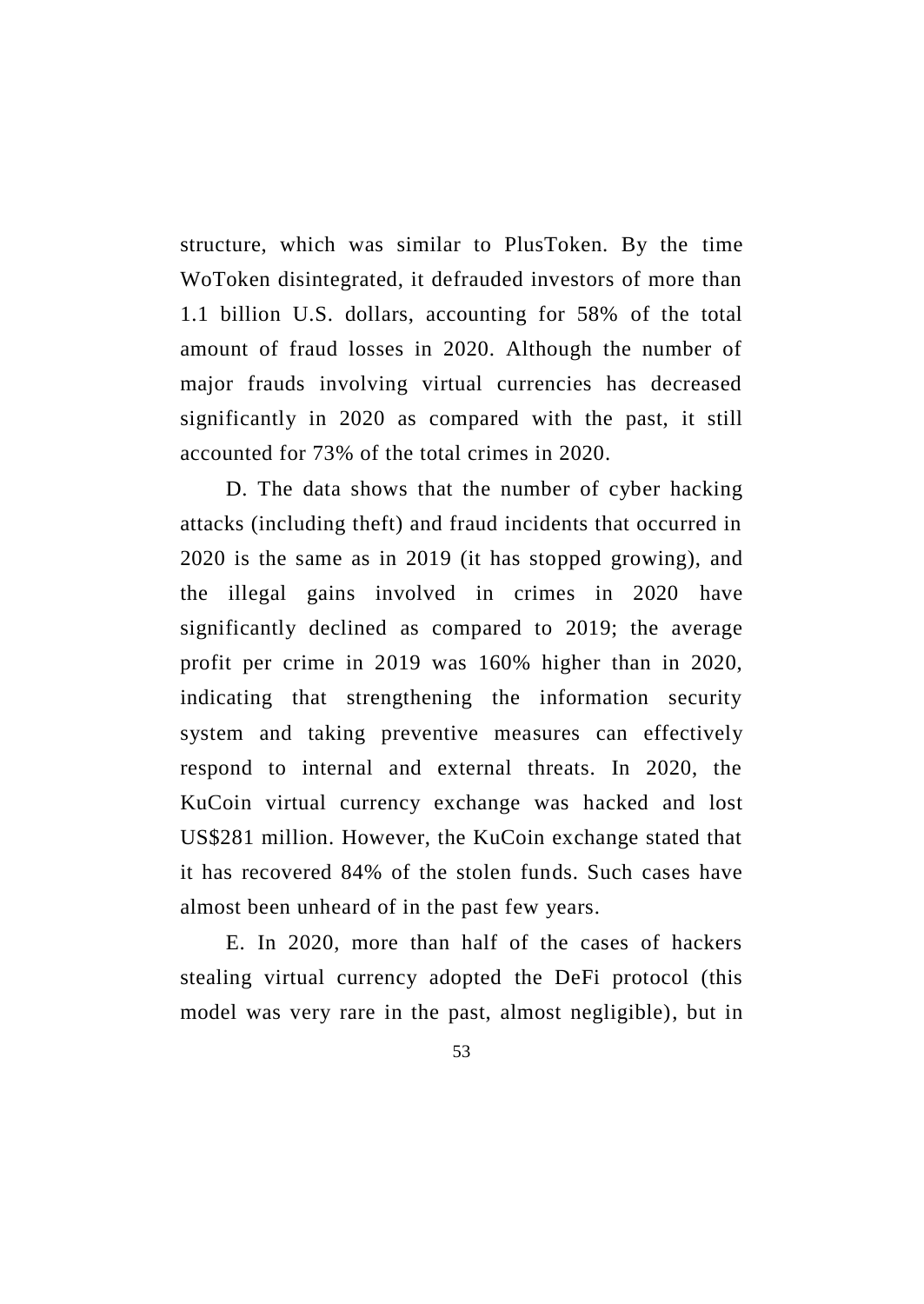structure, which was similar to PlusToken. By the time WoToken disintegrated, it defrauded investors of more than 1.1 billion U.S. dollars, accounting for 58% of the total amount of fraud losses in 2020. Although the number of major frauds involving virtual currencies has decreased significantly in 2020 as compared with the past, it still accounted for 73% of the total crimes in 2020.

D. The data shows that the number of cyber hacking attacks (including theft) and fraud incidents that occurred in 2020 is the same as in 2019 (it has stopped growing), and the illegal gains involved in crimes in 2020 have significantly declined as compared to 2019; the average profit per crime in 2019 was 160% higher than in 2020, indicating that strengthening the information security system and taking preventive measures can effectively respond to internal and external threats. In 2020, the KuCoin virtual currency exchange was hacked and lost US$281 million. However, the KuCoin exchange stated that it has recovered 84% of the stolen funds. Such cases have almost been unheard of in the past few years.

E. In 2020, more than half of the cases of hackers stealing virtual currency adopted the DeFi protocol (this model was very rare in the past, almost negligible), but in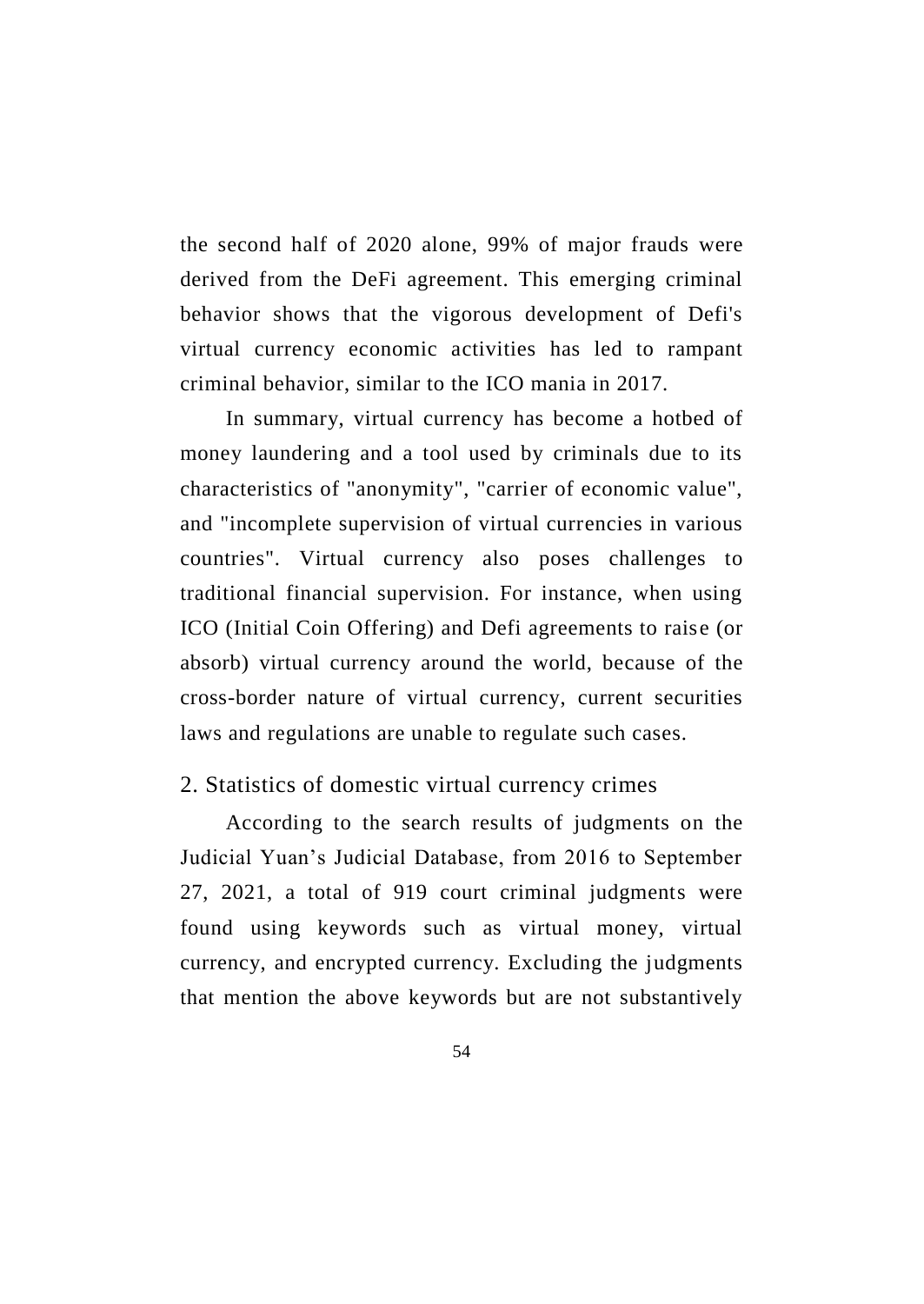the second half of 2020 alone, 99% of major frauds were derived from the DeFi agreement. This emerging criminal behavior shows that the vigorous development of Defi's virtual currency economic activities has led to rampant criminal behavior, similar to the ICO mania in 2017.

In summary, virtual currency has become a hotbed of money laundering and a tool used by criminals due to its characteristics of "anonymity", "carrier of economic value", and "incomplete supervision of virtual currencies in various countries". Virtual currency also poses challenges to traditional financial supervision. For instance, when using ICO (Initial Coin Offering) and Defi agreements to raise (or absorb) virtual currency around the world, because of the cross-border nature of virtual currency, current securities laws and regulations are unable to regulate such cases.

### 2. Statistics of domestic virtual currency crimes

According to the search results of judgments on the Judicial Yuan's Judicial Database, from 2016 to September 27, 2021, a total of 919 court criminal judgments were found using keywords such as virtual money, virtual currency, and encrypted currency. Excluding the judgments that mention the above keywords but are not substantively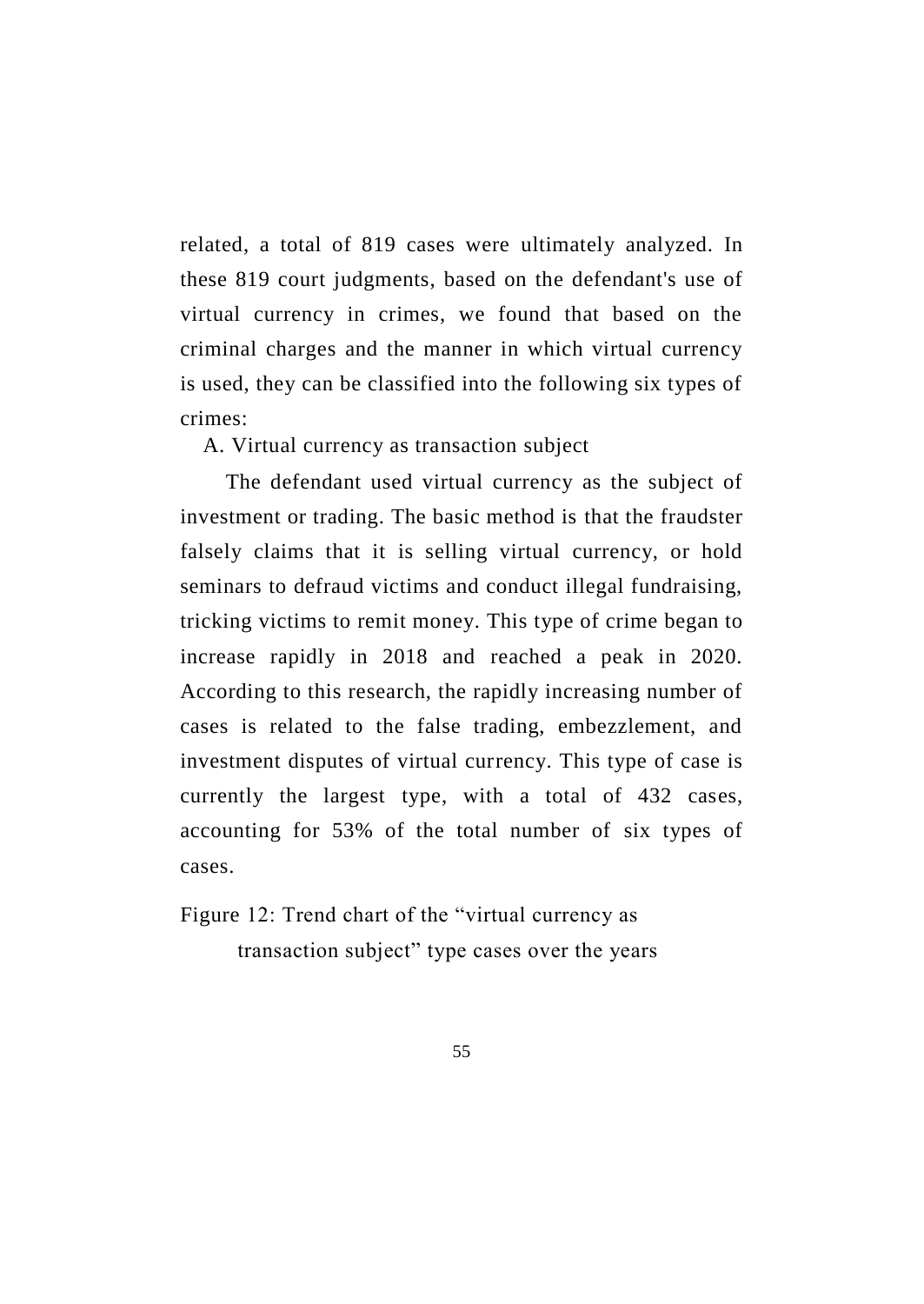related, a total of 819 cases were ultimately analyzed. In these 819 court judgments, based on the defendant's use of virtual currency in crimes, we found that based on the criminal charges and the manner in which virtual currency is used, they can be classified into the following six types of crimes:

A. Virtual currency as transaction subject

The defendant used virtual currency as the subject of investment or trading. The basic method is that the fraudster falsely claims that it is selling virtual currency, or hold seminars to defraud victims and conduct illegal fundraising, tricking victims to remit money. This type of crime began to increase rapidly in 2018 and reached a peak in 2020. According to this research, the rapidly increasing number of cases is related to the false trading, embezzlement, and investment disputes of virtual currency. This type of case is currently the largest type, with a total of 432 cases, accounting for 53% of the total number of six types of cases.

Figure 12: Trend chart of the “virtual currency as transaction subject” type cases over the years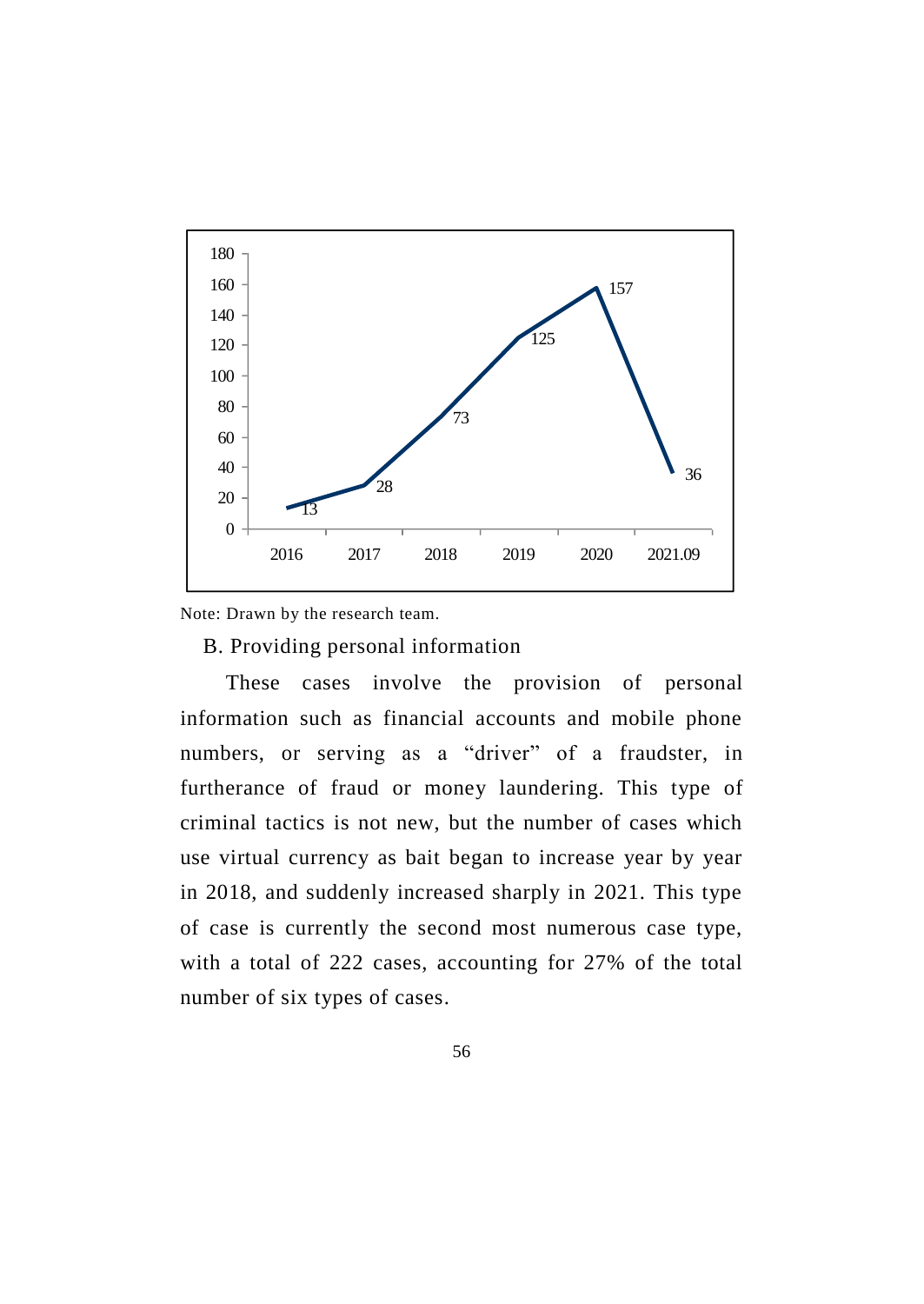| Year | Cases |
|---|---|
| 2016 | 13 |
| 2017 | 28 |
| 2018 | 73 |
| 2019 | 125 |
| 2020 | 157 |
| 2021.09 | 36 |

Note: Drawn by the research team.

B. Providing personal information

These cases involve the provision of personal information such as financial accounts and mobile phone numbers, or serving as a "driver" of a fraudster, in furtherance of fraud or money laundering. This type of criminal tactics is not new, but the number of cases which use virtual currency as bait began to increase year by year in 2018, and suddenly increased sharply in 2021. This type of case is currently the second most numerous case type, with a total of 222 cases, accounting for 27% of the total number of six types of cases.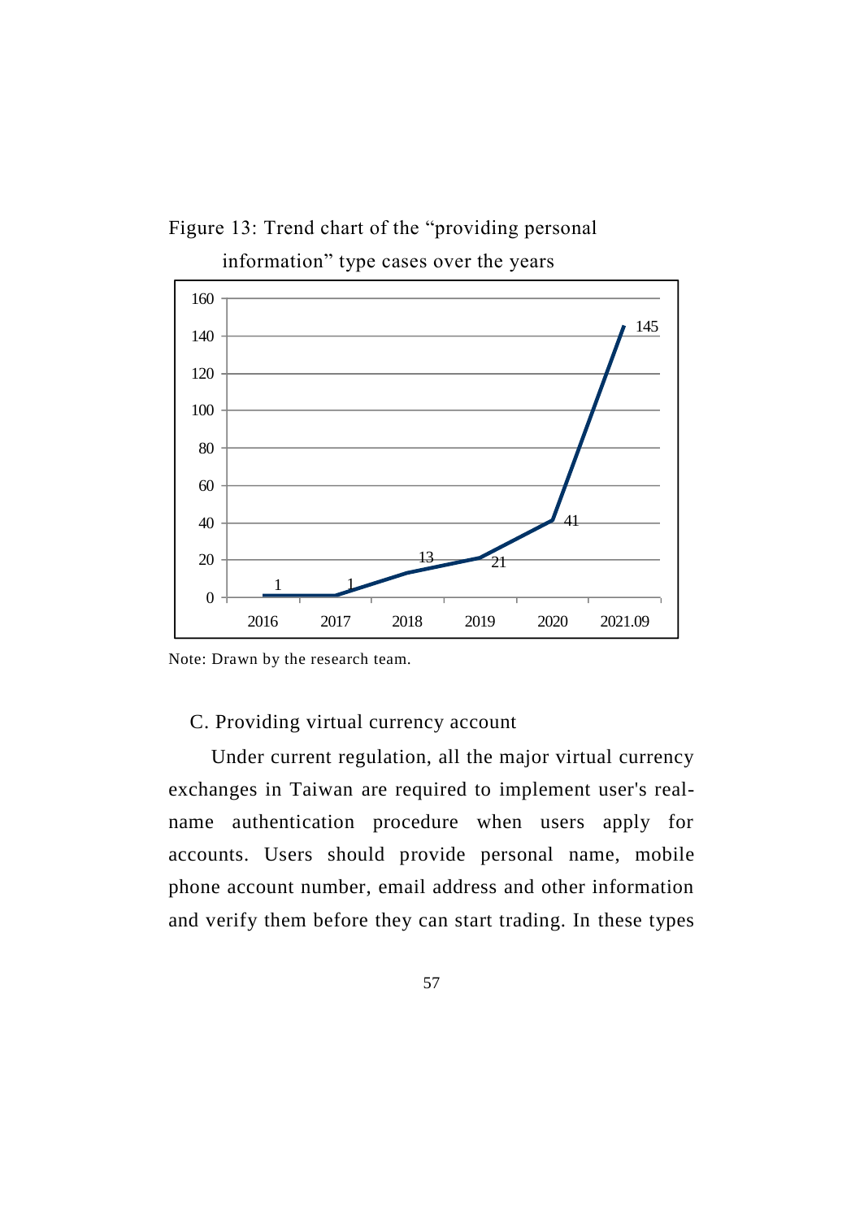Figure 13: Trend chart of the "providing personal information" type cases over the years

| Year | Cases |
|---|---|
| 2016 | 1 |
| 2017 | 1 |
| 2018 | 13 |
| 2019 | 21 |
| 2020 | 41 |
| 2021.09 | 145 |

Note: Drawn by the research team.

C. Providing virtual currency account

Under current regulation, all the major virtual currency exchanges in Taiwan are required to implement user's real-name authentication procedure when users apply for accounts. Users should provide personal name, mobile phone account number, email address and other information and verify them before they can start trading. In these types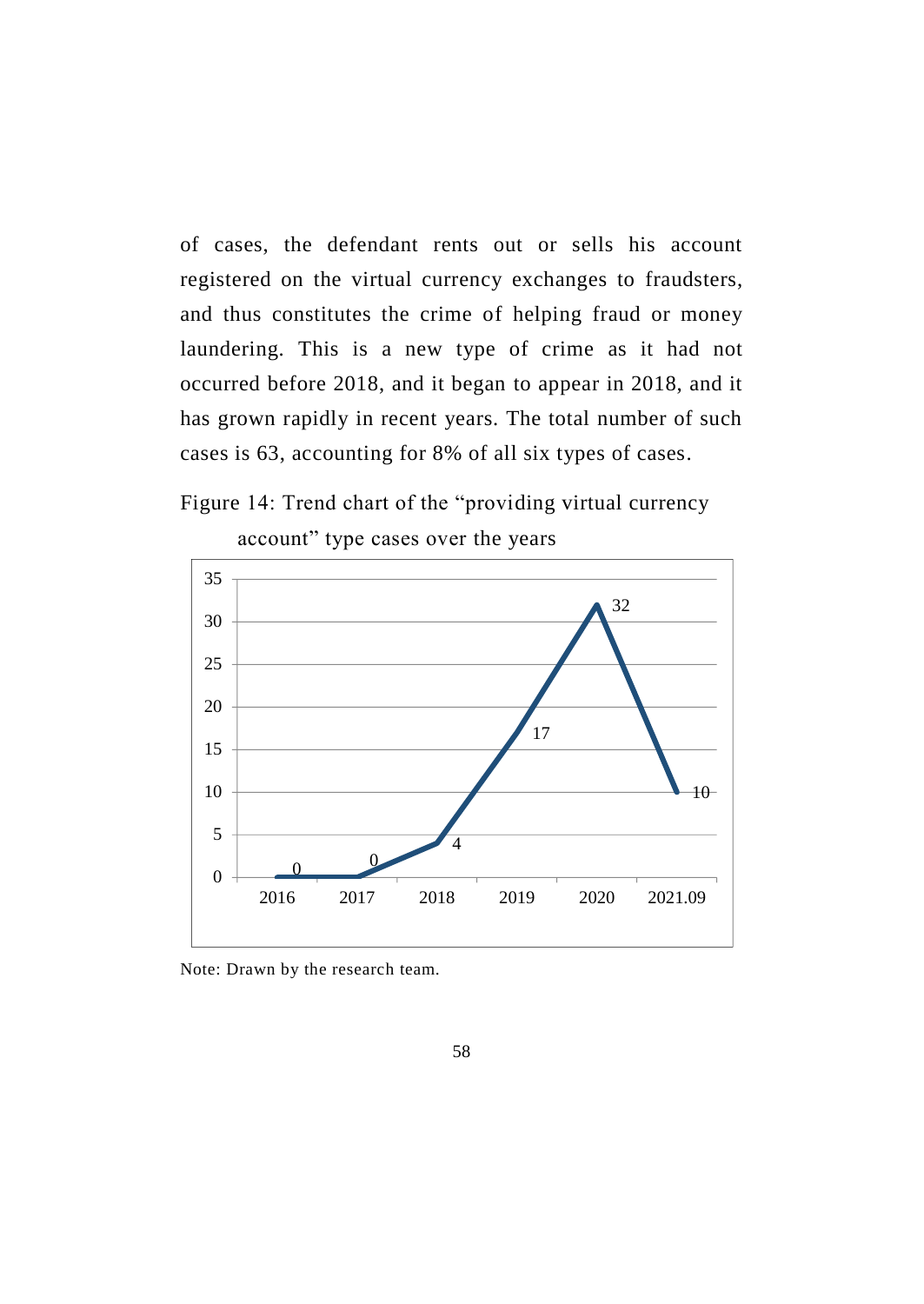of cases, the defendant rents out or sells his account registered on the virtual currency exchanges to fraudsters, and thus constitutes the crime of helping fraud or money laundering. This is a new type of crime as it had not occurred before 2018, and it began to appear in 2018, and it has grown rapidly in recent years. The total number of such cases is 63, accounting for 8% of all six types of cases.

Figure 14: Trend chart of the “providing virtual currency account” type cases over the years

| Year | Cases |
|---|---|
| 2016 | 0 |
| 2017 | 0 |
| 2018 | 4 |
| 2019 | 17 |
| 2020 | 32 |
| 2021.09 | 10 |

Note: Drawn by the research team.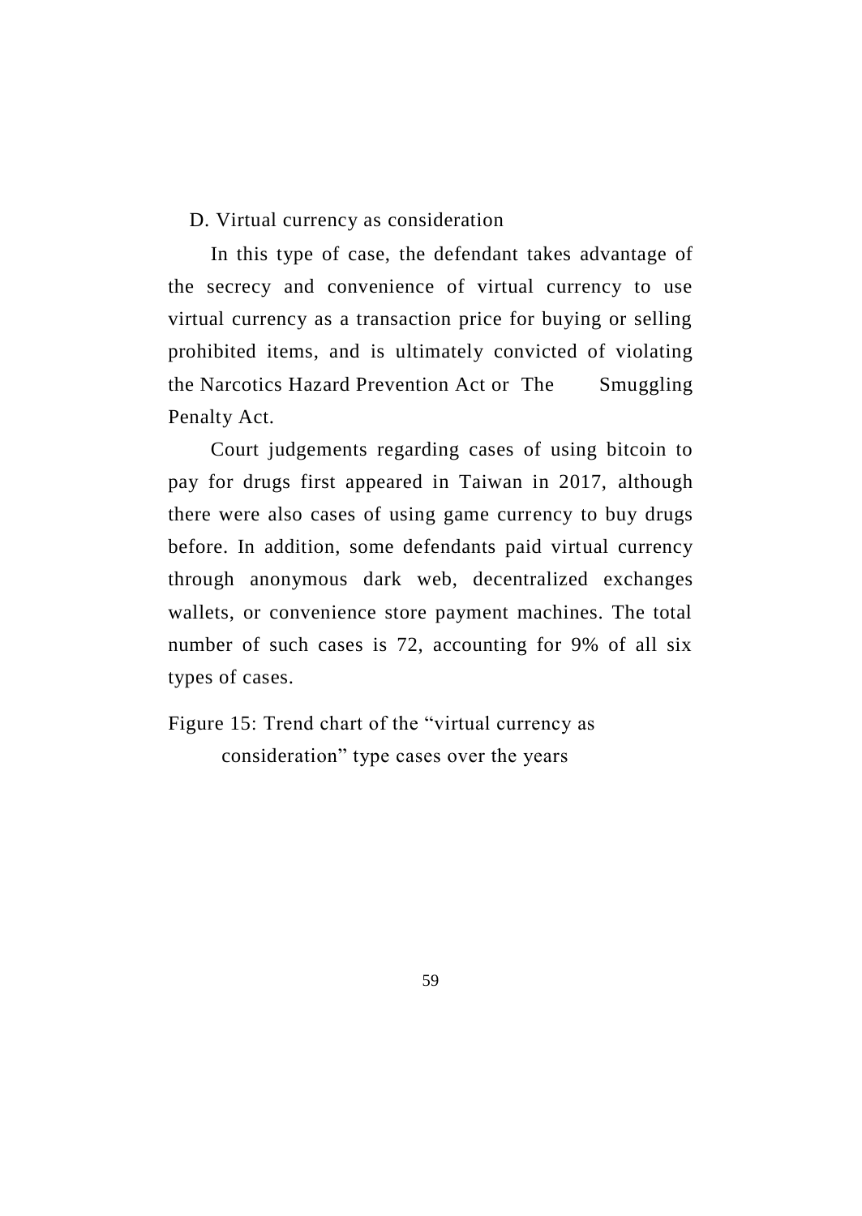D. Virtual currency as consideration

In this type of case, the defendant takes advantage of the secrecy and convenience of virtual currency to use virtual currency as a transaction price for buying or selling prohibited items, and is ultimately convicted of violating the Narcotics Hazard Prevention Act or The Smuggling Penalty Act.

Court judgements regarding cases of using bitcoin to pay for drugs first appeared in Taiwan in 2017, although there were also cases of using game currency to buy drugs before. In addition, some defendants paid virtual currency through anonymous dark web, decentralized exchanges wallets, or convenience store payment machines. The total number of such cases is 72, accounting for 9% of all six types of cases.

Figure 15: Trend chart of the "virtual currency as consideration" type cases over the years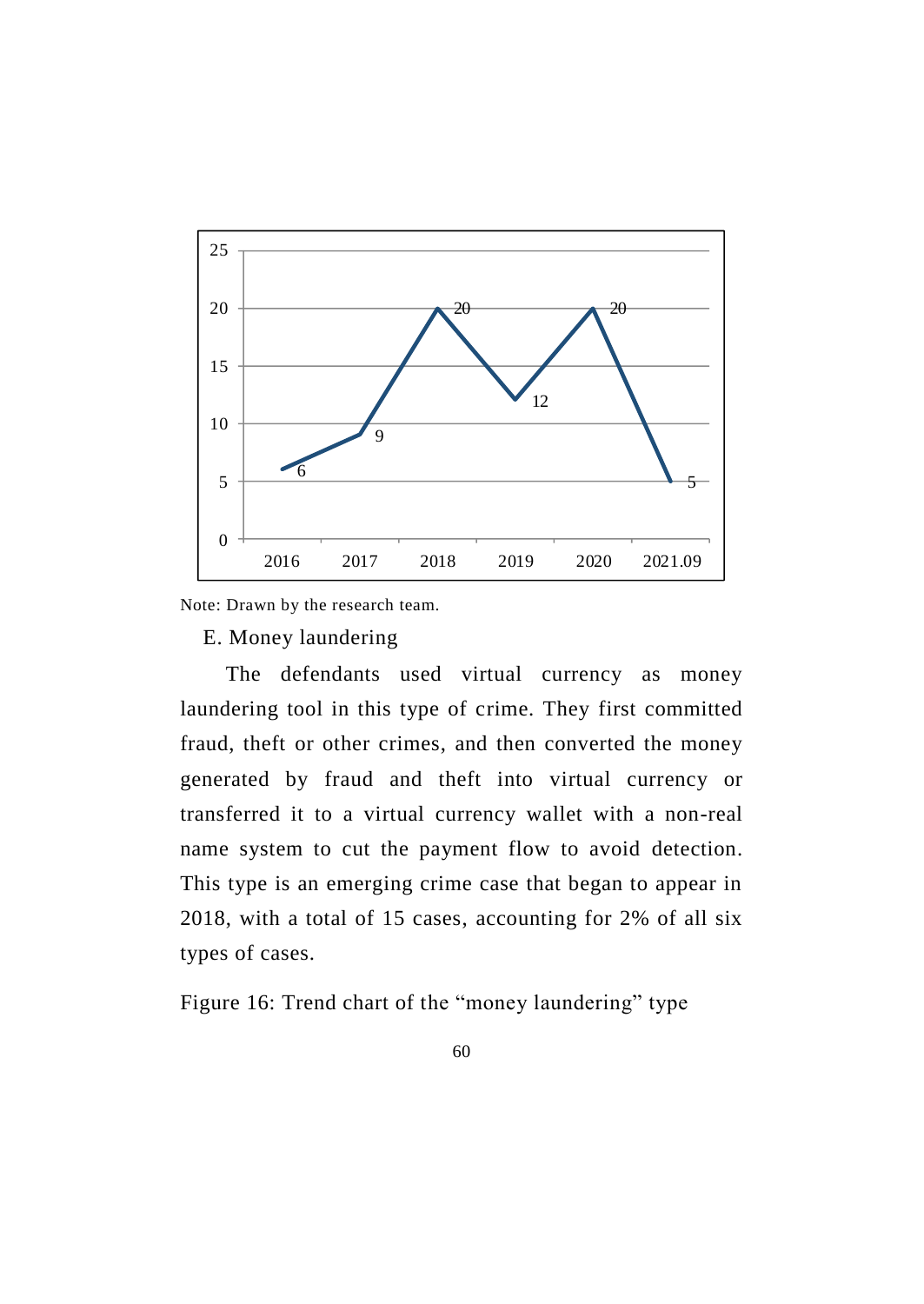| 2016 | 2017 | 2018 | 2019 | 2020 | 2021.09 |
|---|---|---|---|---|---|
| 6 | 9 | 20 | 12 | 20 | 5 |

Note: Drawn by the research team.

E. Money laundering

The defendants used virtual currency as money laundering tool in this type of crime. They first committed fraud, theft or other crimes, and then converted the money generated by fraud and theft into virtual currency or transferred it to a virtual currency wallet with a non-real name system to cut the payment flow to avoid detection. This type is an emerging crime case that began to appear in 2018, with a total of 15 cases, accounting for 2% of all six types of cases.

Figure 16: Trend chart of the "money laundering" type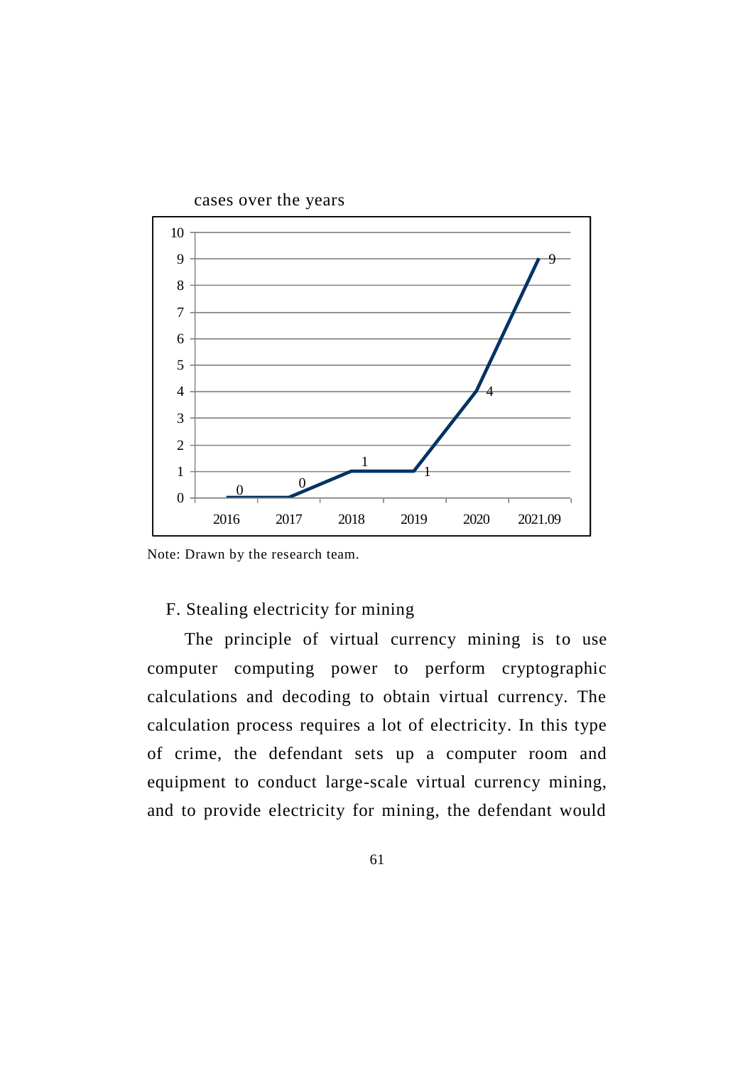cases over the years

| Year | Cases |
|---|---|
| 2016 | 0 |
| 2017 | 0 |
| 2018 | 1 |
| 2019 | 1 |
| 2020 | 4 |
| 2021.09 | 9 |

Note: Drawn by the research team.

F. Stealing electricity for mining

The principle of virtual currency mining is to use computer computing power to perform cryptographic calculations and decoding to obtain virtual currency. The calculation process requires a lot of electricity. In this type of crime, the defendant sets up a computer room and equipment to conduct large-scale virtual currency mining, and to provide electricity for mining, the defendant would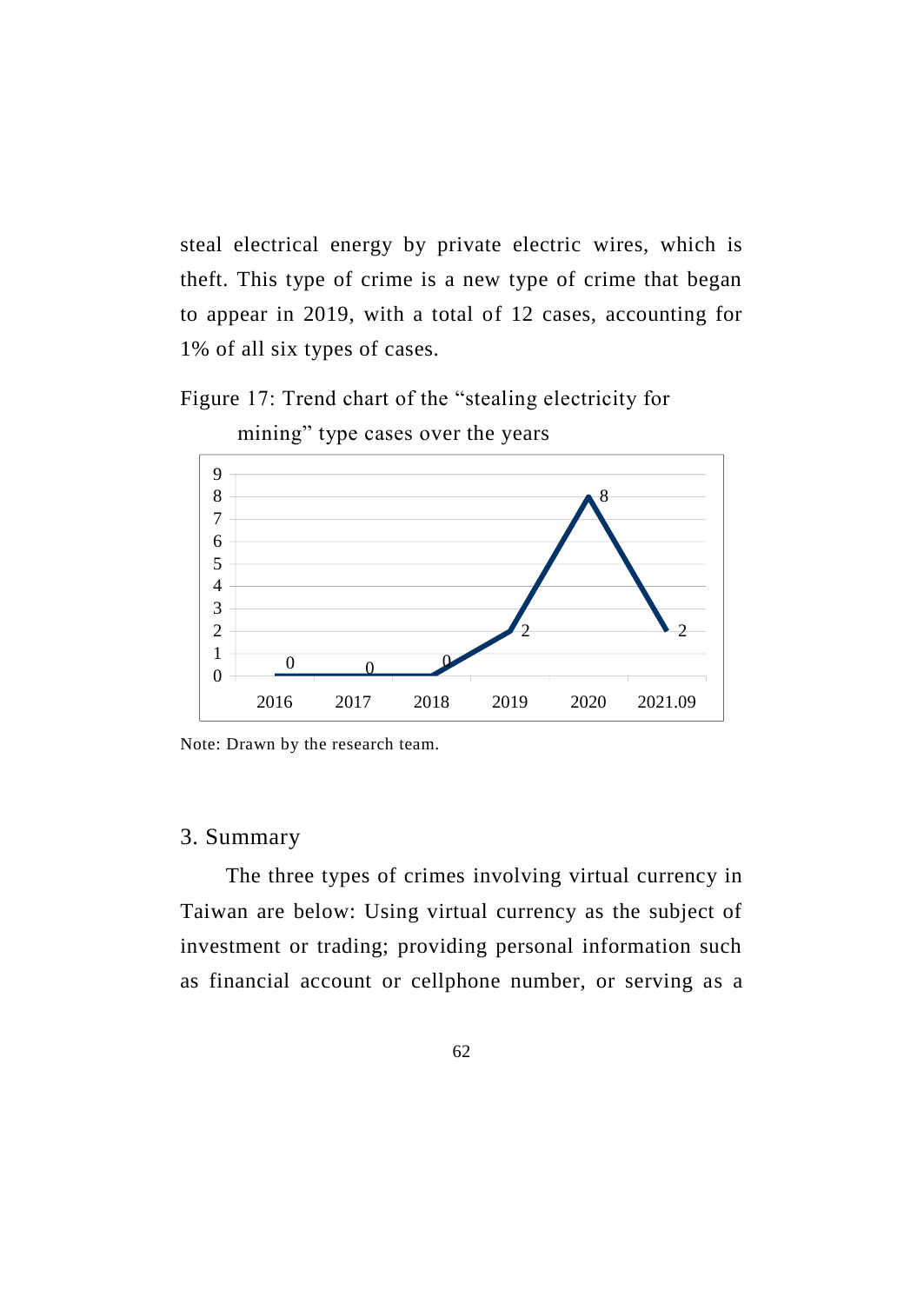steal electrical energy by private electric wires, which is theft. This type of crime is a new type of crime that began to appear in 2019, with a total of 12 cases, accounting for 1% of all six types of cases.

Figure 17: Trend chart of the "stealing electricity for mining" type cases over the years

| 2016 | 2017 | 2018 | 2019 | 2020 | 2021.09 |
|---|---|---|---|---|---|
| 0 | 0 | 0 | 2 | 8 | 2 |

Note: Drawn by the research team.

## 3. Summary

The three types of crimes involving virtual currency in Taiwan are below: Using virtual currency as the subject of investment or trading; providing personal information such as financial account or cellphone number, or serving as a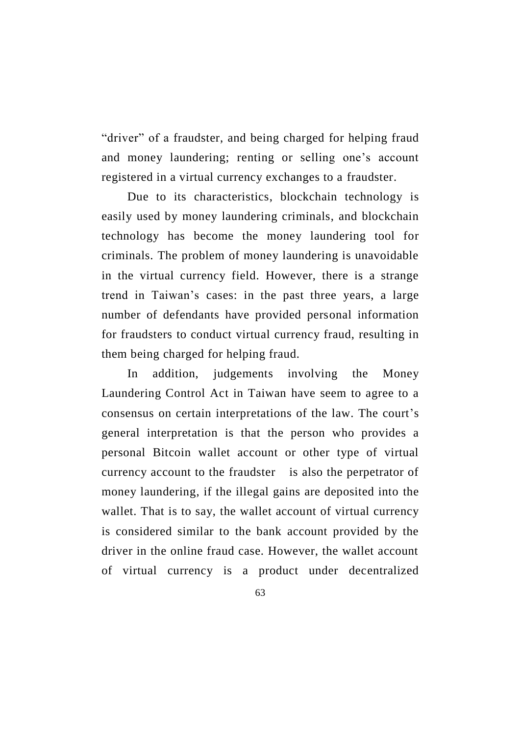"driver" of a fraudster, and being charged for helping fraud and money laundering; renting or selling one's account registered in a virtual currency exchanges to a fraudster.

Due to its characteristics, blockchain technology is easily used by money laundering criminals, and blockchain technology has become the money laundering tool for criminals. The problem of money laundering is unavoidable in the virtual currency field. However, there is a strange trend in Taiwan's cases: in the past three years, a large number of defendants have provided personal information for fraudsters to conduct virtual currency fraud, resulting in them being charged for helping fraud.

In addition, judgements involving the Money Laundering Control Act in Taiwan have seem to agree to a consensus on certain interpretations of the law. The court's general interpretation is that the person who provides a personal Bitcoin wallet account or other type of virtual currency account to the fraudster is also the perpetrator of money laundering, if the illegal gains are deposited into the wallet. That is to say, the wallet account of virtual currency is considered similar to the bank account provided by the driver in the online fraud case. However, the wallet account of virtual currency is a product under decentralized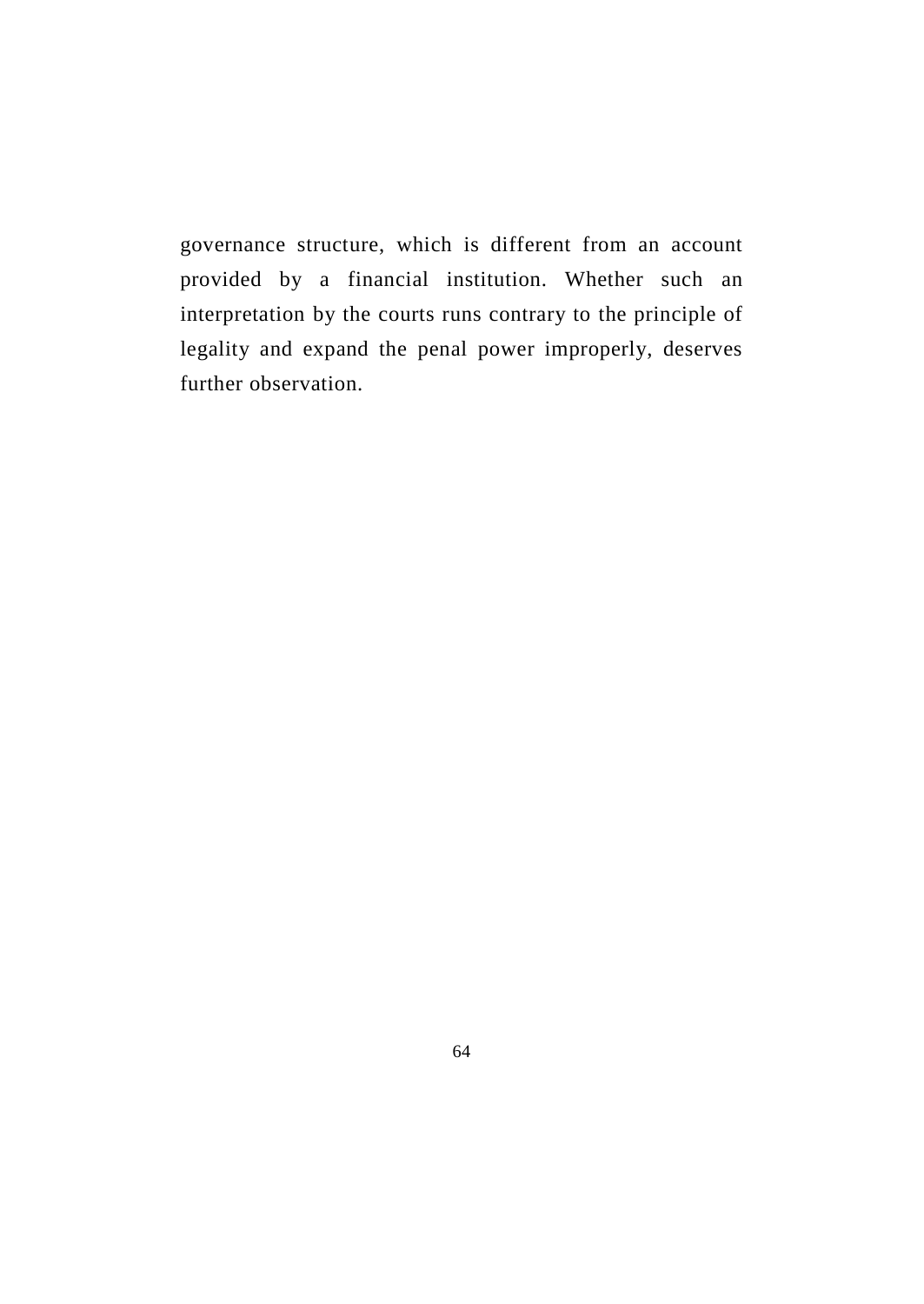governance structure, which is different from an account provided by a financial institution. Whether such an interpretation by the courts runs contrary to the principle of legality and expand the penal power improperly, deserves further observation.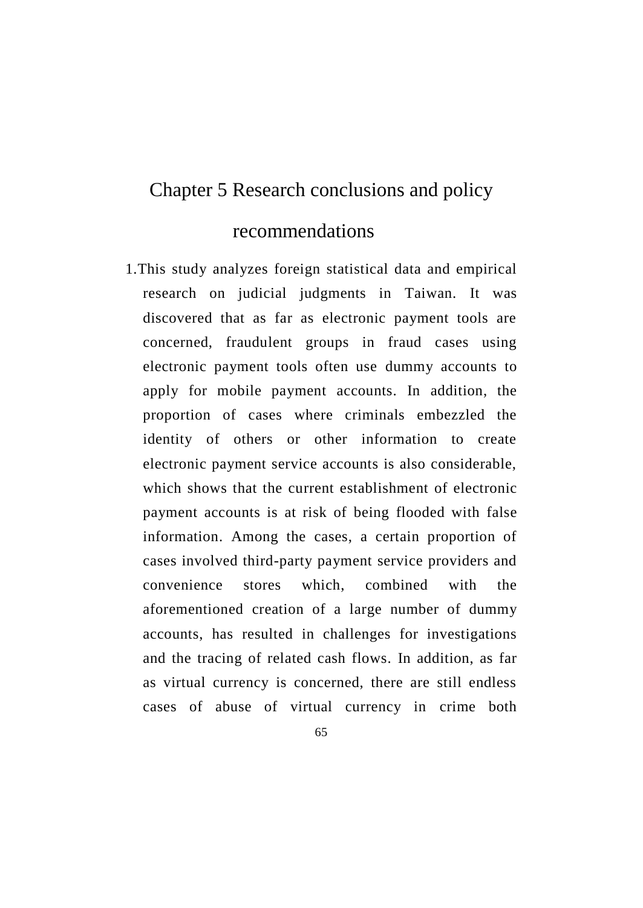# Chapter 5 Research conclusions and policy recommendations

1. This study analyzes foreign statistical data and empirical research on judicial judgments in Taiwan. It was discovered that as far as electronic payment tools are concerned, fraudulent groups in fraud cases using electronic payment tools often use dummy accounts to apply for mobile payment accounts. In addition, the proportion of cases where criminals embezzled the identity of others or other information to create electronic payment service accounts is also considerable, which shows that the current establishment of electronic payment accounts is at risk of being flooded with false information. Among the cases, a certain proportion of cases involved third-party payment service providers and convenience stores which, combined with the aforementioned creation of a large number of dummy accounts, has resulted in challenges for investigations and the tracing of related cash flows. In addition, as far as virtual currency is concerned, there are still endless cases of abuse of virtual currency in crime both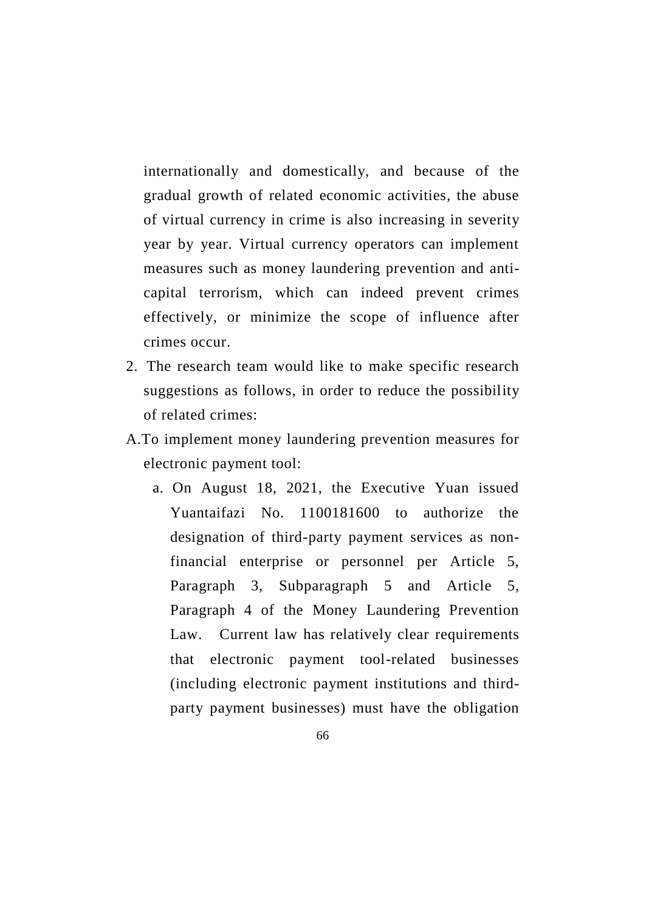internationally and domestically, and because of the gradual growth of related economic activities, the abuse of virtual currency in crime is also increasing in severity year by year. Virtual currency operators can implement measures such as money laundering prevention and anti-capital terrorism, which can indeed prevent crimes effectively, or minimize the scope of influence after crimes occur.

2. The research team would like to make specific research suggestions as follows, in order to reduce the possibility of related crimes:

A. To implement money laundering prevention measures for electronic payment tool:

   a. On August 18, 2021, the Executive Yuan issued Yuantaifazi No. 1100181600 to authorize the designation of third-party payment services as non-financial enterprise or personnel per Article 5, Paragraph 3, Subparagraph 5 and Article 5, Paragraph 4 of the Money Laundering Prevention Law. Current law has relatively clear requirements that electronic payment tool-related businesses (including electronic payment institutions and third-party payment businesses) must have the obligation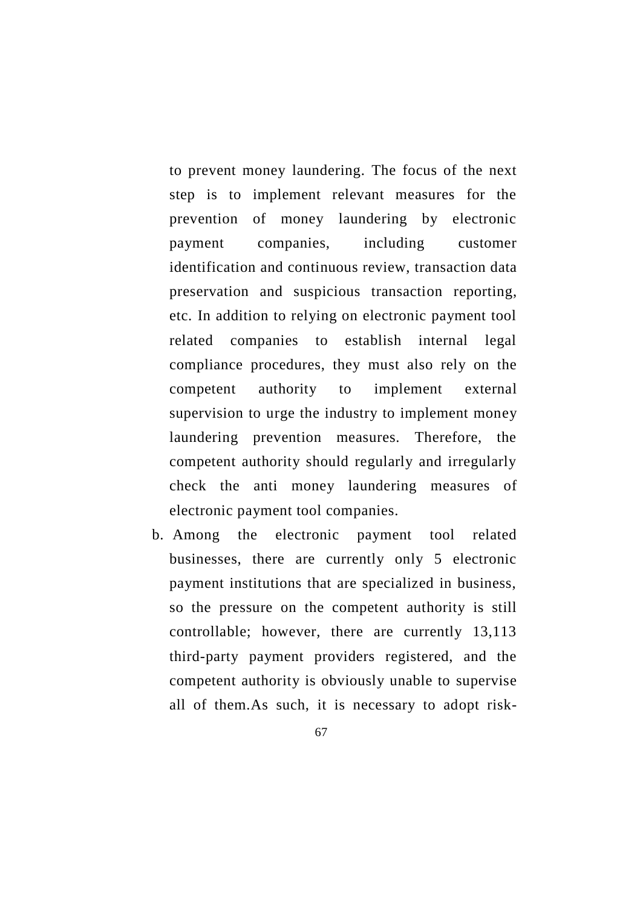to prevent money laundering. The focus of the next step is to implement relevant measures for the prevention of money laundering by electronic payment companies, including customer identification and continuous review, transaction data preservation and suspicious transaction reporting, etc. In addition to relying on electronic payment tool related companies to establish internal legal compliance procedures, they must also rely on the competent authority to implement external supervision to urge the industry to implement money laundering prevention measures. Therefore, the competent authority should regularly and irregularly check the anti money laundering measures of electronic payment tool companies.

b. Among the electronic payment tool related businesses, there are currently only 5 electronic payment institutions that are specialized in business, so the pressure on the competent authority is still controllable; however, there are currently 13,113 third-party payment providers registered, and the competent authority is obviously unable to supervise all of them.As such, it is necessary to adopt risk-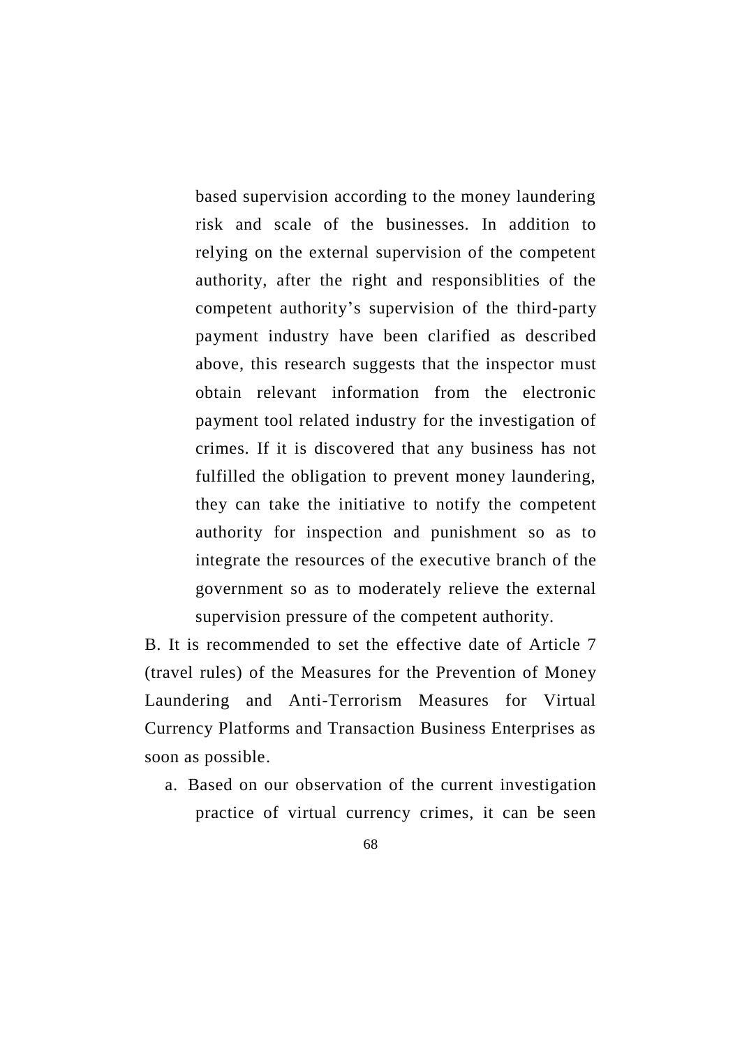based supervision according to the money laundering risk and scale of the businesses. In addition to relying on the external supervision of the competent authority, after the right and responsiblities of the competent authority's supervision of the third-party payment industry have been clarified as described above, this research suggests that the inspector must obtain relevant information from the electronic payment tool related industry for the investigation of crimes. If it is discovered that any business has not fulfilled the obligation to prevent money laundering, they can take the initiative to notify the competent authority for inspection and punishment so as to integrate the resources of the executive branch of the government so as to moderately relieve the external supervision pressure of the competent authority.

B. It is recommended to set the effective date of Article 7 (travel rules) of the Measures for the Prevention of Money Laundering and Anti-Terrorism Measures for Virtual Currency Platforms and Transaction Business Enterprises as soon as possible.

a. Based on our observation of the current investigation practice of virtual currency crimes, it can be seen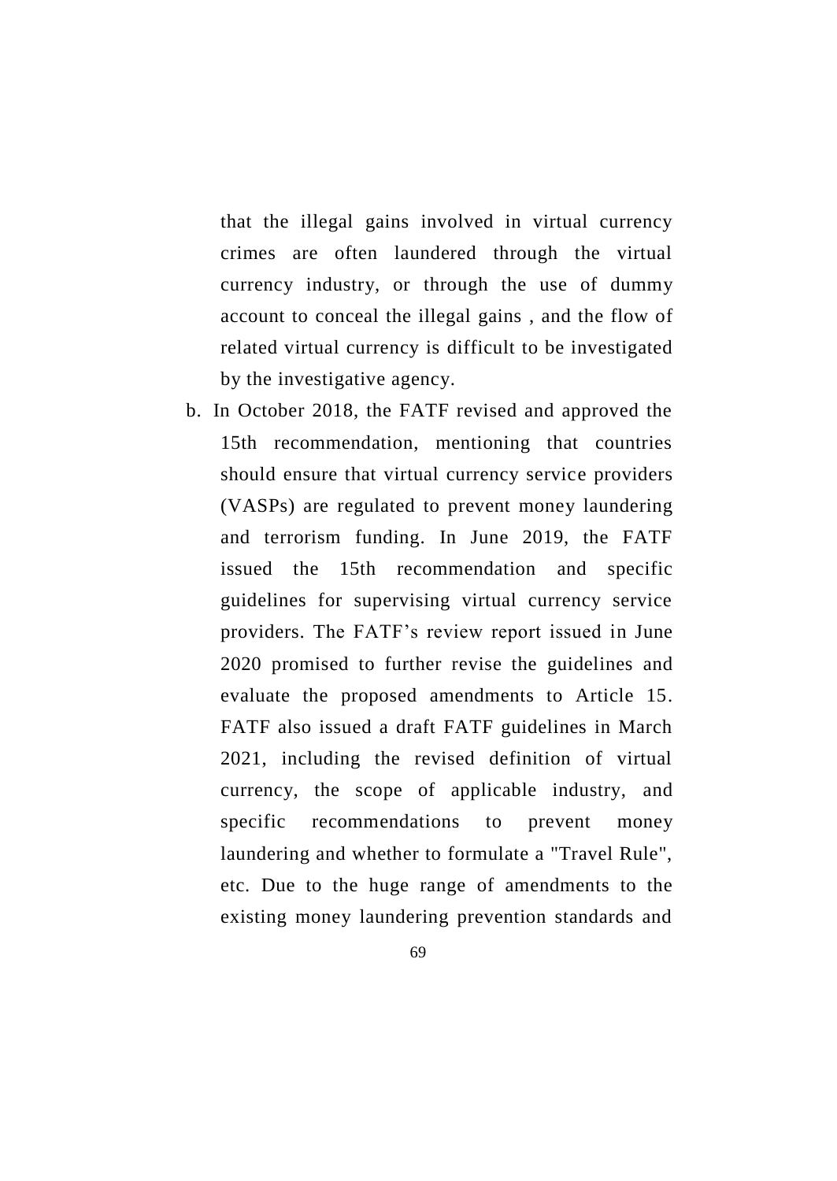that the illegal gains involved in virtual currency crimes are often laundered through the virtual currency industry, or through the use of dummy account to conceal the illegal gains , and the flow of related virtual currency is difficult to be investigated by the investigative agency.

b. In October 2018, the FATF revised and approved the 15th recommendation, mentioning that countries should ensure that virtual currency service providers (VASPs) are regulated to prevent money laundering and terrorism funding. In June 2019, the FATF issued the 15th recommendation and specific guidelines for supervising virtual currency service providers. The FATF's review report issued in June 2020 promised to further revise the guidelines and evaluate the proposed amendments to Article 15. FATF also issued a draft FATF guidelines in March 2021, including the revised definition of virtual currency, the scope of applicable industry, and specific recommendations to prevent money laundering and whether to formulate a "Travel Rule", etc. Due to the huge range of amendments to the existing money laundering prevention standards and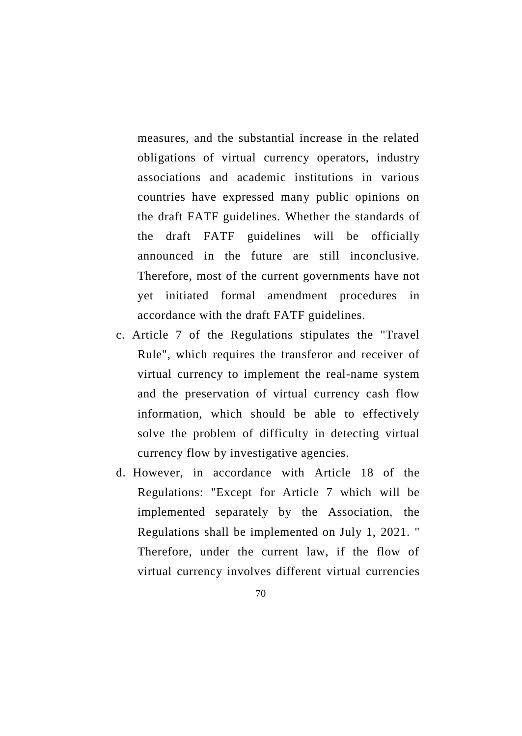measures, and the substantial increase in the related obligations of virtual currency operators, industry associations and academic institutions in various countries have expressed many public opinions on the draft FATF guidelines. Whether the standards of the draft FATF guidelines will be officially announced in the future are still inconclusive. Therefore, most of the current governments have not yet initiated formal amendment procedures in accordance with the draft FATF guidelines.

c. Article 7 of the Regulations stipulates the "Travel Rule", which requires the transferor and receiver of virtual currency to implement the real-name system and the preservation of virtual currency cash flow information, which should be able to effectively solve the problem of difficulty in detecting virtual currency flow by investigative agencies.

d. However, in accordance with Article 18 of the Regulations: "Except for Article 7 which will be implemented separately by the Association, the Regulations shall be implemented on July 1, 2021. " Therefore, under the current law, if the flow of virtual currency involves different virtual currencies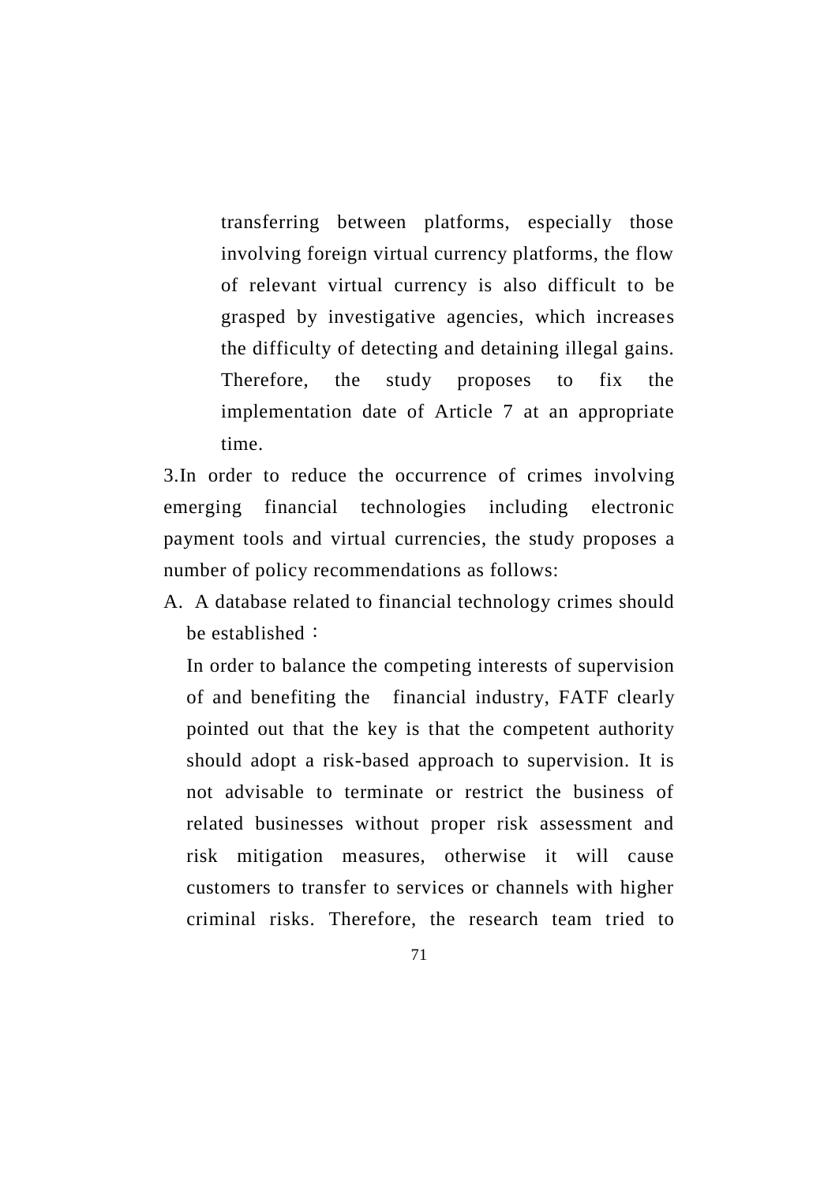transferring between platforms, especially those involving foreign virtual currency platforms, the flow of relevant virtual currency is also difficult to be grasped by investigative agencies, which increases the difficulty of detecting and detaining illegal gains. Therefore, the study proposes to fix the implementation date of Article 7 at an appropriate time.

3.In order to reduce the occurrence of crimes involving emerging financial technologies including electronic payment tools and virtual currencies, the study proposes a number of policy recommendations as follows:

A. A database related to financial technology crimes should be established：

In order to balance the competing interests of supervision of and benefiting the financial industry, FATF clearly pointed out that the key is that the competent authority should adopt a risk-based approach to supervision. It is not advisable to terminate or restrict the business of related businesses without proper risk assessment and risk mitigation measures, otherwise it will cause customers to transfer to services or channels with higher criminal risks. Therefore, the research team tried to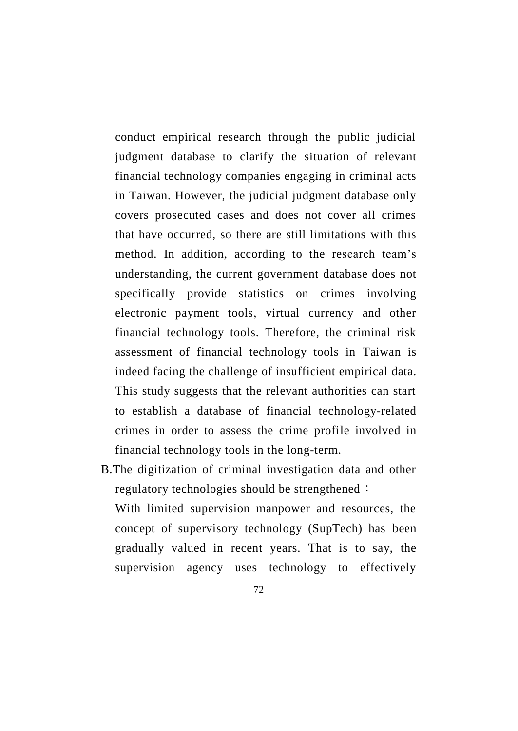conduct empirical research through the public judicial judgment database to clarify the situation of relevant financial technology companies engaging in criminal acts in Taiwan. However, the judicial judgment database only covers prosecuted cases and does not cover all crimes that have occurred, so there are still limitations with this method. In addition, according to the research team's understanding, the current government database does not specifically provide statistics on crimes involving electronic payment tools, virtual currency and other financial technology tools. Therefore, the criminal risk assessment of financial technology tools in Taiwan is indeed facing the challenge of insufficient empirical data. This study suggests that the relevant authorities can start to establish a database of financial technology-related crimes in order to assess the crime profile involved in financial technology tools in the long-term.

B.The digitization of criminal investigation data and other regulatory technologies should be strengthened：

With limited supervision manpower and resources, the concept of supervisory technology (SupTech) has been gradually valued in recent years. That is to say, the supervision agency uses technology to effectively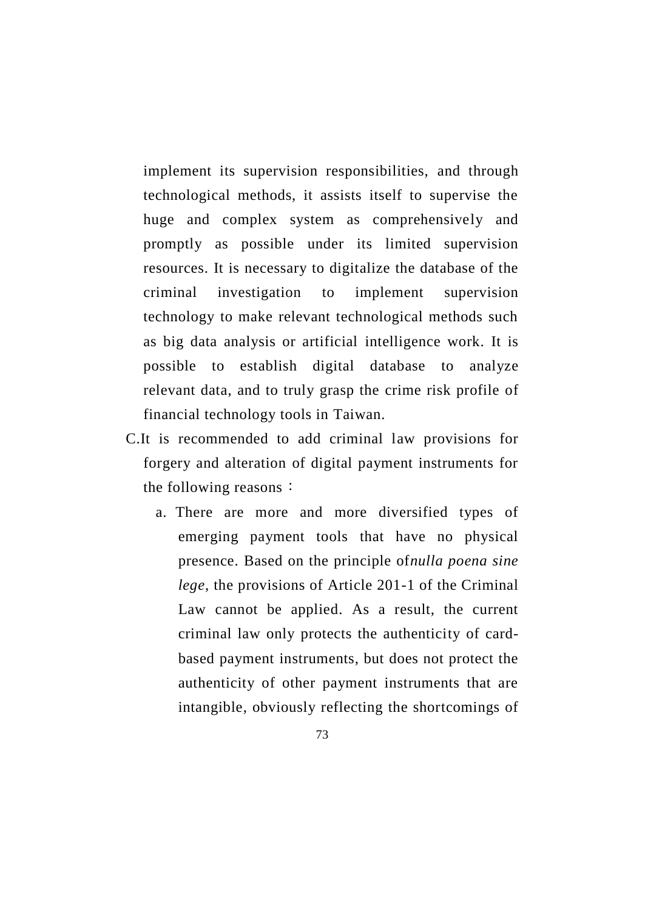implement its supervision responsibilities, and through technological methods, it assists itself to supervise the huge and complex system as comprehensively and promptly as possible under its limited supervision resources. It is necessary to digitalize the database of the criminal investigation to implement supervision technology to make relevant technological methods such as big data analysis or artificial intelligence work. It is possible to establish digital database to analyze relevant data, and to truly grasp the crime risk profile of financial technology tools in Taiwan.

C. It is recommended to add criminal law provisions for forgery and alteration of digital payment instruments for the following reasons：

   a. There are more and more diversified types of emerging payment tools that have no physical presence. Based on the principle of*nulla poena sine lege*, the provisions of Article 201-1 of the Criminal Law cannot be applied. As a result, the current criminal law only protects the authenticity of card-based payment instruments, but does not protect the authenticity of other payment instruments that are intangible, obviously reflecting the shortcomings of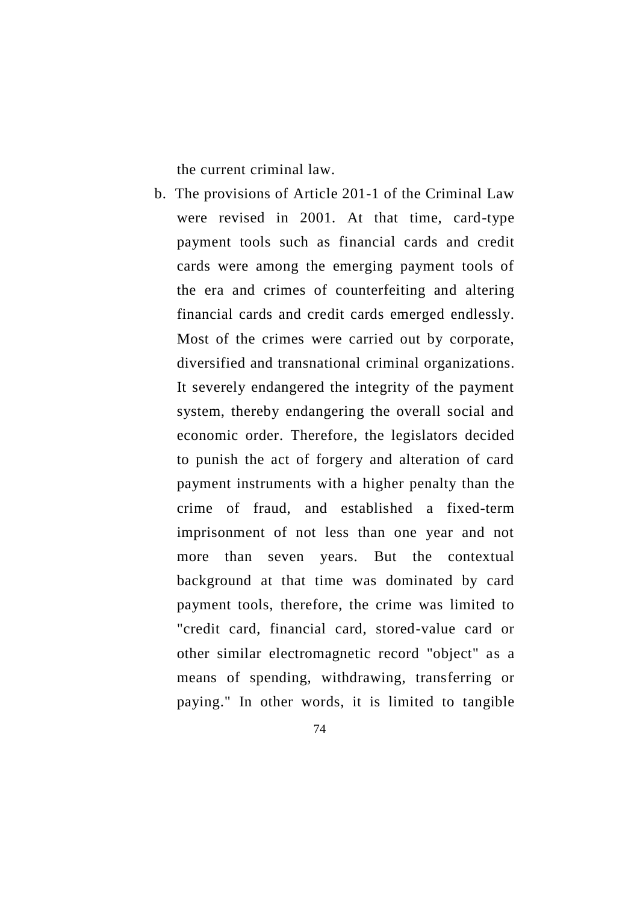the current criminal law.

b. The provisions of Article 201-1 of the Criminal Law were revised in 2001. At that time, card-type payment tools such as financial cards and credit cards were among the emerging payment tools of the era and crimes of counterfeiting and altering financial cards and credit cards emerged endlessly. Most of the crimes were carried out by corporate, diversified and transnational criminal organizations. It severely endangered the integrity of the payment system, thereby endangering the overall social and economic order. Therefore, the legislators decided to punish the act of forgery and alteration of card payment instruments with a higher penalty than the crime of fraud, and established a fixed-term imprisonment of not less than one year and not more than seven years. But the contextual background at that time was dominated by card payment tools, therefore, the crime was limited to "credit card, financial card, stored-value card or other similar electromagnetic record "object" as a means of spending, withdrawing, transferring or paying." In other words, it is limited to tangible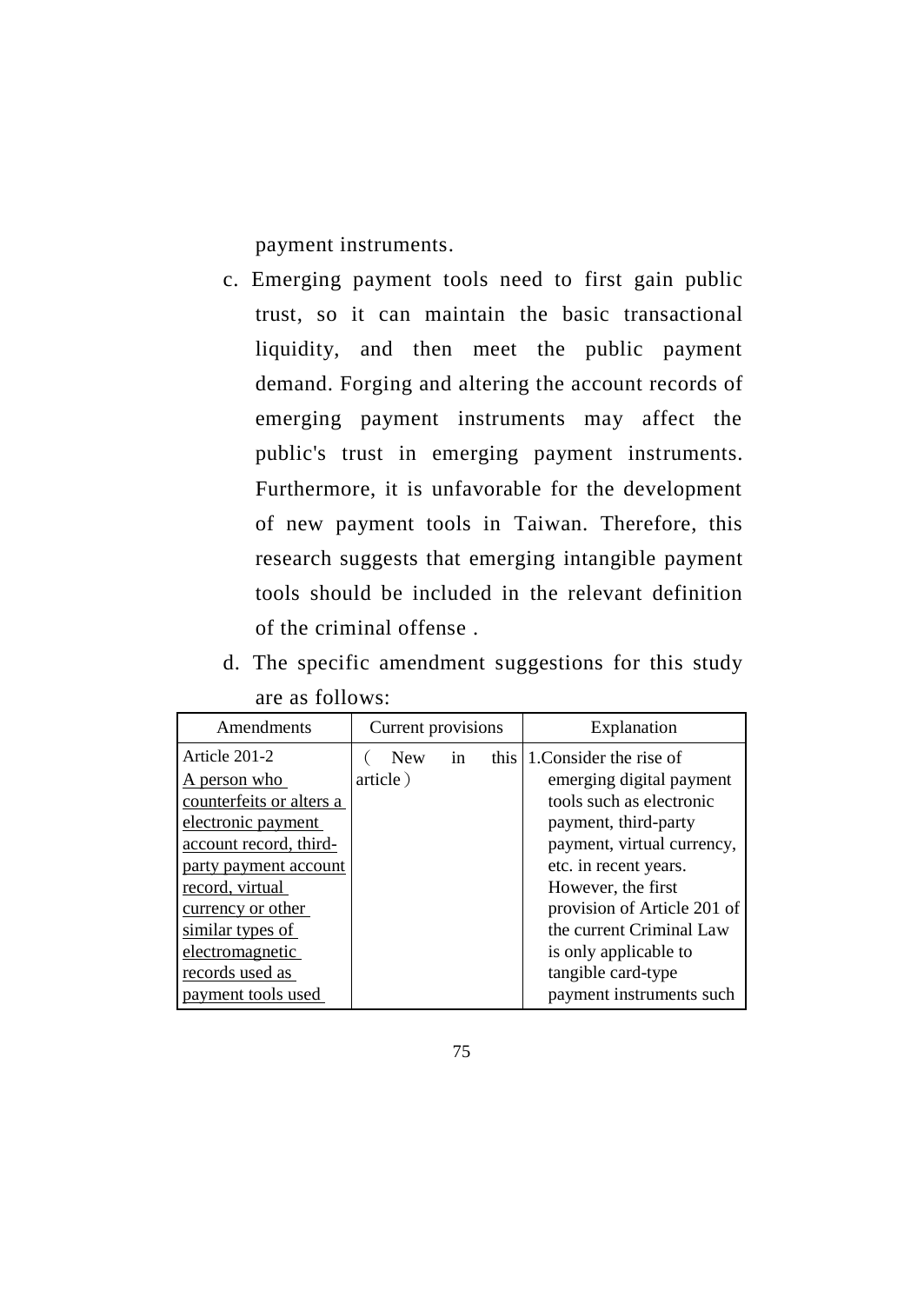payment instruments.

c. Emerging payment tools need to first gain public trust, so it can maintain the basic transactional liquidity, and then meet the public payment demand. Forging and altering the account records of emerging payment instruments may affect the public's trust in emerging payment instruments. Furthermore, it is unfavorable for the development of new payment tools in Taiwan. Therefore, this research suggests that emerging intangible payment tools should be included in the relevant definition of the criminal offense .

d. The specific amendment suggestions for this study are as follows:

| Amendments | Current provisions | Explanation |
|---|---|---|
| Article 201-2<br><u>A person who counterfeits or alters a electronic payment account record, third-party payment account record, virtual currency or other similar types of electromagnetic records used as payment tools used</u> | （New in this article） | 1.Consider the rise of emerging digital payment tools such as electronic payment, third-party payment, virtual currency, etc. in recent years. However, the first provision of Article 201 of the current Criminal Law is only applicable to tangible card-type payment instruments such |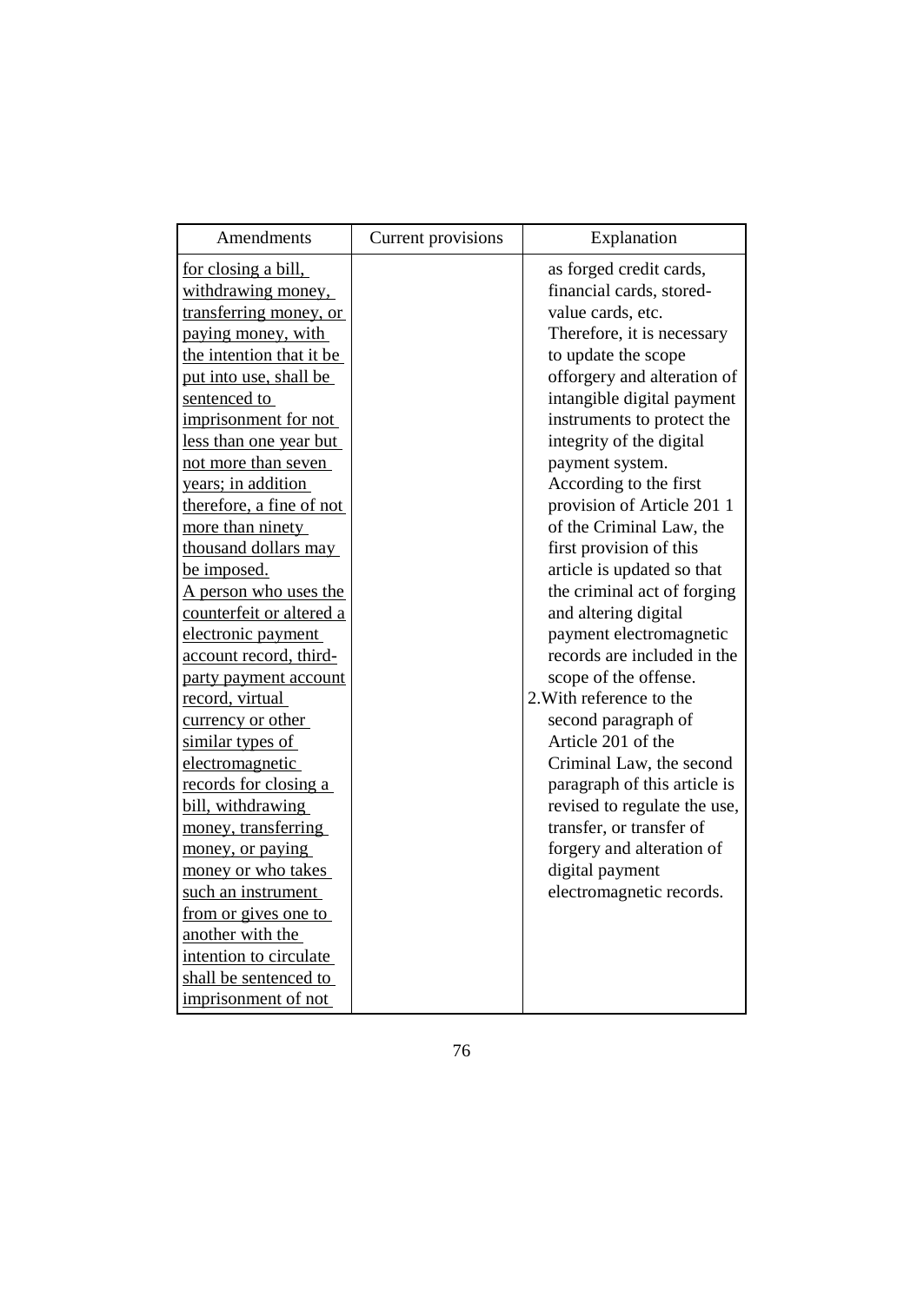| Amendments | Current provisions | Explanation |
|---|---|---|
| for closing a bill, withdrawing money, transferring money, or paying money, with the intention that it be put into use, shall be sentenced to imprisonment for not less than one year but not more than seven years; in addition therefore, a fine of not more than ninety thousand dollars may be imposed.<br>A person who uses the counterfeit or altered a electronic payment account record, third-party payment account record, virtual currency or other similar types of electromagnetic records for closing a bill, withdrawing money, transferring money, or paying money or who takes such an instrument from or gives one to another with the intention to circulate shall be sentenced to imprisonment of not | | as forged credit cards, financial cards, stored-value cards, etc. Therefore, it is necessary to update the scope offorgery and alteration of intangible digital payment instruments to protect the integrity of the digital payment system. According to the first provision of Article 201 1 of the Criminal Law, the first provision of this article is updated so that the criminal act of forging and altering digital payment electromagnetic records are included in the scope of the offense.<br>2.With reference to the second paragraph of Article 201 of the Criminal Law, the second paragraph of this article is revised to regulate the use, transfer, or transfer of forgery and alteration of digital payment electromagnetic records. |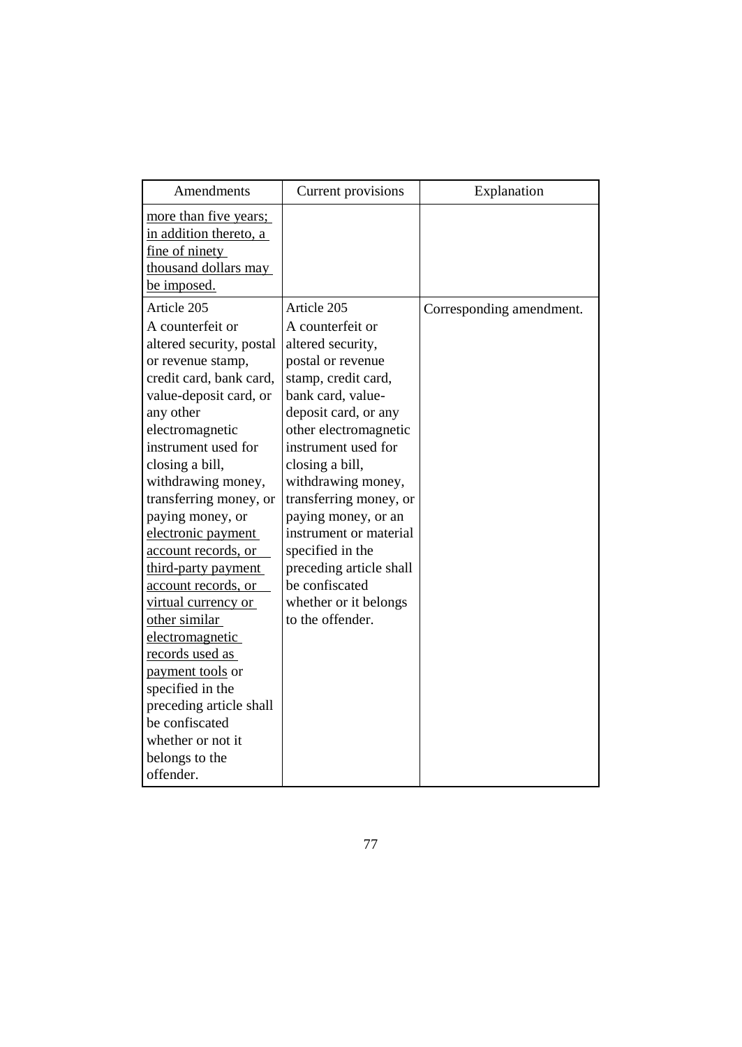| Amendments | Current provisions | Explanation |
| --- | --- | --- |
| more than five years; in addition thereto, a fine of ninety thousand dollars may be imposed. | | |
| Article 205<br>A counterfeit or altered security, postal or revenue stamp, credit card, bank card, value-deposit card, or any other electromagnetic instrument used for closing a bill, withdrawing money, transferring money, or paying money, or electronic payment account records, or third-party payment account records, or virtual currency or other similar electromagnetic records used as payment tools or specified in the preceding article shall be confiscated whether or not it belongs to the offender. | Article 205<br>A counterfeit or altered security, postal or revenue stamp, credit card, bank card, value-deposit card, or any other electromagnetic instrument used for closing a bill, withdrawing money, transferring money, or paying money, or an instrument or material specified in the preceding article shall be confiscated whether or it belongs to the offender. | Corresponding amendment. |